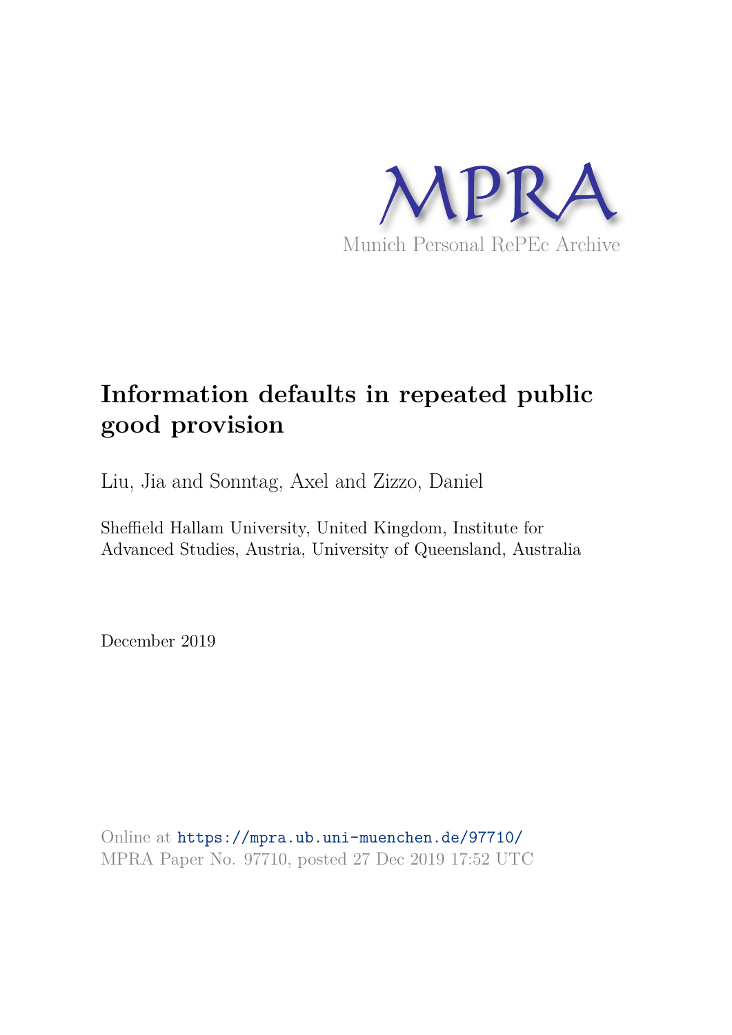MPRA

Munich Personal RePEc Archive

# Information defaults in repeated public good provision

Liu, Jia and Sonntag, Axel and Zizzo, Daniel

Sheffield Hallam University, United Kingdom, Institute for Advanced Studies, Austria, University of Queensland, Australia

December 2019

Online at https://mpra.ub.uni-muenchen.de/97710/
MPRA Paper No. 97710, posted 27 Dec 2019 17:52 UTC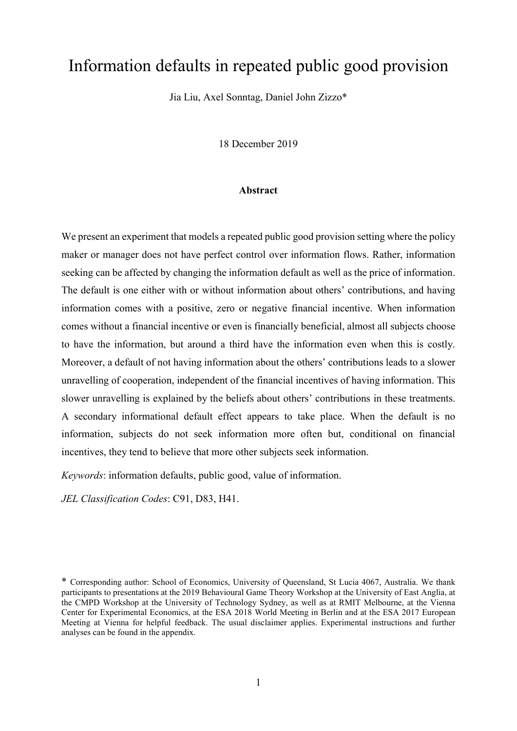# Information defaults in repeated public good provision

Jia Liu, Axel Sonntag, Daniel John Zizzo*

18 December 2019

**Abstract**

We present an experiment that models a repeated public good provision setting where the policy maker or manager does not have perfect control over information flows. Rather, information seeking can be affected by changing the information default as well as the price of information. The default is one either with or without information about others' contributions, and having information comes with a positive, zero or negative financial incentive. When information comes without a financial incentive or even is financially beneficial, almost all subjects choose to have the information, but around a third have the information even when this is costly. Moreover, a default of not having information about the others' contributions leads to a slower unravelling of cooperation, independent of the financial incentives of having information. This slower unravelling is explained by the beliefs about others' contributions in these treatments. A secondary informational default effect appears to take place. When the default is no information, subjects do not seek information more often but, conditional on financial incentives, they tend to believe that more other subjects seek information.

*Keywords*: information defaults, public good, value of information.

*JEL Classification Codes*: C91, D83, H41.

\* Corresponding author: School of Economics, University of Queensland, St Lucia 4067, Australia. We thank participants to presentations at the 2019 Behavioural Game Theory Workshop at the University of East Anglia, at the CMPD Workshop at the University of Technology Sydney, as well as at RMIT Melbourne, at the Vienna Center for Experimental Economics, at the ESA 2018 World Meeting in Berlin and at the ESA 2017 European Meeting at Vienna for helpful feedback. The usual disclaimer applies. Experimental instructions and further analyses can be found in the appendix.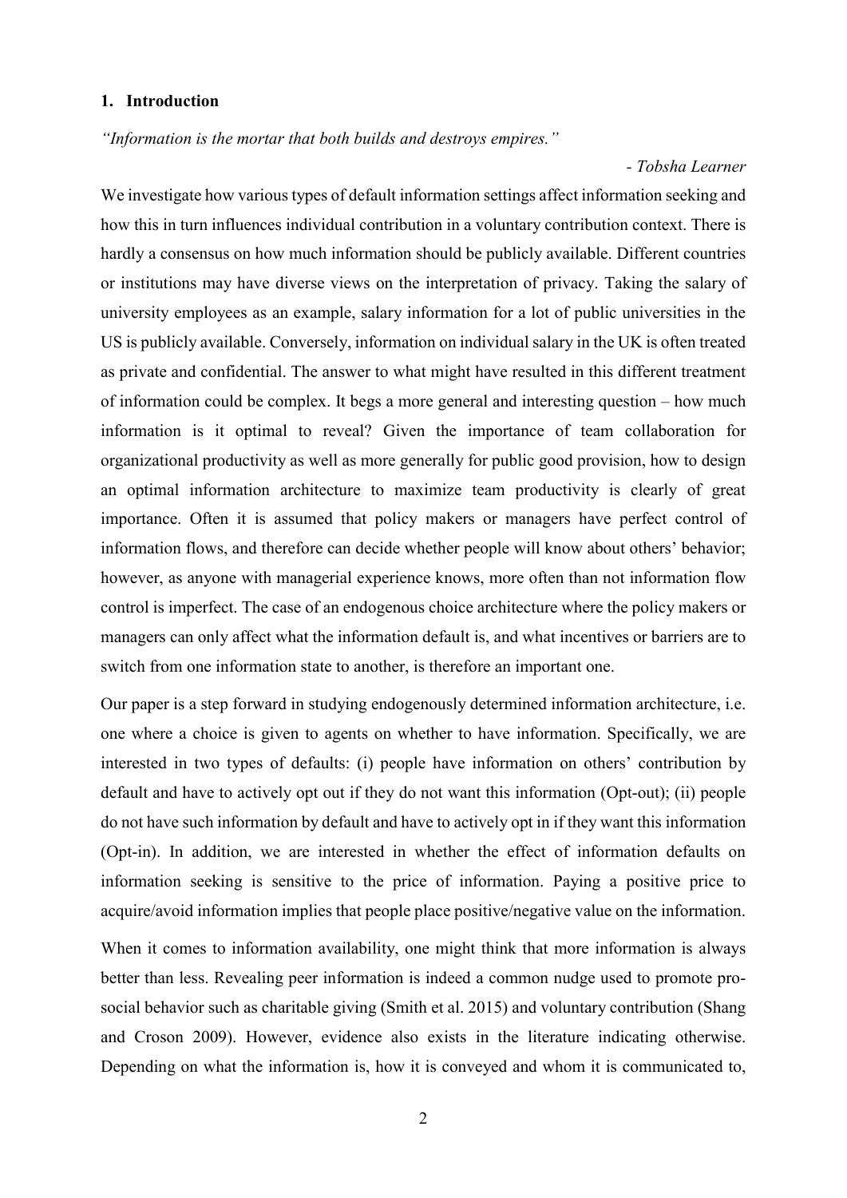## 1. Introduction

*"Information is the mortar that both builds and destroys empires."*

*- Tobsha Learner*

We investigate how various types of default information settings affect information seeking and how this in turn influences individual contribution in a voluntary contribution context. There is hardly a consensus on how much information should be publicly available. Different countries or institutions may have diverse views on the interpretation of privacy. Taking the salary of university employees as an example, salary information for a lot of public universities in the US is publicly available. Conversely, information on individual salary in the UK is often treated as private and confidential. The answer to what might have resulted in this different treatment of information could be complex. It begs a more general and interesting question – how much information is it optimal to reveal? Given the importance of team collaboration for organizational productivity as well as more generally for public good provision, how to design an optimal information architecture to maximize team productivity is clearly of great importance. Often it is assumed that policy makers or managers have perfect control of information flows, and therefore can decide whether people will know about others' behavior; however, as anyone with managerial experience knows, more often than not information flow control is imperfect. The case of an endogenous choice architecture where the policy makers or managers can only affect what the information default is, and what incentives or barriers are to switch from one information state to another, is therefore an important one.

Our paper is a step forward in studying endogenously determined information architecture, i.e. one where a choice is given to agents on whether to have information. Specifically, we are interested in two types of defaults: (i) people have information on others' contribution by default and have to actively opt out if they do not want this information (Opt-out); (ii) people do not have such information by default and have to actively opt in if they want this information (Opt-in). In addition, we are interested in whether the effect of information defaults on information seeking is sensitive to the price of information. Paying a positive price to acquire/avoid information implies that people place positive/negative value on the information.

When it comes to information availability, one might think that more information is always better than less. Revealing peer information is indeed a common nudge used to promote pro-social behavior such as charitable giving (Smith et al. 2015) and voluntary contribution (Shang and Croson 2009). However, evidence also exists in the literature indicating otherwise. Depending on what the information is, how it is conveyed and whom it is communicated to,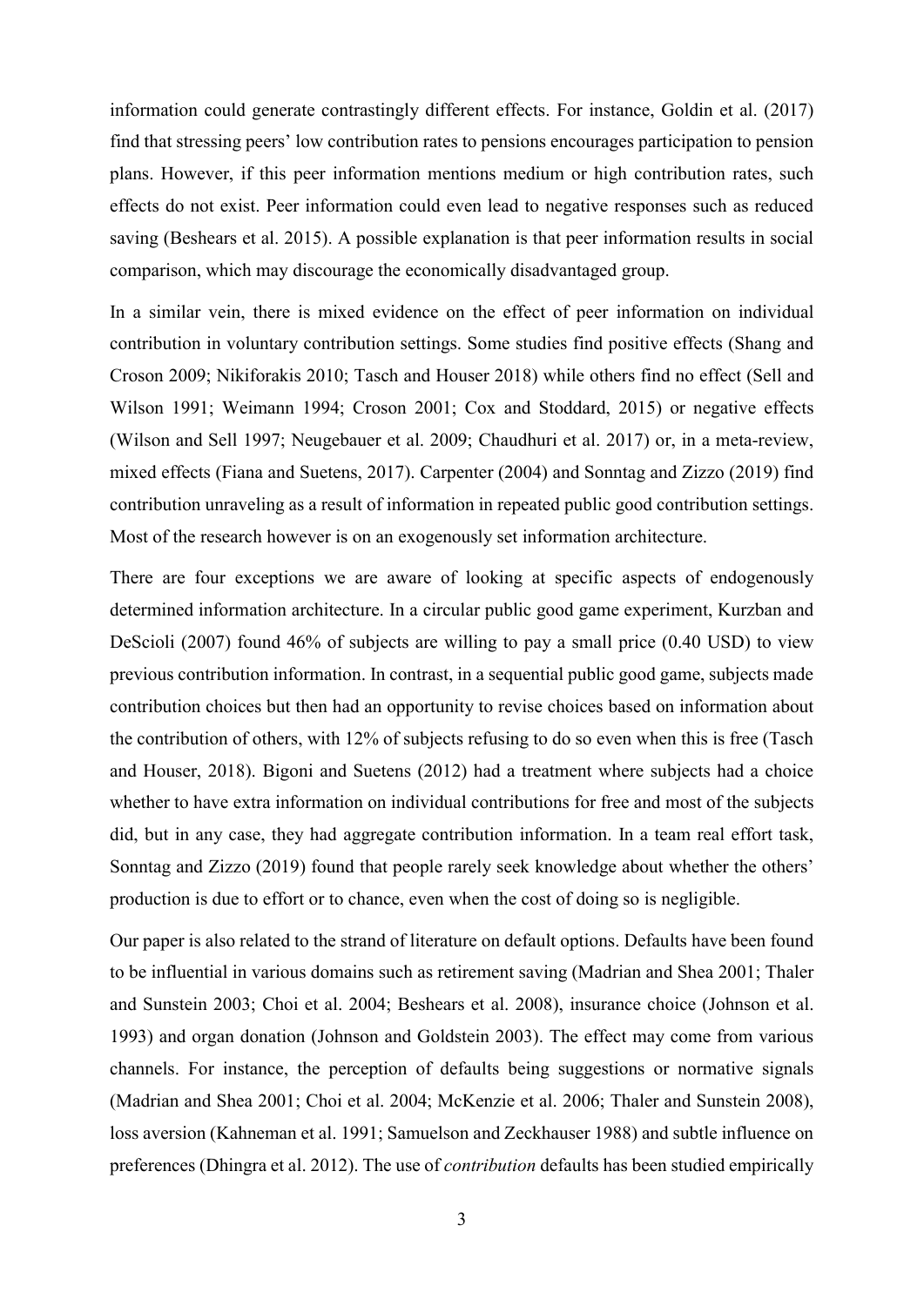information could generate contrastingly different effects. For instance, Goldin et al. (2017) find that stressing peers' low contribution rates to pensions encourages participation to pension plans. However, if this peer information mentions medium or high contribution rates, such effects do not exist. Peer information could even lead to negative responses such as reduced saving (Beshears et al. 2015). A possible explanation is that peer information results in social comparison, which may discourage the economically disadvantaged group.

In a similar vein, there is mixed evidence on the effect of peer information on individual contribution in voluntary contribution settings. Some studies find positive effects (Shang and Croson 2009; Nikiforakis 2010; Tasch and Houser 2018) while others find no effect (Sell and Wilson 1991; Weimann 1994; Croson 2001; Cox and Stoddard, 2015) or negative effects (Wilson and Sell 1997; Neugebauer et al. 2009; Chaudhuri et al. 2017) or, in a meta-review, mixed effects (Fiana and Suetens, 2017). Carpenter (2004) and Sonntag and Zizzo (2019) find contribution unraveling as a result of information in repeated public good contribution settings. Most of the research however is on an exogenously set information architecture.

There are four exceptions we are aware of looking at specific aspects of endogenously determined information architecture. In a circular public good game experiment, Kurzban and DeScioli (2007) found 46% of subjects are willing to pay a small price (0.40 USD) to view previous contribution information. In contrast, in a sequential public good game, subjects made contribution choices but then had an opportunity to revise choices based on information about the contribution of others, with 12% of subjects refusing to do so even when this is free (Tasch and Houser, 2018). Bigoni and Suetens (2012) had a treatment where subjects had a choice whether to have extra information on individual contributions for free and most of the subjects did, but in any case, they had aggregate contribution information. In a team real effort task, Sonntag and Zizzo (2019) found that people rarely seek knowledge about whether the others' production is due to effort or to chance, even when the cost of doing so is negligible.

Our paper is also related to the strand of literature on default options. Defaults have been found to be influential in various domains such as retirement saving (Madrian and Shea 2001; Thaler and Sunstein 2003; Choi et al. 2004; Beshears et al. 2008), insurance choice (Johnson et al. 1993) and organ donation (Johnson and Goldstein 2003). The effect may come from various channels. For instance, the perception of defaults being suggestions or normative signals (Madrian and Shea 2001; Choi et al. 2004; McKenzie et al. 2006; Thaler and Sunstein 2008), loss aversion (Kahneman et al. 1991; Samuelson and Zeckhauser 1988) and subtle influence on preferences (Dhingra et al. 2012). The use of *contribution* defaults has been studied empirically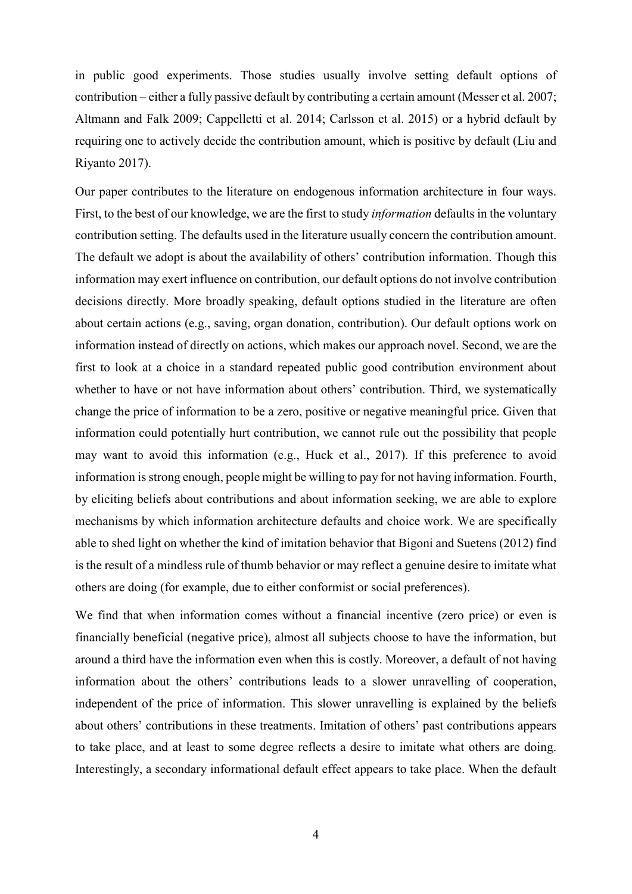in public good experiments. Those studies usually involve setting default options of contribution – either a fully passive default by contributing a certain amount (Messer et al. 2007; Altmann and Falk 2009; Cappelletti et al. 2014; Carlsson et al. 2015) or a hybrid default by requiring one to actively decide the contribution amount, which is positive by default (Liu and Riyanto 2017).

Our paper contributes to the literature on endogenous information architecture in four ways. First, to the best of our knowledge, we are the first to study *information* defaults in the voluntary contribution setting. The defaults used in the literature usually concern the contribution amount. The default we adopt is about the availability of others' contribution information. Though this information may exert influence on contribution, our default options do not involve contribution decisions directly. More broadly speaking, default options studied in the literature are often about certain actions (e.g., saving, organ donation, contribution). Our default options work on information instead of directly on actions, which makes our approach novel. Second, we are the first to look at a choice in a standard repeated public good contribution environment about whether to have or not have information about others' contribution. Third, we systematically change the price of information to be a zero, positive or negative meaningful price. Given that information could potentially hurt contribution, we cannot rule out the possibility that people may want to avoid this information (e.g., Huck et al., 2017). If this preference to avoid information is strong enough, people might be willing to pay for not having information. Fourth, by eliciting beliefs about contributions and about information seeking, we are able to explore mechanisms by which information architecture defaults and choice work. We are specifically able to shed light on whether the kind of imitation behavior that Bigoni and Suetens (2012) find is the result of a mindless rule of thumb behavior or may reflect a genuine desire to imitate what others are doing (for example, due to either conformist or social preferences).

We find that when information comes without a financial incentive (zero price) or even is financially beneficial (negative price), almost all subjects choose to have the information, but around a third have the information even when this is costly. Moreover, a default of not having information about the others' contributions leads to a slower unravelling of cooperation, independent of the price of information. This slower unravelling is explained by the beliefs about others' contributions in these treatments. Imitation of others' past contributions appears to take place, and at least to some degree reflects a desire to imitate what others are doing. Interestingly, a secondary informational default effect appears to take place. When the default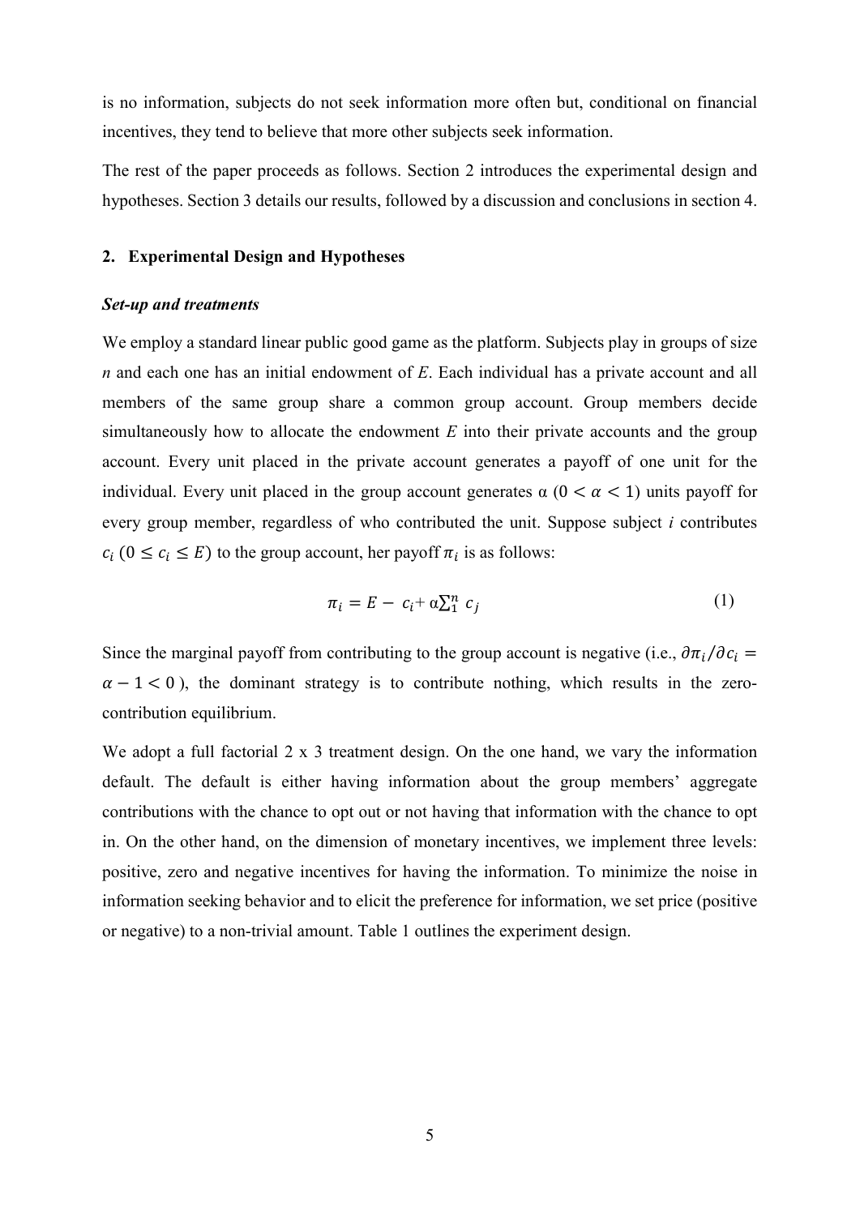is no information, subjects do not seek information more often but, conditional on financial incentives, they tend to believe that more other subjects seek information.

The rest of the paper proceeds as follows. Section 2 introduces the experimental design and hypotheses. Section 3 details our results, followed by a discussion and conclusions in section 4.

## 2. Experimental Design and Hypotheses

### *Set-up and treatments*

We employ a standard linear public good game as the platform. Subjects play in groups of size $n$ and each one has an initial endowment of $E$. Each individual has a private account and all members of the same group share a common group account. Group members decide simultaneously how to allocate the endowment $E$ into their private accounts and the group account. Every unit placed in the private account generates a payoff of one unit for the individual. Every unit placed in the group account generates $\alpha$ $(0 < \alpha < 1)$ units payoff for every group member, regardless of who contributed the unit. Suppose subject $i$ contributes $c_i$ $(0 \leq c_i \leq E)$ to the group account, her payoff $\pi_i$ is as follows:

$$\pi_i = E - c_i + \alpha \sum_1^n c_j \tag{1}$$

Since the marginal payoff from contributing to the group account is negative (i.e., $\partial \pi_i / \partial c_i = \alpha - 1 < 0$ ), the dominant strategy is to contribute nothing, which results in the zero-contribution equilibrium.

We adopt a full factorial 2 x 3 treatment design. On the one hand, we vary the information default. The default is either having information about the group members' aggregate contributions with the chance to opt out or not having that information with the chance to opt in. On the other hand, on the dimension of monetary incentives, we implement three levels: positive, zero and negative incentives for having the information. To minimize the noise in information seeking behavior and to elicit the preference for information, we set price (positive or negative) to a non-trivial amount. Table 1 outlines the experiment design.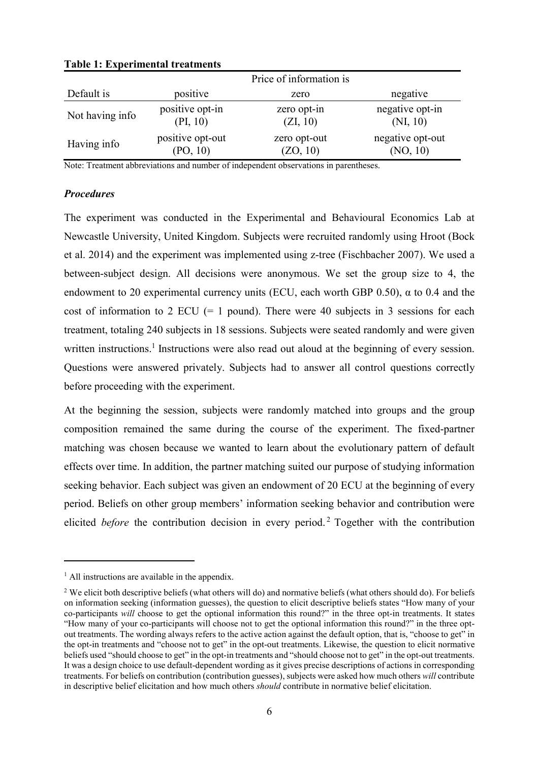**Table 1: Experimental treatments**

| | Price of information is | | |
|---|---|---|---|
| Default is | positive | zero | negative |
| Not having info | positive opt-in (PI, 10) | zero opt-in (ZI, 10) | negative opt-in (NI, 10) |
| Having info | positive opt-out (PO, 10) | zero opt-out (ZO, 10) | negative opt-out (NO, 10) |

Note: Treatment abbreviations and number of independent observations in parentheses.

### *Procedures*

The experiment was conducted in the Experimental and Behavioural Economics Lab at Newcastle University, United Kingdom. Subjects were recruited randomly using Hroot (Bock et al. 2014) and the experiment was implemented using z-tree (Fischbacher 2007). We used a between-subject design. All decisions were anonymous. We set the group size to 4, the endowment to 20 experimental currency units (ECU, each worth GBP 0.50), $\alpha$ to 0.4 and the cost of information to 2 ECU (= 1 pound). There were 40 subjects in 3 sessions for each treatment, totaling 240 subjects in 18 sessions. Subjects were seated randomly and were given written instructions.[1] Instructions were also read out aloud at the beginning of every session. Questions were answered privately. Subjects had to answer all control questions correctly before proceeding with the experiment.

At the beginning the session, subjects were randomly matched into groups and the group composition remained the same during the course of the experiment. The fixed-partner matching was chosen because we wanted to learn about the evolutionary pattern of default effects over time. In addition, the partner matching suited our purpose of studying information seeking behavior. Each subject was given an endowment of 20 ECU at the beginning of every period. Beliefs on other group members' information seeking behavior and contribution were elicited *before* the contribution decision in every period.[2] Together with the contribution

---

[1] All instructions are available in the appendix.

[2] We elicit both descriptive beliefs (what others will do) and normative beliefs (what others should do). For beliefs on information seeking (information guesses), the question to elicit descriptive beliefs states "How many of your co-participants *will* choose to get the optional information this round?" in the three opt-in treatments. It states "How many of your co-participants will choose not to get the optional information this round?" in the three opt-out treatments. The wording always refers to the active action against the default option, that is, "choose to get" in the opt-in treatments and "choose not to get" in the opt-out treatments. Likewise, the question to elicit normative beliefs used "should choose to get" in the opt-in treatments and "should choose not to get" in the opt-out treatments. It was a design choice to use default-dependent wording as it gives precise descriptions of actions in corresponding treatments. For beliefs on contribution (contribution guesses), subjects were asked how much others *will* contribute in descriptive belief elicitation and how much others *should* contribute in normative belief elicitation.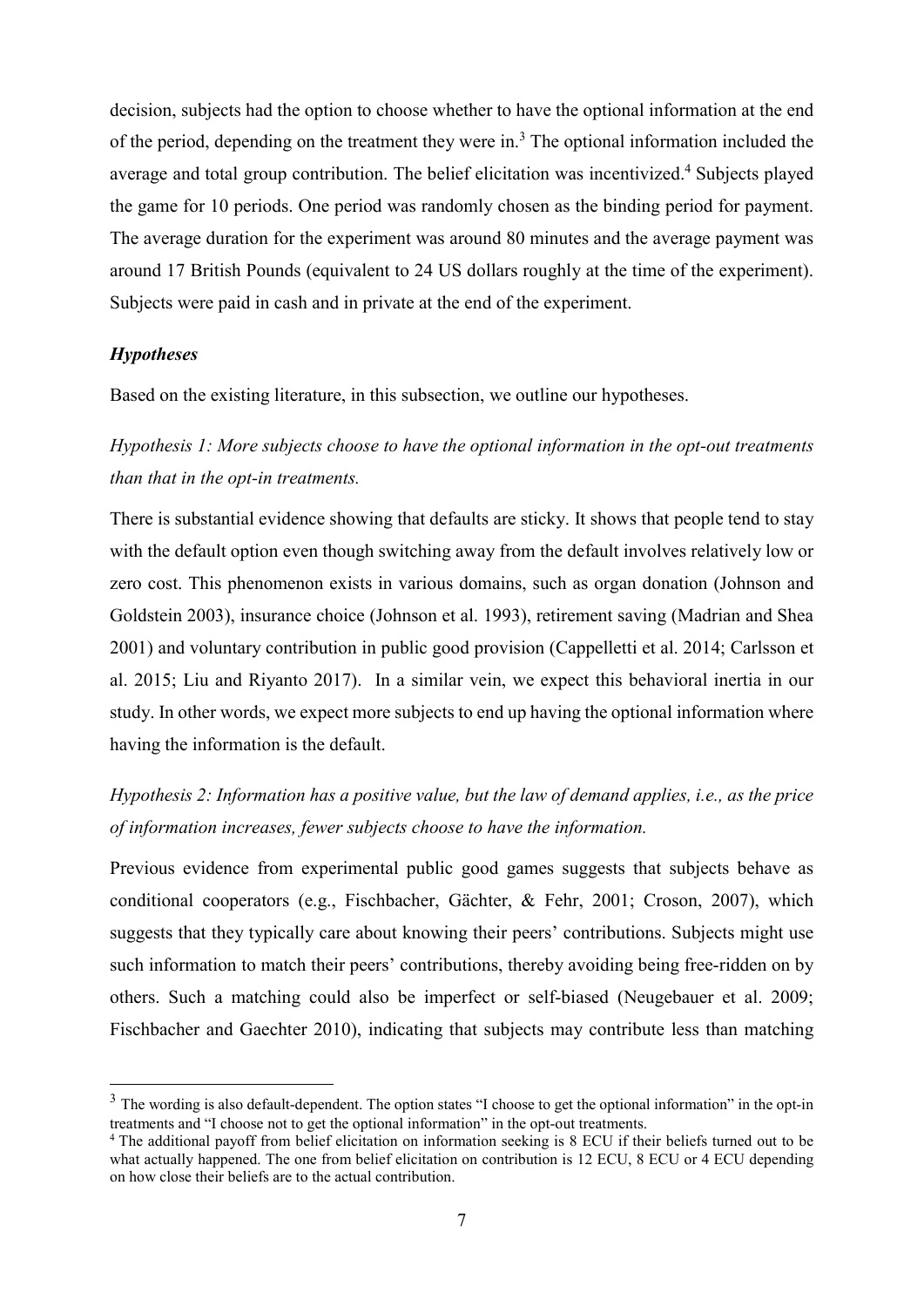decision, subjects had the option to choose whether to have the optional information at the end of the period, depending on the treatment they were in.[3] The optional information included the average and total group contribution. The belief elicitation was incentivized.[4] Subjects played the game for 10 periods. One period was randomly chosen as the binding period for payment. The average duration for the experiment was around 80 minutes and the average payment was around 17 British Pounds (equivalent to 24 US dollars roughly at the time of the experiment). Subjects were paid in cash and in private at the end of the experiment.

### ***Hypotheses***

Based on the existing literature, in this subsection, we outline our hypotheses.

*Hypothesis 1: More subjects choose to have the optional information in the opt-out treatments than that in the opt-in treatments.*

There is substantial evidence showing that defaults are sticky. It shows that people tend to stay with the default option even though switching away from the default involves relatively low or zero cost. This phenomenon exists in various domains, such as organ donation (Johnson and Goldstein 2003), insurance choice (Johnson et al. 1993), retirement saving (Madrian and Shea 2001) and voluntary contribution in public good provision (Cappelletti et al. 2014; Carlsson et al. 2015; Liu and Riyanto 2017). In a similar vein, we expect this behavioral inertia in our study. In other words, we expect more subjects to end up having the optional information where having the information is the default.

*Hypothesis 2: Information has a positive value, but the law of demand applies, i.e., as the price of information increases, fewer subjects choose to have the information.*

Previous evidence from experimental public good games suggests that subjects behave as conditional cooperators (e.g., Fischbacher, Gächter, & Fehr, 2001; Croson, 2007), which suggests that they typically care about knowing their peers' contributions. Subjects might use such information to match their peers' contributions, thereby avoiding being free-ridden on by others. Such a matching could also be imperfect or self-biased (Neugebauer et al. 2009; Fischbacher and Gaechter 2010), indicating that subjects may contribute less than matching

[3] The wording is also default-dependent. The option states "I choose to get the optional information" in the opt-in treatments and "I choose not to get the optional information" in the opt-out treatments.

[4] The additional payoff from belief elicitation on information seeking is 8 ECU if their beliefs turned out to be what actually happened. The one from belief elicitation on contribution is 12 ECU, 8 ECU or 4 ECU depending on how close their beliefs are to the actual contribution.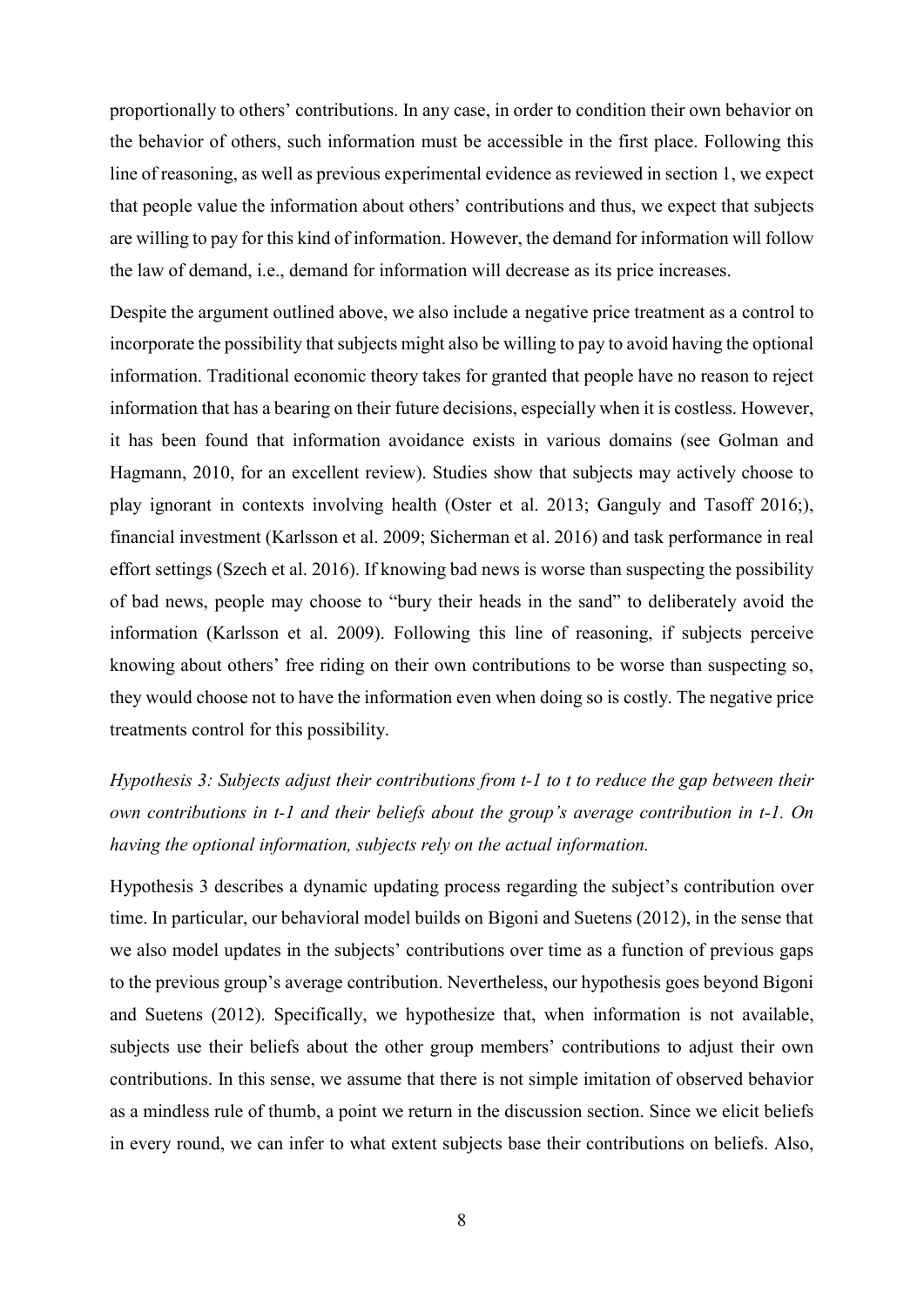proportionally to others' contributions. In any case, in order to condition their own behavior on the behavior of others, such information must be accessible in the first place. Following this line of reasoning, as well as previous experimental evidence as reviewed in section 1, we expect that people value the information about others' contributions and thus, we expect that subjects are willing to pay for this kind of information. However, the demand for information will follow the law of demand, i.e., demand for information will decrease as its price increases.

Despite the argument outlined above, we also include a negative price treatment as a control to incorporate the possibility that subjects might also be willing to pay to avoid having the optional information. Traditional economic theory takes for granted that people have no reason to reject information that has a bearing on their future decisions, especially when it is costless. However, it has been found that information avoidance exists in various domains (see Golman and Hagmann, 2010, for an excellent review). Studies show that subjects may actively choose to play ignorant in contexts involving health (Oster et al. 2013; Ganguly and Tasoff 2016;), financial investment (Karlsson et al. 2009; Sicherman et al. 2016) and task performance in real effort settings (Szech et al. 2016). If knowing bad news is worse than suspecting the possibility of bad news, people may choose to "bury their heads in the sand" to deliberately avoid the information (Karlsson et al. 2009). Following this line of reasoning, if subjects perceive knowing about others' free riding on their own contributions to be worse than suspecting so, they would choose not to have the information even when doing so is costly. The negative price treatments control for this possibility.

*Hypothesis 3: Subjects adjust their contributions from t-1 to t to reduce the gap between their own contributions in t-1 and their beliefs about the group's average contribution in t-1. On having the optional information, subjects rely on the actual information.*

Hypothesis 3 describes a dynamic updating process regarding the subject's contribution over time. In particular, our behavioral model builds on Bigoni and Suetens (2012), in the sense that we also model updates in the subjects' contributions over time as a function of previous gaps to the previous group's average contribution. Nevertheless, our hypothesis goes beyond Bigoni and Suetens (2012). Specifically, we hypothesize that, when information is not available, subjects use their beliefs about the other group members' contributions to adjust their own contributions. In this sense, we assume that there is not simple imitation of observed behavior as a mindless rule of thumb, a point we return in the discussion section. Since we elicit beliefs in every round, we can infer to what extent subjects base their contributions on beliefs. Also,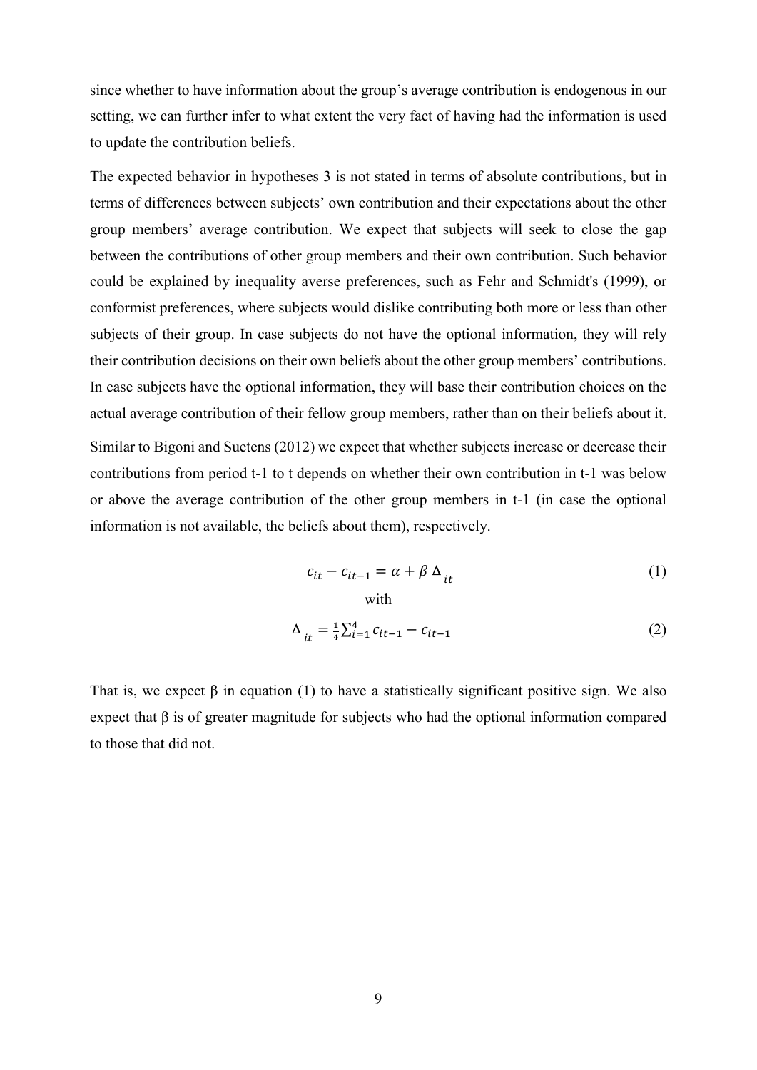since whether to have information about the group's average contribution is endogenous in our setting, we can further infer to what extent the very fact of having had the information is used to update the contribution beliefs.

The expected behavior in hypotheses 3 is not stated in terms of absolute contributions, but in terms of differences between subjects' own contribution and their expectations about the other group members' average contribution. We expect that subjects will seek to close the gap between the contributions of other group members and their own contribution. Such behavior could be explained by inequality averse preferences, such as Fehr and Schmidt's (1999), or conformist preferences, where subjects would dislike contributing both more or less than other subjects of their group. In case subjects do not have the optional information, they will rely their contribution decisions on their own beliefs about the other group members' contributions. In case subjects have the optional information, they will base their contribution choices on the actual average contribution of their fellow group members, rather than on their beliefs about it.

Similar to Bigoni and Suetens (2012) we expect that whether subjects increase or decrease their contributions from period t-1 to t depends on whether their own contribution in t-1 was below or above the average contribution of the other group members in t-1 (in case the optional information is not available, the beliefs about them), respectively.

$$c_{it} - c_{it-1} = \alpha + \beta\,\Delta_{it} \tag{1}$$

with

$$\Delta_{it} = \tfrac{1}{4}\textstyle\sum_{i=1}^{4} c_{it-1} - c_{it-1} \tag{2}$$

That is, we expect β in equation (1) to have a statistically significant positive sign. We also expect that β is of greater magnitude for subjects who had the optional information compared to those that did not.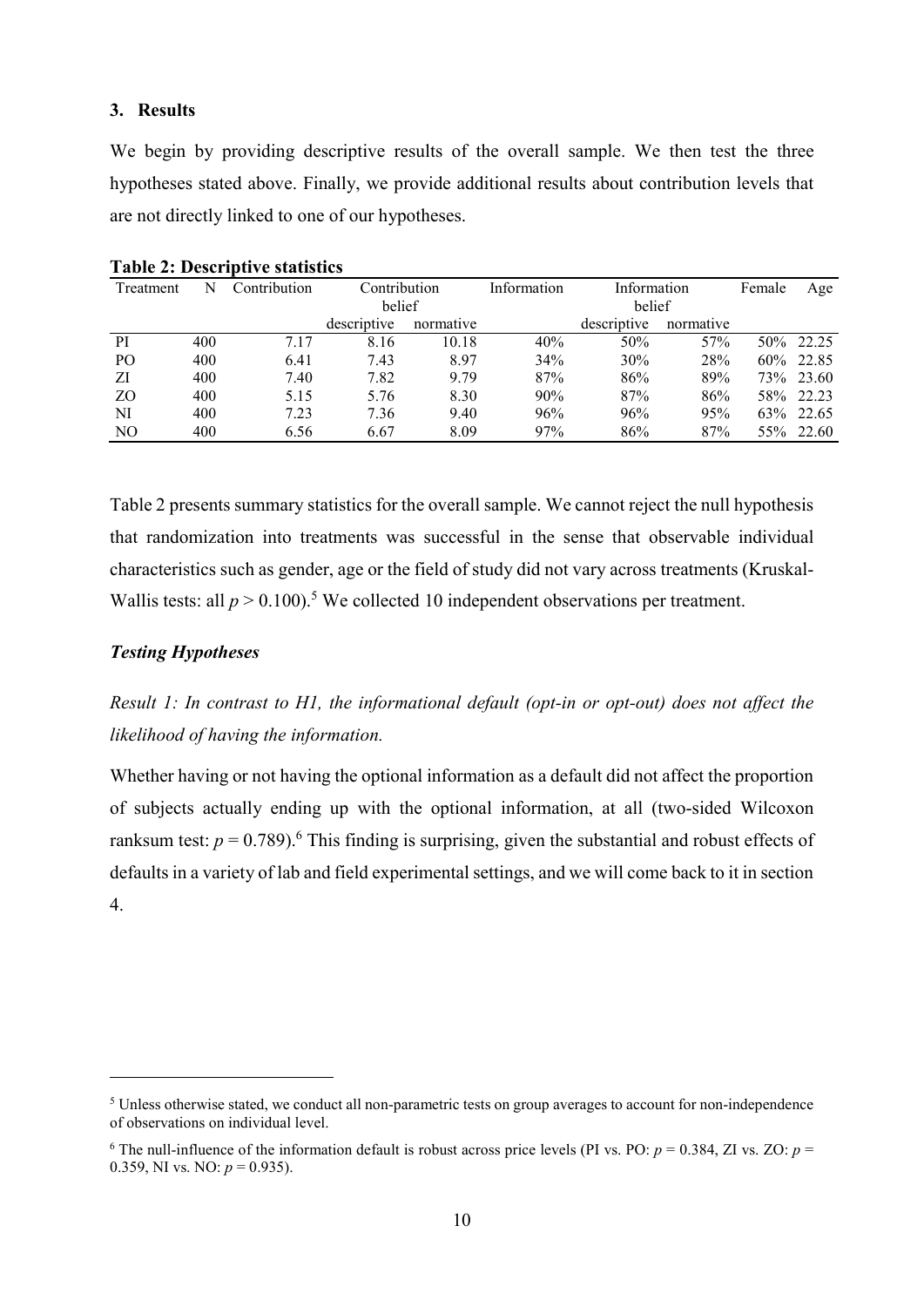## 3. Results

We begin by providing descriptive results of the overall sample. We then test the three hypotheses stated above. Finally, we provide additional results about contribution levels that are not directly linked to one of our hypotheses.

**Table 2: Descriptive statistics**

| Treatment | N | Contribution | Contribution belief | | Information | Information belief | | Female | Age |
|---|---|---|---|---|---|---|---|---|---|
| | | | descriptive | normative | | descriptive | normative | | |
| PI | 400 | 7.17 | 8.16 | 10.18 | 40% | 50% | 57% | 50% | 22.25 |
| PO | 400 | 6.41 | 7.43 | 8.97 | 34% | 30% | 28% | 60% | 22.85 |
| ZI | 400 | 7.40 | 7.82 | 9.79 | 87% | 86% | 89% | 73% | 23.60 |
| ZO | 400 | 5.15 | 5.76 | 8.30 | 90% | 87% | 86% | 58% | 22.23 |
| NI | 400 | 7.23 | 7.36 | 9.40 | 96% | 96% | 95% | 63% | 22.65 |
| NO | 400 | 6.56 | 6.67 | 8.09 | 97% | 86% | 87% | 55% | 22.60 |

Table 2 presents summary statistics for the overall sample. We cannot reject the null hypothesis that randomization into treatments was successful in the sense that observable individual characteristics such as gender, age or the field of study did not vary across treatments (Kruskal-Wallis tests: all $p > 0.100$).[5] We collected 10 independent observations per treatment.

### *Testing Hypotheses*

*Result 1: In contrast to H1, the informational default (opt-in or opt-out) does not affect the likelihood of having the information.*

Whether having or not having the optional information as a default did not affect the proportion of subjects actually ending up with the optional information, at all (two-sided Wilcoxon ranksum test: $p = 0.789$).[6] This finding is surprising, given the substantial and robust effects of defaults in a variety of lab and field experimental settings, and we will come back to it in section 4.

---

[5] Unless otherwise stated, we conduct all non-parametric tests on group averages to account for non-independence of observations on individual level.

[6] The null-influence of the information default is robust across price levels (PI vs. PO: $p = 0.384$, ZI vs. ZO: $p = 0.359$, NI vs. NO: $p = 0.935$).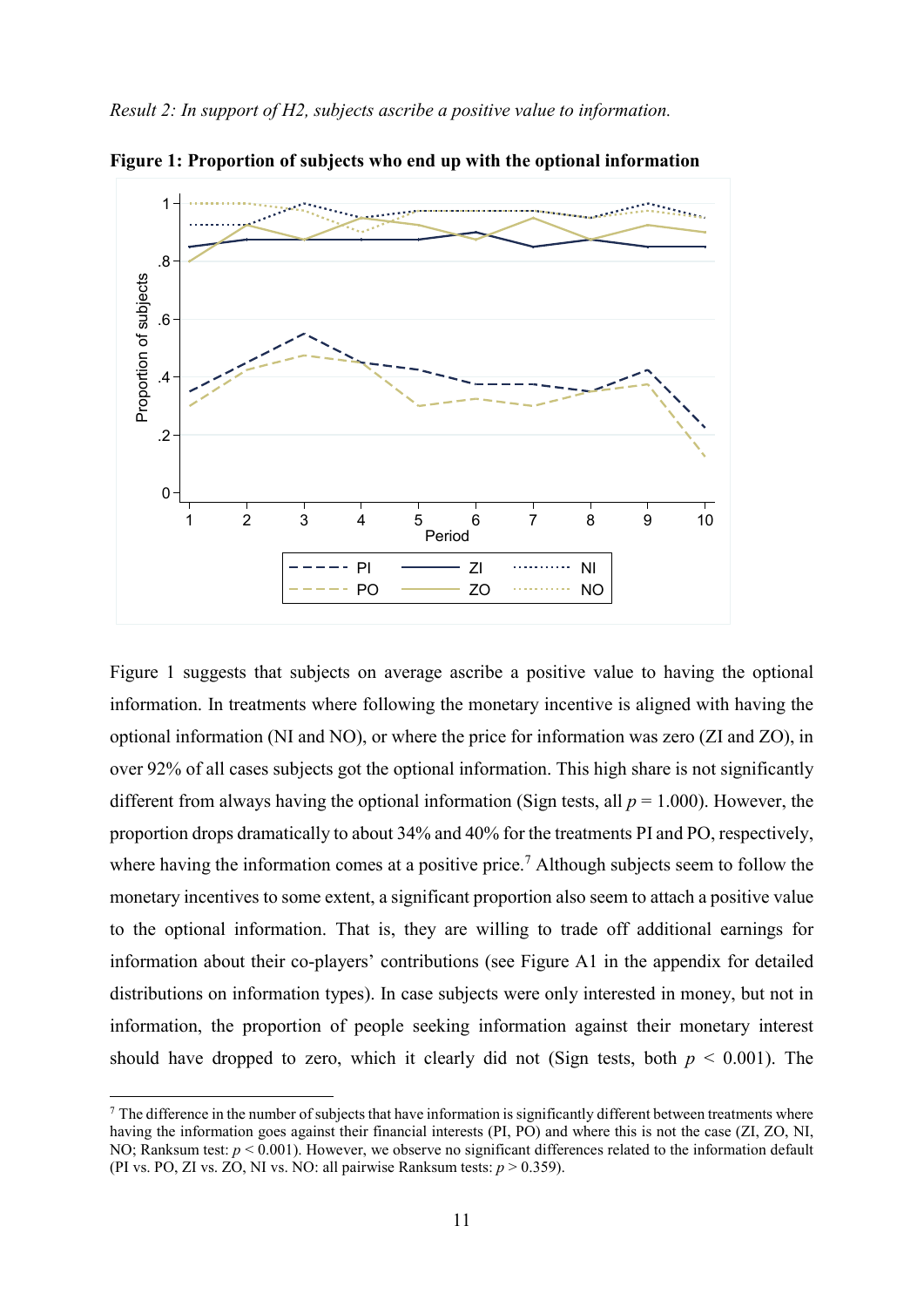*Result 2: In support of H2, subjects ascribe a positive value to information.*

**Figure 1: Proportion of subjects who end up with the optional information**

Proportion of subjects

1
.8
.6
.4
.2
0

1 2 3 4 5 6 7 8 9 10

Period

PI
PO
ZI
ZO
NI
NO

Figure 1 suggests that subjects on average ascribe a positive value to having the optional information. In treatments where following the monetary incentive is aligned with having the optional information (NI and NO), or where the price for information was zero (ZI and ZO), in over 92% of all cases subjects got the optional information. This high share is not significantly different from always having the optional information (Sign tests, all $p = 1.000$). However, the proportion drops dramatically to about 34% and 40% for the treatments PI and PO, respectively, where having the information comes at a positive price.[7] Although subjects seem to follow the monetary incentives to some extent, a significant proportion also seem to attach a positive value to the optional information. That is, they are willing to trade off additional earnings for information about their co-players' contributions (see Figure A1 in the appendix for detailed distributions on information types). In case subjects were only interested in money, but not in information, the proportion of people seeking information against their monetary interest should have dropped to zero, which it clearly did not (Sign tests, both $p < 0.001$). The

[7] The difference in the number of subjects that have information is significantly different between treatments where having the information goes against their financial interests (PI, PO) and where this is not the case (ZI, ZO, NI, NO; Ranksum test: $p < 0.001$). However, we observe no significant differences related to the information default (PI vs. PO, ZI vs. ZO, NI vs. NO: all pairwise Ranksum tests: $p > 0.359$).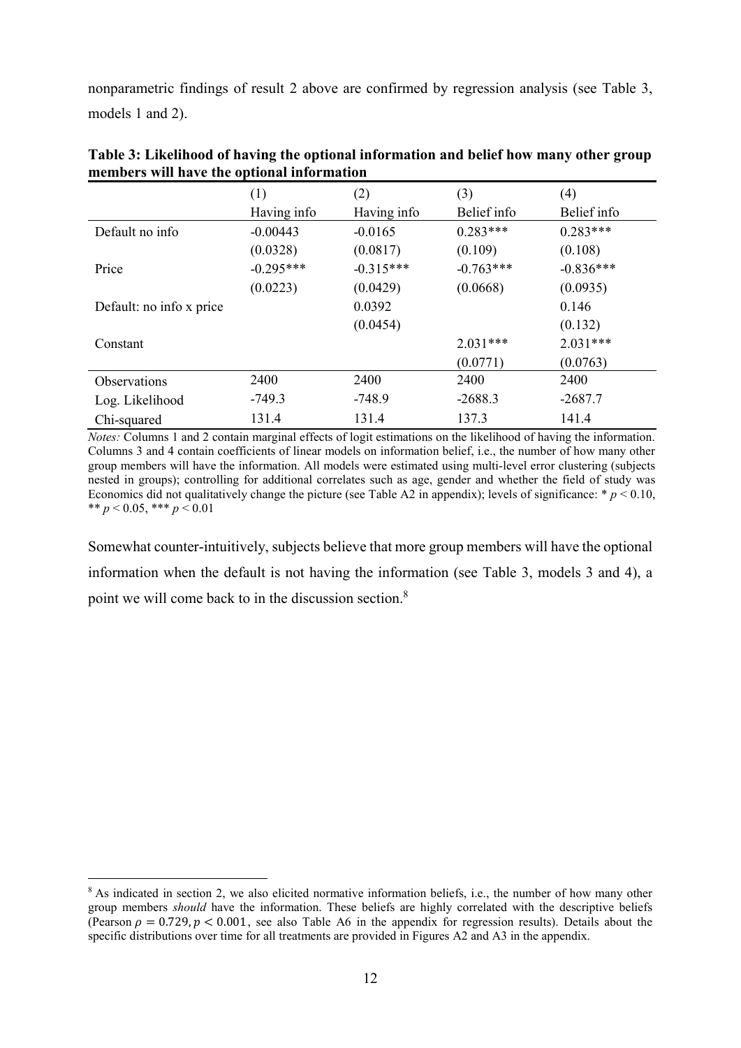nonparametric findings of result 2 above are confirmed by regression analysis (see Table 3, models 1 and 2).

**Table 3: Likelihood of having the optional information and belief how many other group members will have the optional information**

| | (1) | (2) | (3) | (4) |
|---|---|---|---|---|
| | Having info | Having info | Belief info | Belief info |
| Default no info | -0.00443 | -0.0165 | 0.283*** | 0.283*** |
| | (0.0328) | (0.0817) | (0.109) | (0.108) |
| Price | -0.295*** | -0.315*** | -0.763*** | -0.836*** |
| | (0.0223) | (0.0429) | (0.0668) | (0.0935) |
| Default: no info x price | | 0.0392 | | 0.146 |
| | | (0.0454) | | (0.132) |
| Constant | | | 2.031*** | 2.031*** |
| | | | (0.0771) | (0.0763) |
| Observations | 2400 | 2400 | 2400 | 2400 |
| Log. Likelihood | -749.3 | -748.9 | -2688.3 | -2687.7 |
| Chi-squared | 131.4 | 131.4 | 137.3 | 141.4 |

*Notes:* Columns 1 and 2 contain marginal effects of logit estimations on the likelihood of having the information. Columns 3 and 4 contain coefficients of linear models on information belief, i.e., the number of how many other group members will have the information. All models were estimated using multi-level error clustering (subjects nested in groups); controlling for additional correlates such as age, gender and whether the field of study was Economics did not qualitatively change the picture (see Table A2 in appendix); levels of significance: * $p < 0.10$, ** $p < 0.05$, *** $p < 0.01$

Somewhat counter-intuitively, subjects believe that more group members will have the optional information when the default is not having the information (see Table 3, models 3 and 4), a point we will come back to in the discussion section.[8]

[8] As indicated in section 2, we also elicited normative information beliefs, i.e., the number of how many other group members *should* have the information. These beliefs are highly correlated with the descriptive beliefs (Pearson $\rho = 0.729, p < 0.001$, see also Table A6 in the appendix for regression results). Details about the specific distributions over time for all treatments are provided in Figures A2 and A3 in the appendix.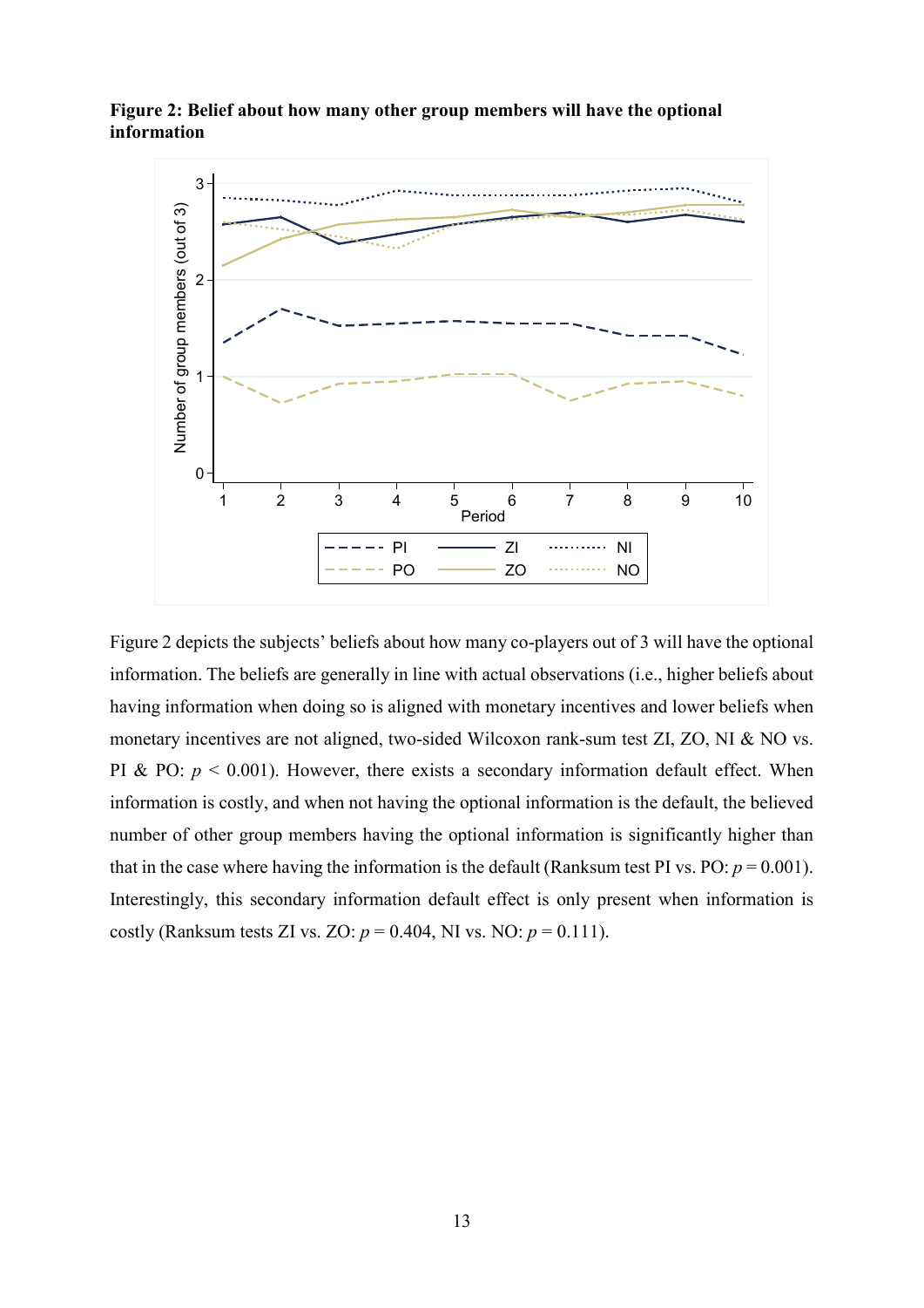**Figure 2: Belief about how many other group members will have the optional information**

Number of group members (out of 3)

0
1
2
3

1
2
3
4
5
6
7
8
9
10

Period

PI
ZI
NI
PO
ZO
NO

Figure 2 depicts the subjects' beliefs about how many co-players out of 3 will have the optional information. The beliefs are generally in line with actual observations (i.e., higher beliefs about having information when doing so is aligned with monetary incentives and lower beliefs when monetary incentives are not aligned, two-sided Wilcoxon rank-sum test ZI, ZO, NI & NO vs. PI & PO: $p < 0.001$). However, there exists a secondary information default effect. When information is costly, and when not having the optional information is the default, the believed number of other group members having the optional information is significantly higher than that in the case where having the information is the default (Ranksum test PI vs. PO: $p = 0.001$). Interestingly, this secondary information default effect is only present when information is costly (Ranksum tests ZI vs. ZO: $p = 0.404$, NI vs. NO: $p = 0.111$).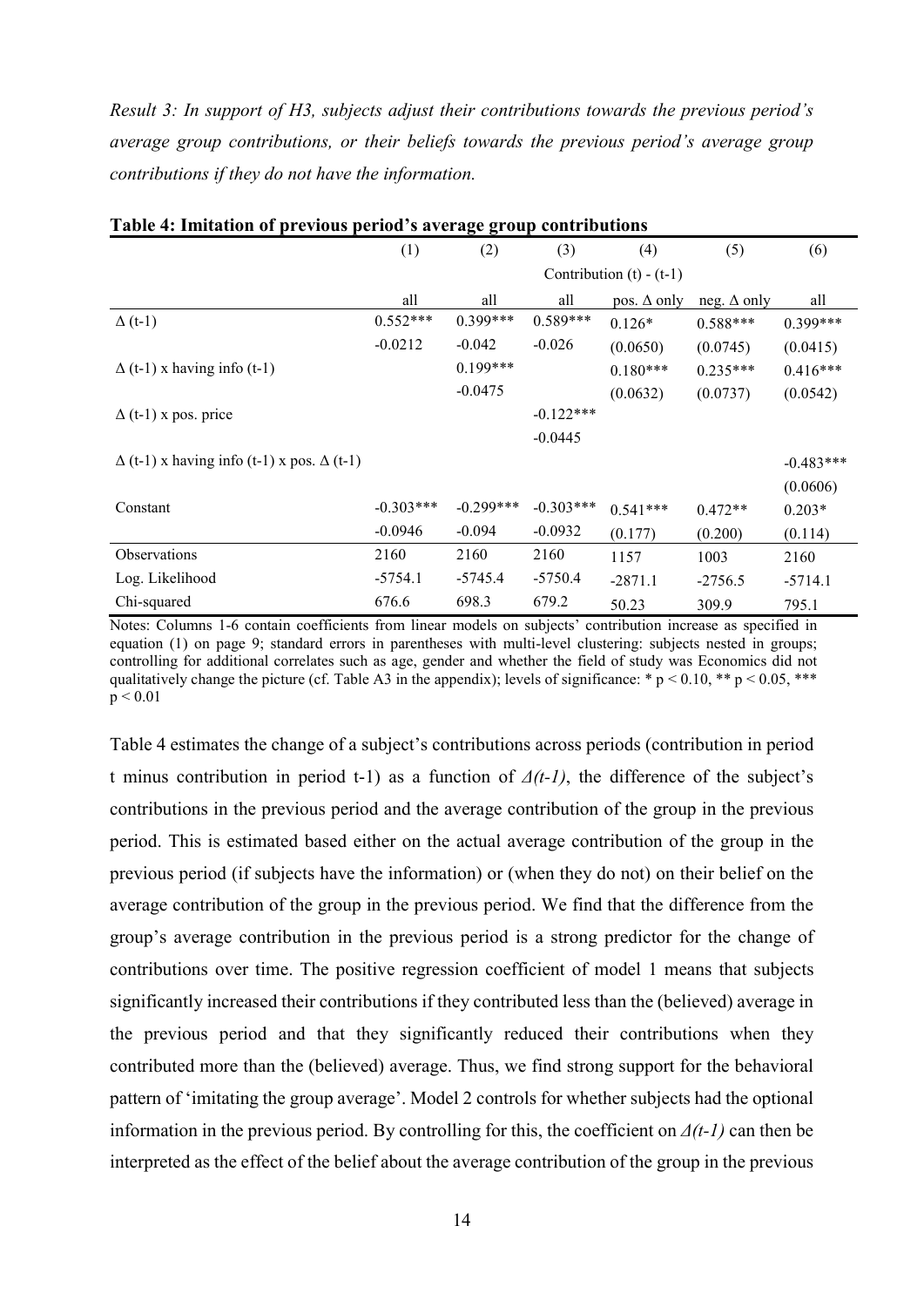*Result 3: In support of H3, subjects adjust their contributions towards the previous period's average group contributions, or their beliefs towards the previous period's average group contributions if they do not have the information.*

**Table 4: Imitation of previous period's average group contributions**

| | (1) | (2) | (3) | (4) | (5) | (6) |
|---|---|---|---|---|---|---|
| | Contribution (t) - (t-1) | | | | | |
| | all | all | all | pos. Δ only | neg. Δ only | all |
| Δ (t-1) | 0.552*** | 0.399*** | 0.589*** | 0.126* | 0.588*** | 0.399*** |
| | -0.0212 | -0.042 | -0.026 | (0.0650) | (0.0745) | (0.0415) |
| Δ (t-1) x having info (t-1) | | 0.199*** | | 0.180*** | 0.235*** | 0.416*** |
| | | -0.0475 | | (0.0632) | (0.0737) | (0.0542) |
| Δ (t-1) x pos. price | | | -0.122*** | | | |
| | | | -0.0445 | | | |
| Δ (t-1) x having info (t-1) x pos. Δ (t-1) | | | | | | -0.483*** |
| | | | | | | (0.0606) |
| Constant | -0.303*** | -0.299*** | -0.303*** | 0.541*** | 0.472** | 0.203* |
| | -0.0946 | -0.094 | -0.0932 | (0.177) | (0.200) | (0.114) |
| Observations | 2160 | 2160 | 2160 | 1157 | 1003 | 2160 |
| Log. Likelihood | -5754.1 | -5745.4 | -5750.4 | -2871.1 | -2756.5 | -5714.1 |
| Chi-squared | 676.6 | 698.3 | 679.2 | 50.23 | 309.9 | 795.1 |

Notes: Columns 1-6 contain coefficients from linear models on subjects' contribution increase as specified in equation (1) on page 9; standard errors in parentheses with multi-level clustering: subjects nested in groups; controlling for additional correlates such as age, gender and whether the field of study was Economics did not qualitatively change the picture (cf. Table A3 in the appendix); levels of significance: * $p < 0.10$, ** $p < 0.05$, *** $p < 0.01$

Table 4 estimates the change of a subject's contributions across periods (contribution in period t minus contribution in period t-1) as a function of *Δ(t-1)*, the difference of the subject's contributions in the previous period and the average contribution of the group in the previous period. This is estimated based either on the actual average contribution of the group in the previous period (if subjects have the information) or (when they do not) on their belief on the average contribution of the group in the previous period. We find that the difference from the group's average contribution in the previous period is a strong predictor for the change of contributions over time. The positive regression coefficient of model 1 means that subjects significantly increased their contributions if they contributed less than the (believed) average in the previous period and that they significantly reduced their contributions when they contributed more than the (believed) average. Thus, we find strong support for the behavioral pattern of 'imitating the group average'. Model 2 controls for whether subjects had the optional information in the previous period. By controlling for this, the coefficient on *Δ(t-1)* can then be interpreted as the effect of the belief about the average contribution of the group in the previous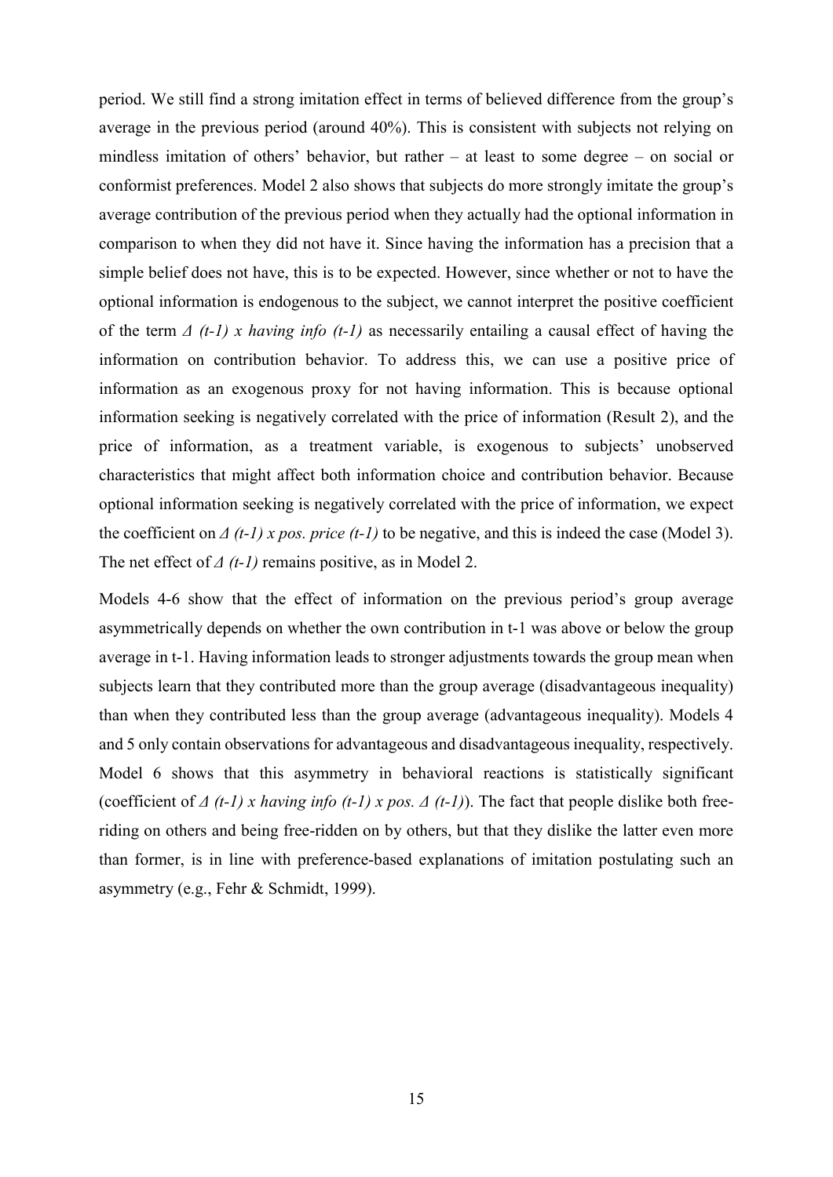period. We still find a strong imitation effect in terms of believed difference from the group's average in the previous period (around 40%). This is consistent with subjects not relying on mindless imitation of others' behavior, but rather – at least to some degree – on social or conformist preferences. Model 2 also shows that subjects do more strongly imitate the group's average contribution of the previous period when they actually had the optional information in comparison to when they did not have it. Since having the information has a precision that a simple belief does not have, this is to be expected. However, since whether or not to have the optional information is endogenous to the subject, we cannot interpret the positive coefficient of the term *$\Delta$ (t-1) x having info (t-1)* as necessarily entailing a causal effect of having the information on contribution behavior. To address this, we can use a positive price of information as an exogenous proxy for not having information. This is because optional information seeking is negatively correlated with the price of information (Result 2), and the price of information, as a treatment variable, is exogenous to subjects' unobserved characteristics that might affect both information choice and contribution behavior. Because optional information seeking is negatively correlated with the price of information, we expect the coefficient on *$\Delta$ (t-1) x pos. price (t-1)* to be negative, and this is indeed the case (Model 3). The net effect of *$\Delta$ (t-1)* remains positive, as in Model 2.

Models 4-6 show that the effect of information on the previous period's group average asymmetrically depends on whether the own contribution in t-1 was above or below the group average in t-1. Having information leads to stronger adjustments towards the group mean when subjects learn that they contributed more than the group average (disadvantageous inequality) than when they contributed less than the group average (advantageous inequality). Models 4 and 5 only contain observations for advantageous and disadvantageous inequality, respectively. Model 6 shows that this asymmetry in behavioral reactions is statistically significant (coefficient of *$\Delta$ (t-1) x having info (t-1) x pos. $\Delta$ (t-1)*). The fact that people dislike both free-riding on others and being free-ridden on by others, but that they dislike the latter even more than former, is in line with preference-based explanations of imitation postulating such an asymmetry (e.g., Fehr & Schmidt, 1999).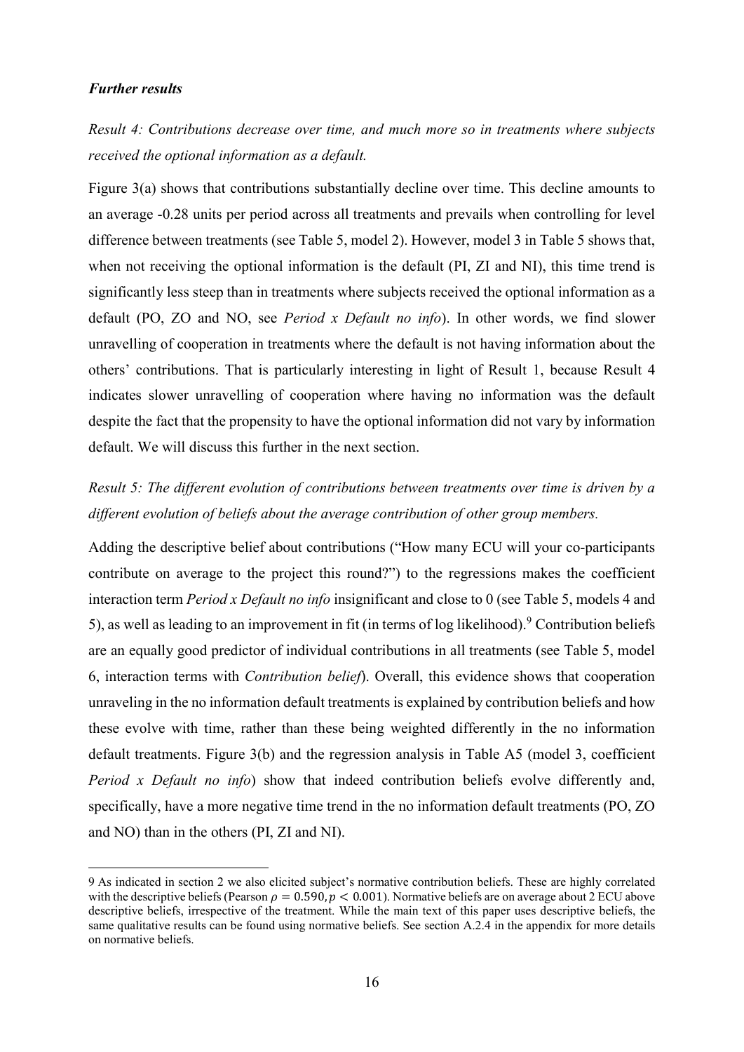### *Further results*

*Result 4: Contributions decrease over time, and much more so in treatments where subjects received the optional information as a default.*

Figure 3(a) shows that contributions substantially decline over time. This decline amounts to an average -0.28 units per period across all treatments and prevails when controlling for level difference between treatments (see Table 5, model 2). However, model 3 in Table 5 shows that, when not receiving the optional information is the default (PI, ZI and NI), this time trend is significantly less steep than in treatments where subjects received the optional information as a default (PO, ZO and NO, see *Period x Default no info*). In other words, we find slower unravelling of cooperation in treatments where the default is not having information about the others' contributions. That is particularly interesting in light of Result 1, because Result 4 indicates slower unravelling of cooperation where having no information was the default despite the fact that the propensity to have the optional information did not vary by information default. We will discuss this further in the next section.

*Result 5: The different evolution of contributions between treatments over time is driven by a different evolution of beliefs about the average contribution of other group members.*

Adding the descriptive belief about contributions ("How many ECU will your co-participants contribute on average to the project this round?") to the regressions makes the coefficient interaction term *Period x Default no info* insignificant and close to 0 (see Table 5, models 4 and 5), as well as leading to an improvement in fit (in terms of log likelihood).[9] Contribution beliefs are an equally good predictor of individual contributions in all treatments (see Table 5, model 6, interaction terms with *Contribution belief*). Overall, this evidence shows that cooperation unraveling in the no information default treatments is explained by contribution beliefs and how these evolve with time, rather than these being weighted differently in the no information default treatments. Figure 3(b) and the regression analysis in Table A5 (model 3, coefficient *Period x Default no info*) show that indeed contribution beliefs evolve differently and, specifically, have a more negative time trend in the no information default treatments (PO, ZO and NO) than in the others (PI, ZI and NI).

---

9 As indicated in section 2 we also elicited subject's normative contribution beliefs. These are highly correlated with the descriptive beliefs (Pearson $\rho = 0.590, p < 0.001$). Normative beliefs are on average about 2 ECU above descriptive beliefs, irrespective of the treatment. While the main text of this paper uses descriptive beliefs, the same qualitative results can be found using normative beliefs. See section A.2.4 in the appendix for more details on normative beliefs.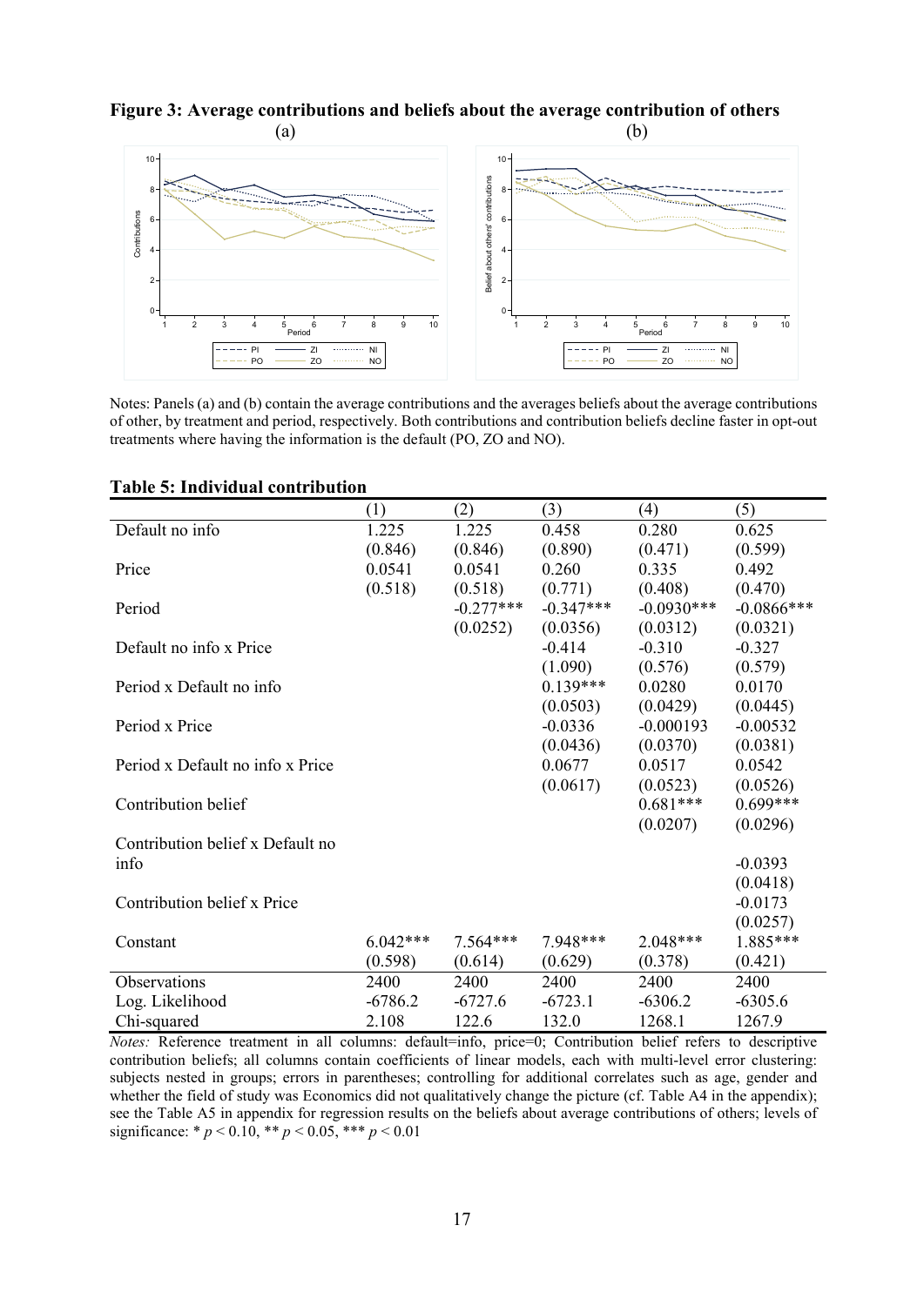**Figure 3: Average contributions and beliefs about the average contribution of others**

(a)

10
8
6
4
2
0
Contributions
1 2 3 4 5 6 7 8 9 10
Period
PI ZI NI
PO ZO NO

(b)

10
8
6
4
2
0
Belief about others' contributions
1 2 3 4 5 6 7 8 9 10
Period
PI ZI NI
PO ZO NO

Notes: Panels (a) and (b) contain the average contributions and the averages beliefs about the average contributions of other, by treatment and period, respectively. Both contributions and contribution beliefs decline faster in opt-out treatments where having the information is the default (PO, ZO and NO).

**Table 5: Individual contribution**

| | (1) | (2) | (3) | (4) | (5) |
|---|---|---|---|---|---|
| Default no info | 1.225 | 1.225 | 0.458 | 0.280 | 0.625 |
| | (0.846) | (0.846) | (0.890) | (0.471) | (0.599) |
| Price | 0.0541 | 0.0541 | 0.260 | 0.335 | 0.492 |
| | (0.518) | (0.518) | (0.771) | (0.408) | (0.470) |
| Period | | -0.277*** | -0.347*** | -0.0930*** | -0.0866*** |
| | | (0.0252) | (0.0356) | (0.0312) | (0.0321) |
| Default no info x Price | | | -0.414 | -0.310 | -0.327 |
| | | | (1.090) | (0.576) | (0.579) |
| Period x Default no info | | | 0.139*** | 0.0280 | 0.0170 |
| | | | (0.0503) | (0.0429) | (0.0445) |
| Period x Price | | | -0.0336 | -0.000193 | -0.00532 |
| | | | (0.0436) | (0.0370) | (0.0381) |
| Period x Default no info x Price | | | 0.0677 | 0.0517 | 0.0542 |
| | | | (0.0617) | (0.0523) | (0.0526) |
| Contribution belief | | | | 0.681*** | 0.699*** |
| | | | | (0.0207) | (0.0296) |
| Contribution belief x Default no info | | | | | -0.0393 |
| | | | | | (0.0418) |
| Contribution belief x Price | | | | | -0.0173 |
| | | | | | (0.0257) |
| Constant | 6.042*** | 7.564*** | 7.948*** | 2.048*** | 1.885*** |
| | (0.598) | (0.614) | (0.629) | (0.378) | (0.421) |
| Observations | 2400 | 2400 | 2400 | 2400 | 2400 |
| Log. Likelihood | -6786.2 | -6727.6 | -6723.1 | -6306.2 | -6305.6 |
| Chi-squared | 2.108 | 122.6 | 132.0 | 1268.1 | 1267.9 |

*Notes:* Reference treatment in all columns: default=info, price=0; Contribution belief refers to descriptive contribution beliefs; all columns contain coefficients of linear models, each with multi-level error clustering: subjects nested in groups; errors in parentheses; controlling for additional correlates such as age, gender and whether the field of study was Economics did not qualitatively change the picture (cf. Table A4 in the appendix); see the Table A5 in appendix for regression results on the beliefs about average contributions of others; levels of significance: * $p < 0.10$, ** $p < 0.05$, *** $p < 0.01$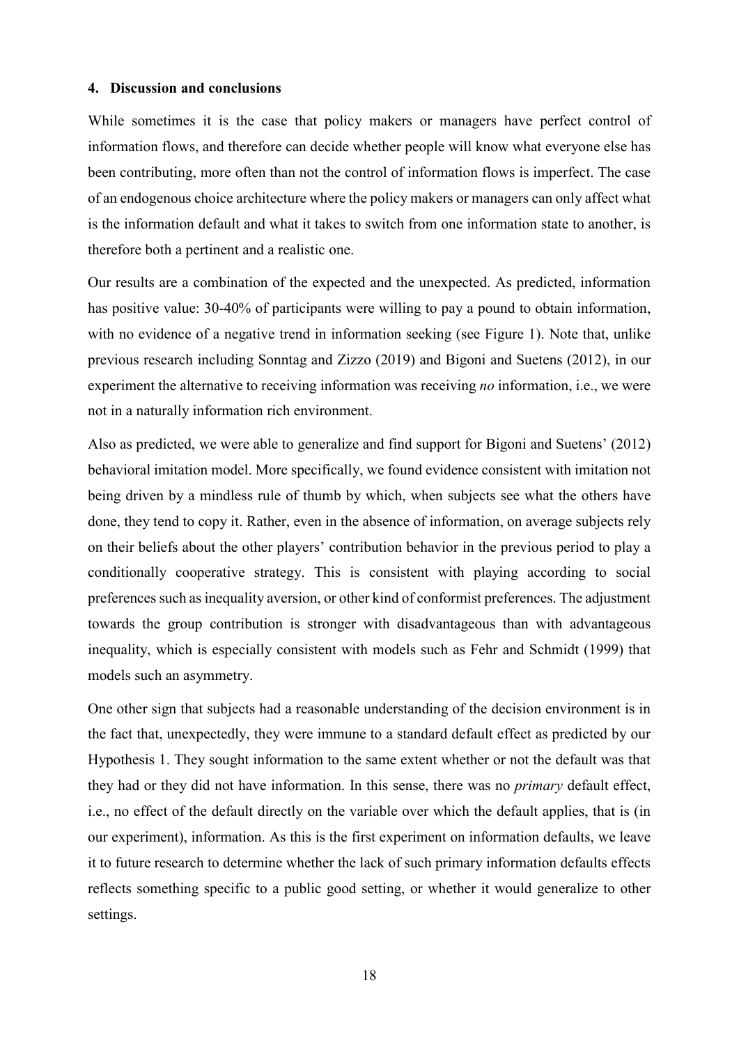## 4. Discussion and conclusions

While sometimes it is the case that policy makers or managers have perfect control of information flows, and therefore can decide whether people will know what everyone else has been contributing, more often than not the control of information flows is imperfect. The case of an endogenous choice architecture where the policy makers or managers can only affect what is the information default and what it takes to switch from one information state to another, is therefore both a pertinent and a realistic one.

Our results are a combination of the expected and the unexpected. As predicted, information has positive value: 30-40% of participants were willing to pay a pound to obtain information, with no evidence of a negative trend in information seeking (see Figure 1). Note that, unlike previous research including Sonntag and Zizzo (2019) and Bigoni and Suetens (2012), in our experiment the alternative to receiving information was receiving *no* information, i.e., we were not in a naturally information rich environment.

Also as predicted, we were able to generalize and find support for Bigoni and Suetens' (2012) behavioral imitation model. More specifically, we found evidence consistent with imitation not being driven by a mindless rule of thumb by which, when subjects see what the others have done, they tend to copy it. Rather, even in the absence of information, on average subjects rely on their beliefs about the other players' contribution behavior in the previous period to play a conditionally cooperative strategy. This is consistent with playing according to social preferences such as inequality aversion, or other kind of conformist preferences. The adjustment towards the group contribution is stronger with disadvantageous than with advantageous inequality, which is especially consistent with models such as Fehr and Schmidt (1999) that models such an asymmetry.

One other sign that subjects had a reasonable understanding of the decision environment is in the fact that, unexpectedly, they were immune to a standard default effect as predicted by our Hypothesis 1. They sought information to the same extent whether or not the default was that they had or they did not have information. In this sense, there was no *primary* default effect, i.e., no effect of the default directly on the variable over which the default applies, that is (in our experiment), information. As this is the first experiment on information defaults, we leave it to future research to determine whether the lack of such primary information defaults effects reflects something specific to a public good setting, or whether it would generalize to other settings.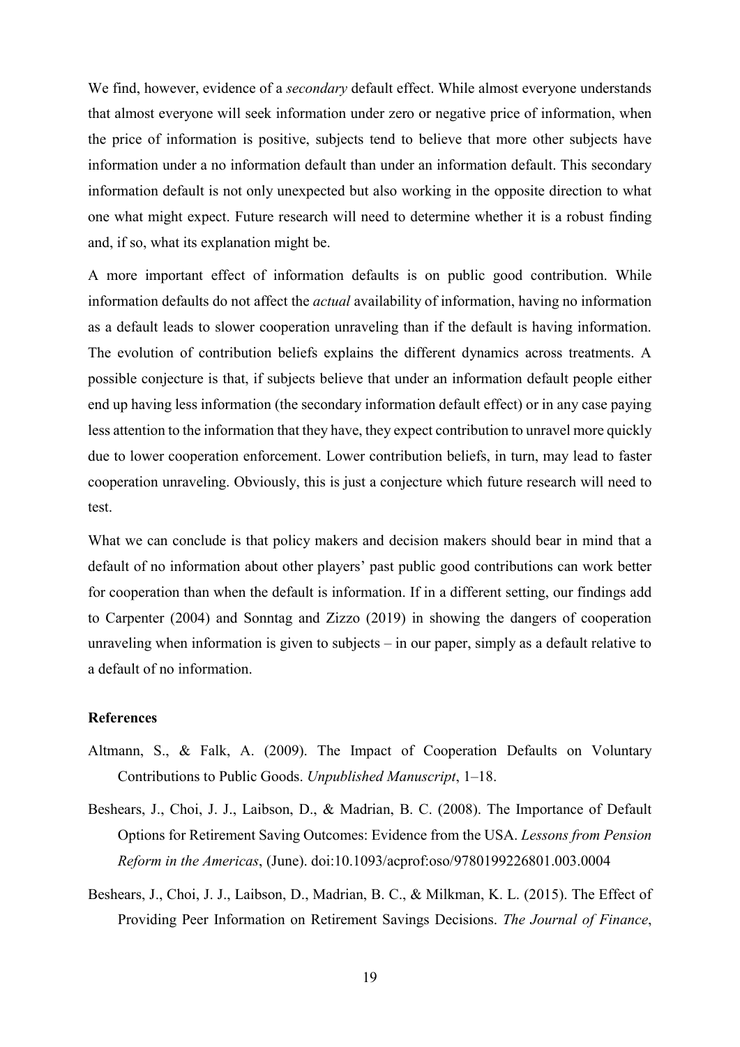We find, however, evidence of a *secondary* default effect. While almost everyone understands that almost everyone will seek information under zero or negative price of information, when the price of information is positive, subjects tend to believe that more other subjects have information under a no information default than under an information default. This secondary information default is not only unexpected but also working in the opposite direction to what one what might expect. Future research will need to determine whether it is a robust finding and, if so, what its explanation might be.

A more important effect of information defaults is on public good contribution. While information defaults do not affect the *actual* availability of information, having no information as a default leads to slower cooperation unraveling than if the default is having information. The evolution of contribution beliefs explains the different dynamics across treatments. A possible conjecture is that, if subjects believe that under an information default people either end up having less information (the secondary information default effect) or in any case paying less attention to the information that they have, they expect contribution to unravel more quickly due to lower cooperation enforcement. Lower contribution beliefs, in turn, may lead to faster cooperation unraveling. Obviously, this is just a conjecture which future research will need to test.

What we can conclude is that policy makers and decision makers should bear in mind that a default of no information about other players' past public good contributions can work better for cooperation than when the default is information. If in a different setting, our findings add to Carpenter (2004) and Sonntag and Zizzo (2019) in showing the dangers of cooperation unraveling when information is given to subjects – in our paper, simply as a default relative to a default of no information.

## References

Altmann, S., & Falk, A. (2009). The Impact of Cooperation Defaults on Voluntary Contributions to Public Goods. *Unpublished Manuscript*, 1–18.

Beshears, J., Choi, J. J., Laibson, D., & Madrian, B. C. (2008). The Importance of Default Options for Retirement Saving Outcomes: Evidence from the USA. *Lessons from Pension Reform in the Americas*, (June). doi:10.1093/acprof:oso/9780199226801.003.0004

Beshears, J., Choi, J. J., Laibson, D., Madrian, B. C., & Milkman, K. L. (2015). The Effect of Providing Peer Information on Retirement Savings Decisions. *The Journal of Finance*,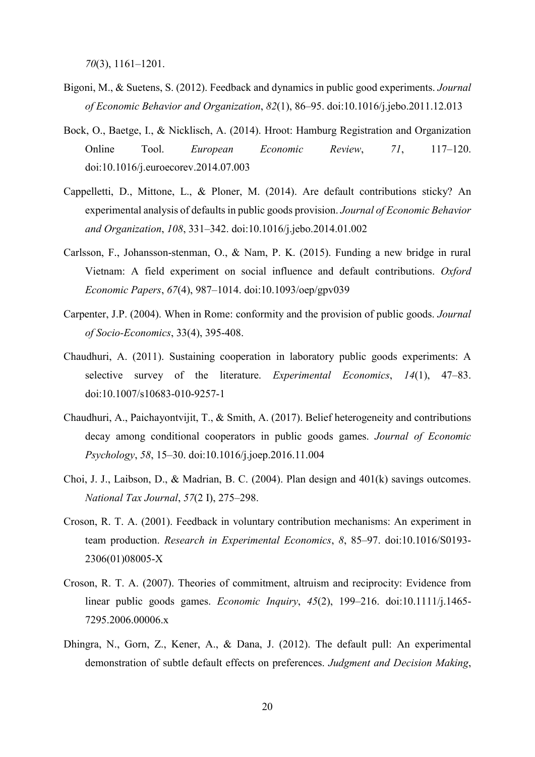*70*(3), 1161–1201.

Bigoni, M., & Suetens, S. (2012). Feedback and dynamics in public good experiments. *Journal of Economic Behavior and Organization*, *82*(1), 86–95. doi:10.1016/j.jebo.2011.12.013

Bock, O., Baetge, I., & Nicklisch, A. (2014). Hroot: Hamburg Registration and Organization Online Tool. *European Economic Review*, *71*, 117–120. doi:10.1016/j.euroecorev.2014.07.003

Cappelletti, D., Mittone, L., & Ploner, M. (2014). Are default contributions sticky? An experimental analysis of defaults in public goods provision. *Journal of Economic Behavior and Organization*, *108*, 331–342. doi:10.1016/j.jebo.2014.01.002

Carlsson, F., Johansson-stenman, O., & Nam, P. K. (2015). Funding a new bridge in rural Vietnam: A field experiment on social influence and default contributions. *Oxford Economic Papers*, *67*(4), 987–1014. doi:10.1093/oep/gpv039

Carpenter, J.P. (2004). When in Rome: conformity and the provision of public goods. *Journal of Socio-Economics*, 33(4), 395-408.

Chaudhuri, A. (2011). Sustaining cooperation in laboratory public goods experiments: A selective survey of the literature. *Experimental Economics*, *14*(1), 47–83. doi:10.1007/s10683-010-9257-1

Chaudhuri, A., Paichayontvijit, T., & Smith, A. (2017). Belief heterogeneity and contributions decay among conditional cooperators in public goods games. *Journal of Economic Psychology*, *58*, 15–30. doi:10.1016/j.joep.2016.11.004

Choi, J. J., Laibson, D., & Madrian, B. C. (2004). Plan design and 401(k) savings outcomes. *National Tax Journal*, *57*(2 I), 275–298.

Croson, R. T. A. (2001). Feedback in voluntary contribution mechanisms: An experiment in team production. *Research in Experimental Economics*, *8*, 85–97. doi:10.1016/S0193-2306(01)08005-X

Croson, R. T. A. (2007). Theories of commitment, altruism and reciprocity: Evidence from linear public goods games. *Economic Inquiry*, *45*(2), 199–216. doi:10.1111/j.1465-7295.2006.00006.x

Dhingra, N., Gorn, Z., Kener, A., & Dana, J. (2012). The default pull: An experimental demonstration of subtle default effects on preferences. *Judgment and Decision Making*,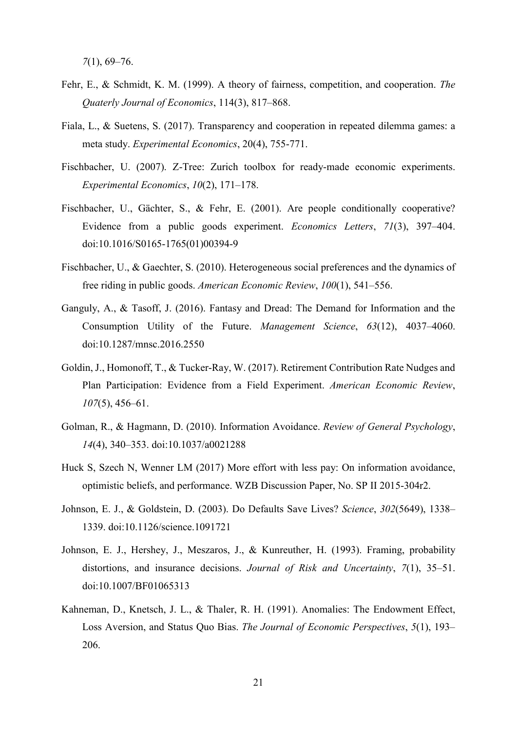*7*(1), 69–76.

Fehr, E., & Schmidt, K. M. (1999). A theory of fairness, competition, and cooperation. *The Quaterly Journal of Economics*, 114(3), 817–868.

Fiala, L., & Suetens, S. (2017). Transparency and cooperation in repeated dilemma games: a meta study. *Experimental Economics*, 20(4), 755-771.

Fischbacher, U. (2007). Z-Tree: Zurich toolbox for ready-made economic experiments. *Experimental Economics*, *10*(2), 171–178.

Fischbacher, U., Gächter, S., & Fehr, E. (2001). Are people conditionally cooperative? Evidence from a public goods experiment. *Economics Letters*, *71*(3), 397–404. doi:10.1016/S0165-1765(01)00394-9

Fischbacher, U., & Gaechter, S. (2010). Heterogeneous social preferences and the dynamics of free riding in public goods. *American Economic Review*, *100*(1), 541–556.

Ganguly, A., & Tasoff, J. (2016). Fantasy and Dread: The Demand for Information and the Consumption Utility of the Future. *Management Science*, *63*(12), 4037–4060. doi:10.1287/mnsc.2016.2550

Goldin, J., Homonoff, T., & Tucker-Ray, W. (2017). Retirement Contribution Rate Nudges and Plan Participation: Evidence from a Field Experiment. *American Economic Review*, *107*(5), 456–61.

Golman, R., & Hagmann, D. (2010). Information Avoidance. *Review of General Psychology*, *14*(4), 340–353. doi:10.1037/a0021288

Huck S, Szech N, Wenner LM (2017) More effort with less pay: On information avoidance, optimistic beliefs, and performance. WZB Discussion Paper, No. SP II 2015-304r2.

Johnson, E. J., & Goldstein, D. (2003). Do Defaults Save Lives? *Science*, *302*(5649), 1338–1339. doi:10.1126/science.1091721

Johnson, E. J., Hershey, J., Meszaros, J., & Kunreuther, H. (1993). Framing, probability distortions, and insurance decisions. *Journal of Risk and Uncertainty*, *7*(1), 35–51. doi:10.1007/BF01065313

Kahneman, D., Knetsch, J. L., & Thaler, R. H. (1991). Anomalies: The Endowment Effect, Loss Aversion, and Status Quo Bias. *The Journal of Economic Perspectives*, *5*(1), 193–206.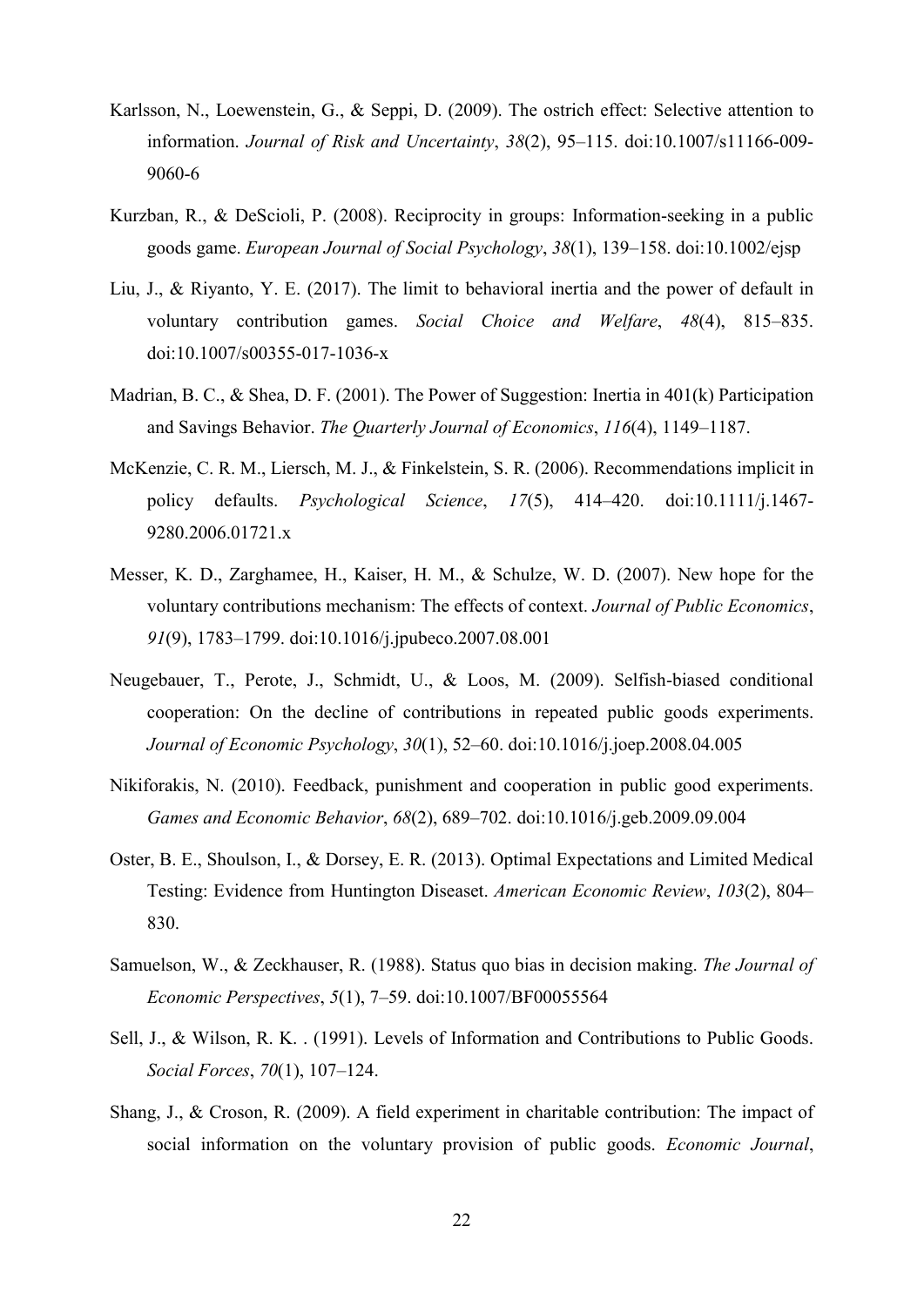Karlsson, N., Loewenstein, G., & Seppi, D. (2009). The ostrich effect: Selective attention to information. *Journal of Risk and Uncertainty*, *38*(2), 95–115. doi:10.1007/s11166-009-9060-6

Kurzban, R., & DeScioli, P. (2008). Reciprocity in groups: Information-seeking in a public goods game. *European Journal of Social Psychology*, *38*(1), 139–158. doi:10.1002/ejsp

Liu, J., & Riyanto, Y. E. (2017). The limit to behavioral inertia and the power of default in voluntary contribution games. *Social Choice and Welfare*, *48*(4), 815–835. doi:10.1007/s00355-017-1036-x

Madrian, B. C., & Shea, D. F. (2001). The Power of Suggestion: Inertia in 401(k) Participation and Savings Behavior. *The Quarterly Journal of Economics*, *116*(4), 1149–1187.

McKenzie, C. R. M., Liersch, M. J., & Finkelstein, S. R. (2006). Recommendations implicit in policy defaults. *Psychological Science*, *17*(5), 414–420. doi:10.1111/j.1467-9280.2006.01721.x

Messer, K. D., Zarghamee, H., Kaiser, H. M., & Schulze, W. D. (2007). New hope for the voluntary contributions mechanism: The effects of context. *Journal of Public Economics*, *91*(9), 1783–1799. doi:10.1016/j.jpubeco.2007.08.001

Neugebauer, T., Perote, J., Schmidt, U., & Loos, M. (2009). Selfish-biased conditional cooperation: On the decline of contributions in repeated public goods experiments. *Journal of Economic Psychology*, *30*(1), 52–60. doi:10.1016/j.joep.2008.04.005

Nikiforakis, N. (2010). Feedback, punishment and cooperation in public good experiments. *Games and Economic Behavior*, *68*(2), 689–702. doi:10.1016/j.geb.2009.09.004

Oster, B. E., Shoulson, I., & Dorsey, E. R. (2013). Optimal Expectations and Limited Medical Testing: Evidence from Huntington Diseaset. *American Economic Review*, *103*(2), 804–830.

Samuelson, W., & Zeckhauser, R. (1988). Status quo bias in decision making. *The Journal of Economic Perspectives*, *5*(1), 7–59. doi:10.1007/BF00055564

Sell, J., & Wilson, R. K. . (1991). Levels of Information and Contributions to Public Goods. *Social Forces*, *70*(1), 107–124.

Shang, J., & Croson, R. (2009). A field experiment in charitable contribution: The impact of social information on the voluntary provision of public goods. *Economic Journal*,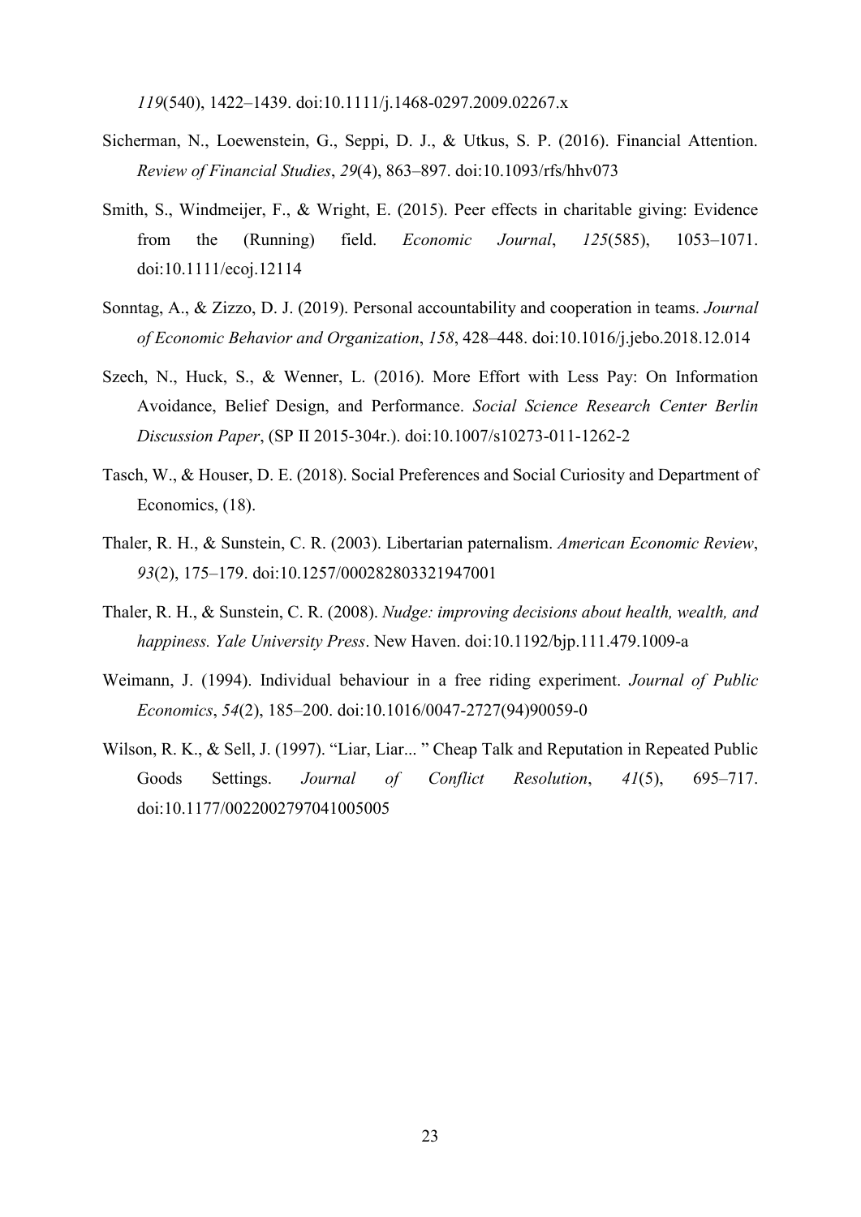*119*(540), 1422–1439. doi:10.1111/j.1468-0297.2009.02267.x

Sicherman, N., Loewenstein, G., Seppi, D. J., & Utkus, S. P. (2016). Financial Attention. *Review of Financial Studies*, *29*(4), 863–897. doi:10.1093/rfs/hhv073

Smith, S., Windmeijer, F., & Wright, E. (2015). Peer effects in charitable giving: Evidence from the (Running) field. *Economic Journal*, *125*(585), 1053–1071. doi:10.1111/ecoj.12114

Sonntag, A., & Zizzo, D. J. (2019). Personal accountability and cooperation in teams. *Journal of Economic Behavior and Organization*, *158*, 428–448. doi:10.1016/j.jebo.2018.12.014

Szech, N., Huck, S., & Wenner, L. (2016). More Effort with Less Pay: On Information Avoidance, Belief Design, and Performance. *Social Science Research Center Berlin Discussion Paper*, (SP II 2015-304r.). doi:10.1007/s10273-011-1262-2

Tasch, W., & Houser, D. E. (2018). Social Preferences and Social Curiosity and Department of Economics, (18).

Thaler, R. H., & Sunstein, C. R. (2003). Libertarian paternalism. *American Economic Review*, *93*(2), 175–179. doi:10.1257/000282803321947001

Thaler, R. H., & Sunstein, C. R. (2008). *Nudge: improving decisions about health, wealth, and happiness. Yale University Press*. New Haven. doi:10.1192/bjp.111.479.1009-a

Weimann, J. (1994). Individual behaviour in a free riding experiment. *Journal of Public Economics*, *54*(2), 185–200. doi:10.1016/0047-2727(94)90059-0

Wilson, R. K., & Sell, J. (1997). "Liar, Liar... " Cheap Talk and Reputation in Repeated Public Goods Settings. *Journal of Conflict Resolution*, *41*(5), 695–717. doi:10.1177/0022002797041005005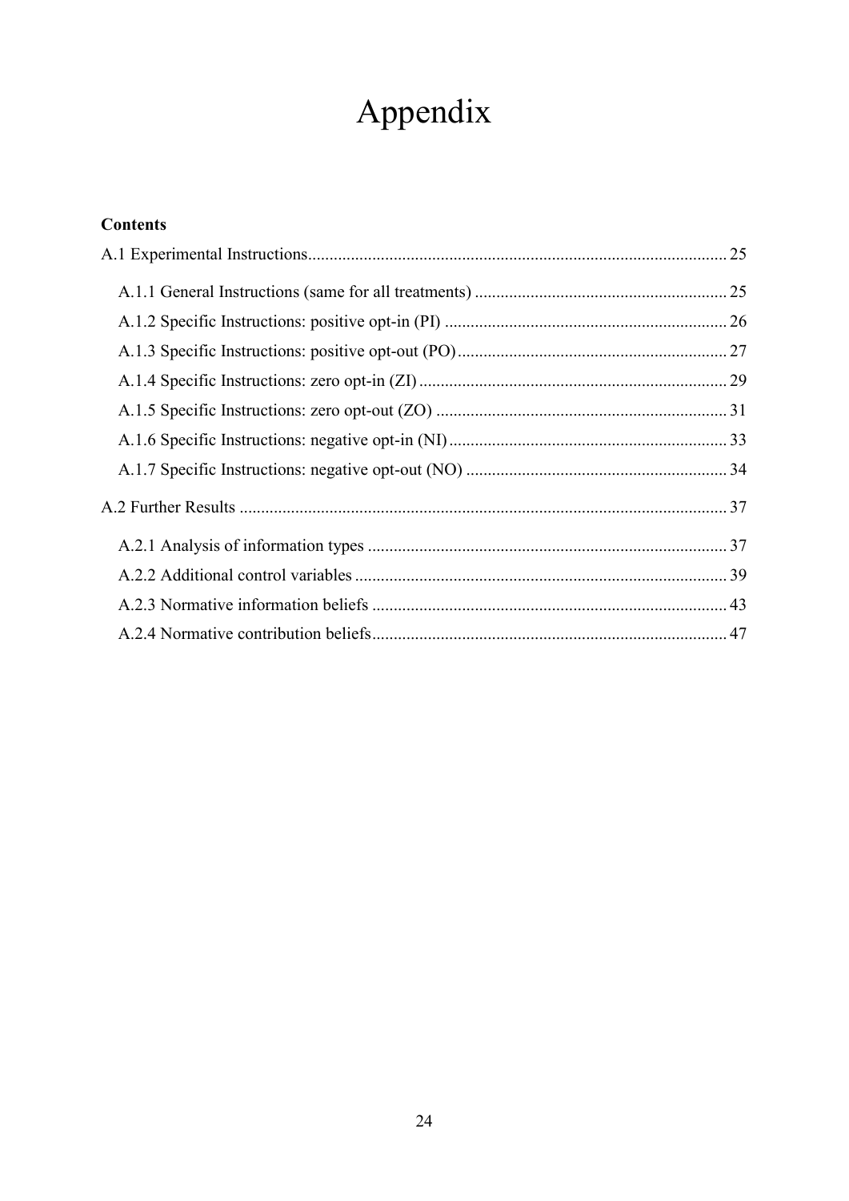# Appendix

**Contents**

A.1 Experimental Instructions ........................................................................................ 25

- A.1.1 General Instructions (same for all treatments) ............................................. 25
- A.1.2 Specific Instructions: positive opt-in (PI) ..................................................... 26
- A.1.3 Specific Instructions: positive opt-out (PO) .................................................. 27
- A.1.4 Specific Instructions: zero opt-in (ZI) ........................................................... 29
- A.1.5 Specific Instructions: zero opt-out (ZO) ....................................................... 31
- A.1.6 Specific Instructions: negative opt-in (NI) .................................................... 33
- A.1.7 Specific Instructions: negative opt-out (NO) ................................................ 34

A.2 Further Results ......................................................................................................... 37

- A.2.1 Analysis of information types ....................................................................... 37
- A.2.2 Additional control variables .......................................................................... 39
- A.2.3 Normative information beliefs ...................................................................... 43
- A.2.4 Normative contribution beliefs ...................................................................... 47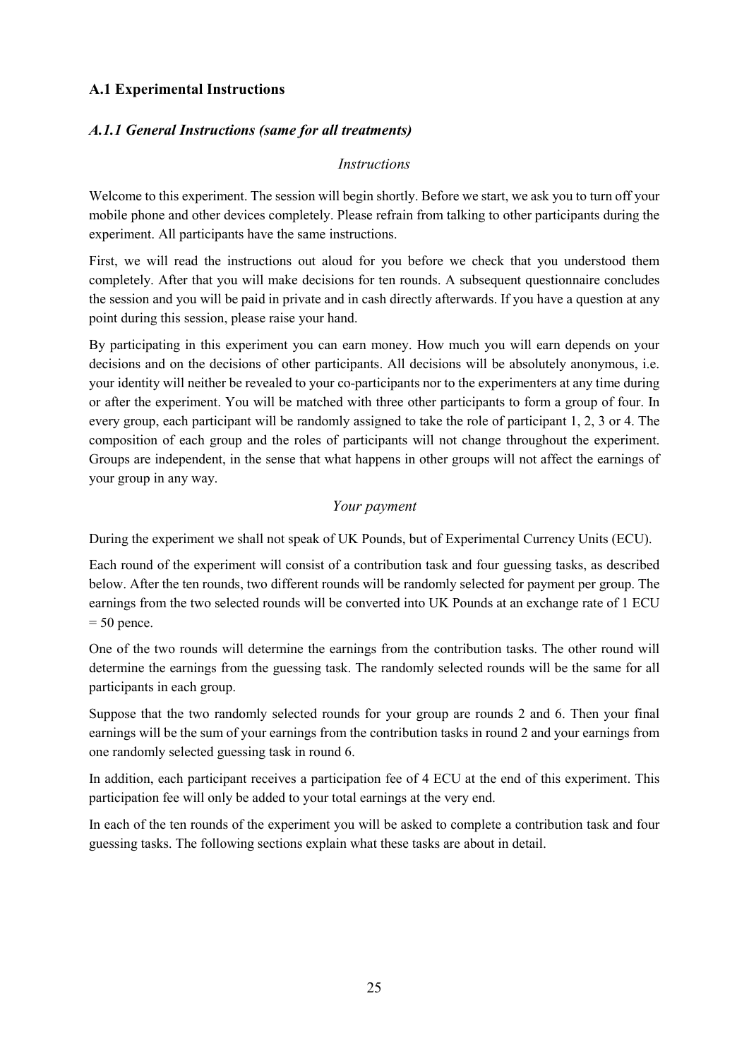### A.1 Experimental Instructions

#### *A.1.1 General Instructions (same for all treatments)*

*Instructions*

Welcome to this experiment. The session will begin shortly. Before we start, we ask you to turn off your mobile phone and other devices completely. Please refrain from talking to other participants during the experiment. All participants have the same instructions.

First, we will read the instructions out aloud for you before we check that you understood them completely. After that you will make decisions for ten rounds. A subsequent questionnaire concludes the session and you will be paid in private and in cash directly afterwards. If you have a question at any point during this session, please raise your hand.

By participating in this experiment you can earn money. How much you will earn depends on your decisions and on the decisions of other participants. All decisions will be absolutely anonymous, i.e. your identity will neither be revealed to your co-participants nor to the experimenters at any time during or after the experiment. You will be matched with three other participants to form a group of four. In every group, each participant will be randomly assigned to take the role of participant 1, 2, 3 or 4. The composition of each group and the roles of participants will not change throughout the experiment. Groups are independent, in the sense that what happens in other groups will not affect the earnings of your group in any way.

*Your payment*

During the experiment we shall not speak of UK Pounds, but of Experimental Currency Units (ECU).

Each round of the experiment will consist of a contribution task and four guessing tasks, as described below. After the ten rounds, two different rounds will be randomly selected for payment per group. The earnings from the two selected rounds will be converted into UK Pounds at an exchange rate of 1 ECU = 50 pence.

One of the two rounds will determine the earnings from the contribution tasks. The other round will determine the earnings from the guessing task. The randomly selected rounds will be the same for all participants in each group.

Suppose that the two randomly selected rounds for your group are rounds 2 and 6. Then your final earnings will be the sum of your earnings from the contribution tasks in round 2 and your earnings from one randomly selected guessing task in round 6.

In addition, each participant receives a participation fee of 4 ECU at the end of this experiment. This participation fee will only be added to your total earnings at the very end.

In each of the ten rounds of the experiment you will be asked to complete a contribution task and four guessing tasks. The following sections explain what these tasks are about in detail.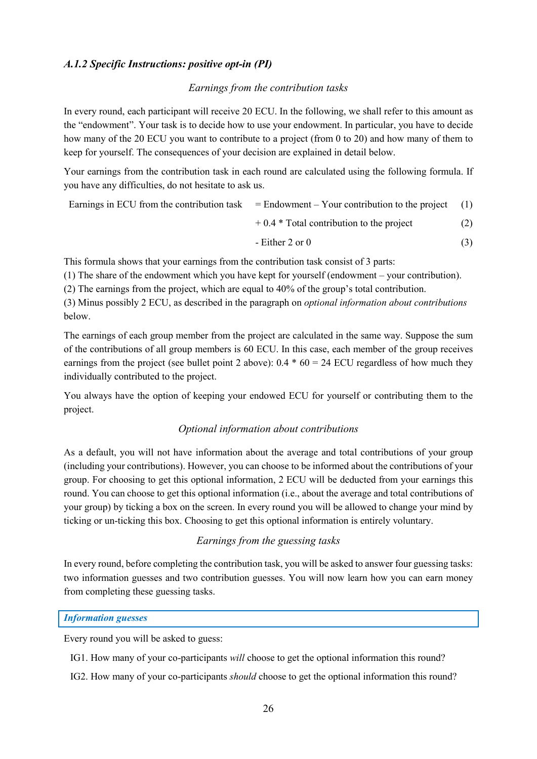### *A.1.2 Specific Instructions: positive opt-in (PI)*

*Earnings from the contribution tasks*

In every round, each participant will receive 20 ECU. In the following, we shall refer to this amount as the "endowment". Your task is to decide how to use your endowment. In particular, you have to decide how many of the 20 ECU you want to contribute to a project (from 0 to 20) and how many of them to keep for yourself. The consequences of your decision are explained in detail below.

Your earnings from the contribution task in each round are calculated using the following formula. If you have any difficulties, do not hesitate to ask us.

| | | |
|---|---|---|
| Earnings in ECU from the contribution task | = Endowment – Your contribution to the project | (1) |
| | + 0.4 * Total contribution to the project | (2) |
| | - Either 2 or 0 | (3) |

This formula shows that your earnings from the contribution task consist of 3 parts:
(1) The share of the endowment which you have kept for yourself (endowment – your contribution).
(2) The earnings from the project, which are equal to 40% of the group's total contribution.
(3) Minus possibly 2 ECU, as described in the paragraph on *optional information about contributions* below.

The earnings of each group member from the project are calculated in the same way. Suppose the sum of the contributions of all group members is 60 ECU. In this case, each member of the group receives earnings from the project (see bullet point 2 above): 0.4 * 60 = 24 ECU regardless of how much they individually contributed to the project.

You always have the option of keeping your endowed ECU for yourself or contributing them to the project.

*Optional information about contributions*

As a default, you will not have information about the average and total contributions of your group (including your contributions). However, you can choose to be informed about the contributions of your group. For choosing to get this optional information, 2 ECU will be deducted from your earnings this round. You can choose to get this optional information (i.e., about the average and total contributions of your group) by ticking a box on the screen. In every round you will be allowed to change your mind by ticking or un-ticking this box. Choosing to get this optional information is entirely voluntary.

*Earnings from the guessing tasks*

In every round, before completing the contribution task, you will be asked to answer four guessing tasks: two information guesses and two contribution guesses. You will now learn how you can earn money from completing these guessing tasks.

***Information guesses***

Every round you will be asked to guess:

IG1. How many of your co-participants *will* choose to get the optional information this round?

IG2. How many of your co-participants *should* choose to get the optional information this round?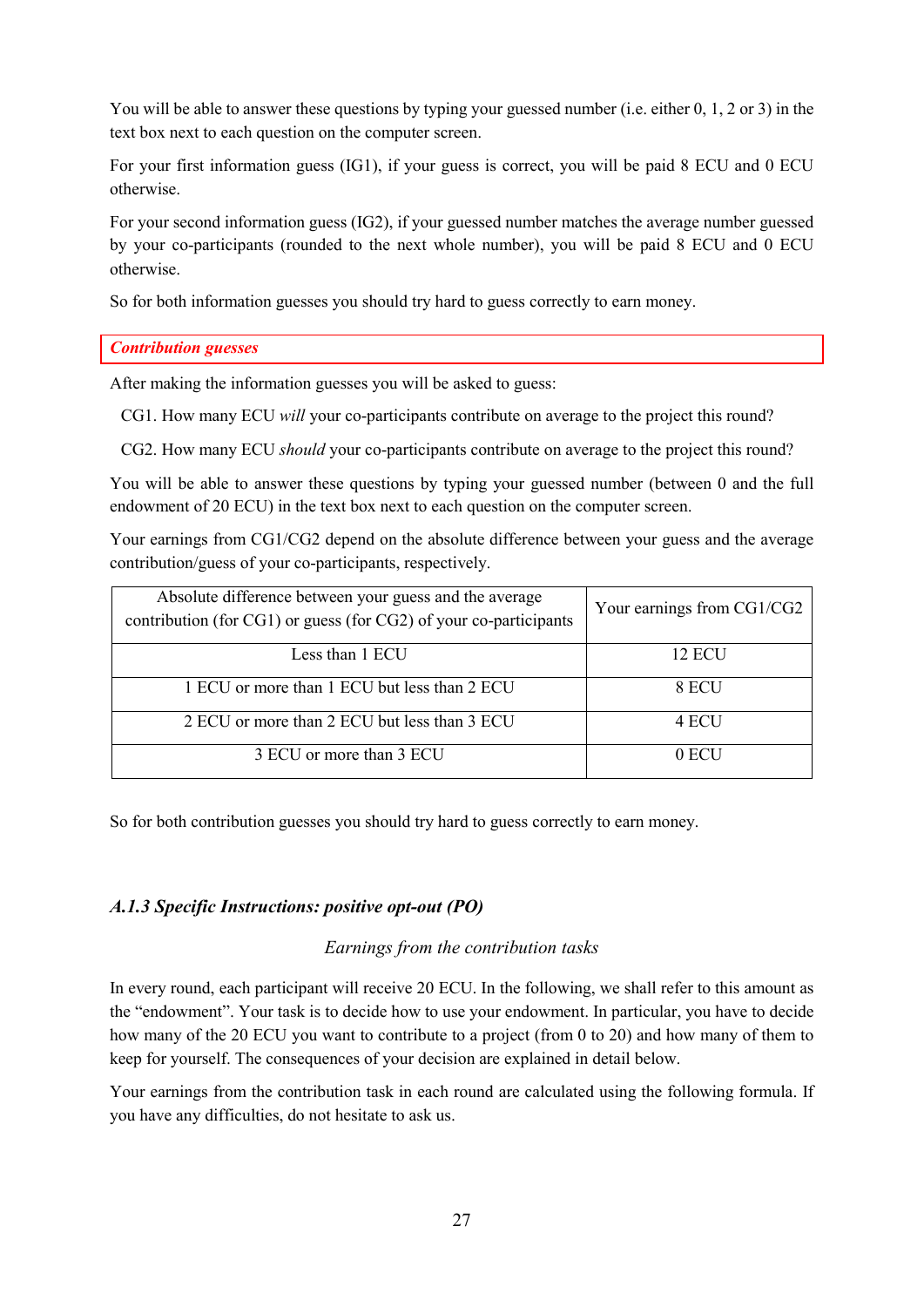You will be able to answer these questions by typing your guessed number (i.e. either 0, 1, 2 or 3) in the text box next to each question on the computer screen.

For your first information guess (IG1), if your guess is correct, you will be paid 8 ECU and 0 ECU otherwise.

For your second information guess (IG2), if your guessed number matches the average number guessed by your co-participants (rounded to the next whole number), you will be paid 8 ECU and 0 ECU otherwise.

So for both information guesses you should try hard to guess correctly to earn money.

***Contribution guesses***

After making the information guesses you will be asked to guess:

CG1. How many ECU *will* your co-participants contribute on average to the project this round?

CG2. How many ECU *should* your co-participants contribute on average to the project this round?

You will be able to answer these questions by typing your guessed number (between 0 and the full endowment of 20 ECU) in the text box next to each question on the computer screen.

Your earnings from CG1/CG2 depend on the absolute difference between your guess and the average contribution/guess of your co-participants, respectively.

| Absolute difference between your guess and the average contribution (for CG1) or guess (for CG2) of your co-participants | Your earnings from CG1/CG2 |
| --- | --- |
| Less than 1 ECU | 12 ECU |
| 1 ECU or more than 1 ECU but less than 2 ECU | 8 ECU |
| 2 ECU or more than 2 ECU but less than 3 ECU | 4 ECU |
| 3 ECU or more than 3 ECU | 0 ECU |

So for both contribution guesses you should try hard to guess correctly to earn money.

### *A.1.3 Specific Instructions: positive opt-out (PO)*

*Earnings from the contribution tasks*

In every round, each participant will receive 20 ECU. In the following, we shall refer to this amount as the "endowment". Your task is to decide how to use your endowment. In particular, you have to decide how many of the 20 ECU you want to contribute to a project (from 0 to 20) and how many of them to keep for yourself. The consequences of your decision are explained in detail below.

Your earnings from the contribution task in each round are calculated using the following formula. If you have any difficulties, do not hesitate to ask us.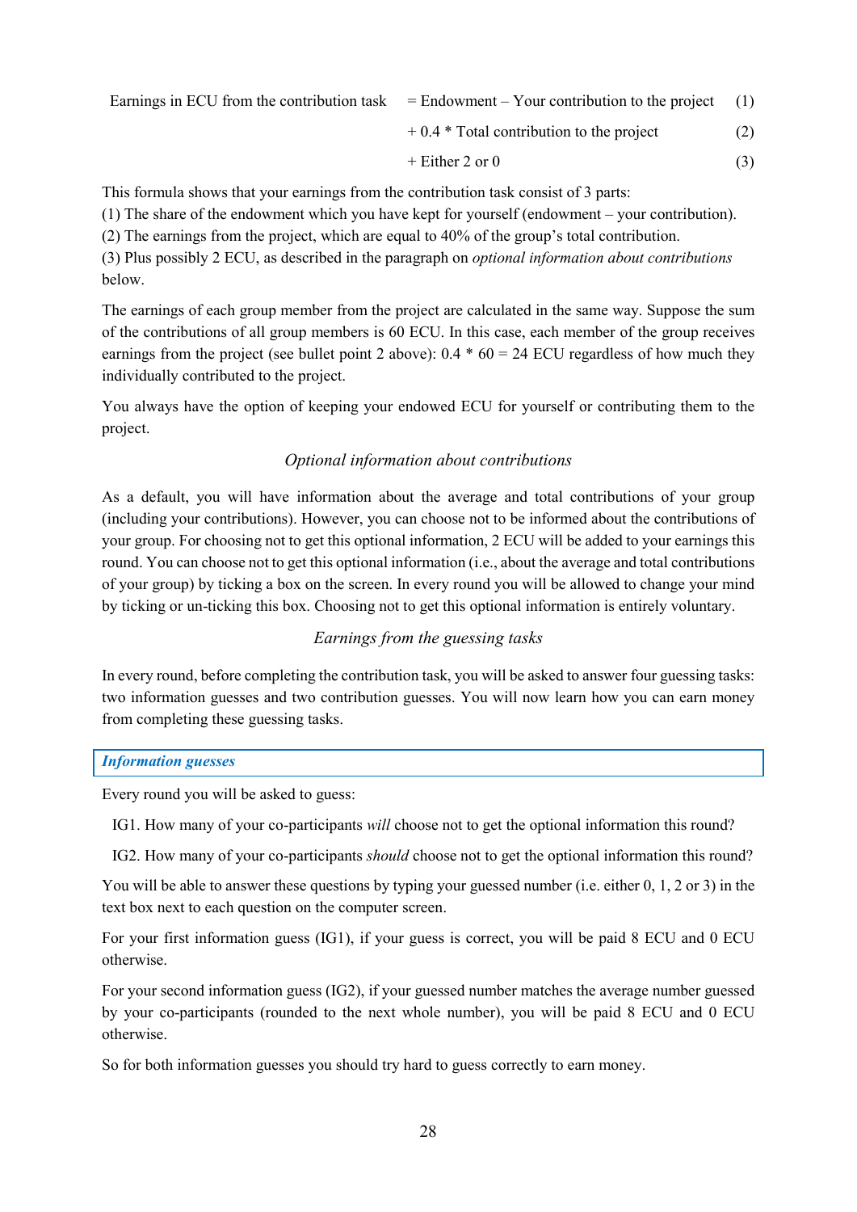| | | |
|---|---|---|
| Earnings in ECU from the contribution task | = Endowment – Your contribution to the project | (1) |
| | + 0.4 * Total contribution to the project | (2) |
| | + Either 2 or 0 | (3) |

This formula shows that your earnings from the contribution task consist of 3 parts:
(1) The share of the endowment which you have kept for yourself (endowment – your contribution).
(2) The earnings from the project, which are equal to 40% of the group's total contribution.
(3) Plus possibly 2 ECU, as described in the paragraph on *optional information about contributions* below.

The earnings of each group member from the project are calculated in the same way. Suppose the sum of the contributions of all group members is 60 ECU. In this case, each member of the group receives earnings from the project (see bullet point 2 above): 0.4 * 60 = 24 ECU regardless of how much they individually contributed to the project.

You always have the option of keeping your endowed ECU for yourself or contributing them to the project.

### *Optional information about contributions*

As a default, you will have information about the average and total contributions of your group (including your contributions). However, you can choose not to be informed about the contributions of your group. For choosing not to get this optional information, 2 ECU will be added to your earnings this round. You can choose not to get this optional information (i.e., about the average and total contributions of your group) by ticking a box on the screen. In every round you will be allowed to change your mind by ticking or un-ticking this box. Choosing not to get this optional information is entirely voluntary.

### *Earnings from the guessing tasks*

In every round, before completing the contribution task, you will be asked to answer four guessing tasks: two information guesses and two contribution guesses. You will now learn how you can earn money from completing these guessing tasks.

#### ***Information guesses***

Every round you will be asked to guess:

IG1. How many of your co-participants *will* choose not to get the optional information this round?

IG2. How many of your co-participants *should* choose not to get the optional information this round?

You will be able to answer these questions by typing your guessed number (i.e. either 0, 1, 2 or 3) in the text box next to each question on the computer screen.

For your first information guess (IG1), if your guess is correct, you will be paid 8 ECU and 0 ECU otherwise.

For your second information guess (IG2), if your guessed number matches the average number guessed by your co-participants (rounded to the next whole number), you will be paid 8 ECU and 0 ECU otherwise.

So for both information guesses you should try hard to guess correctly to earn money.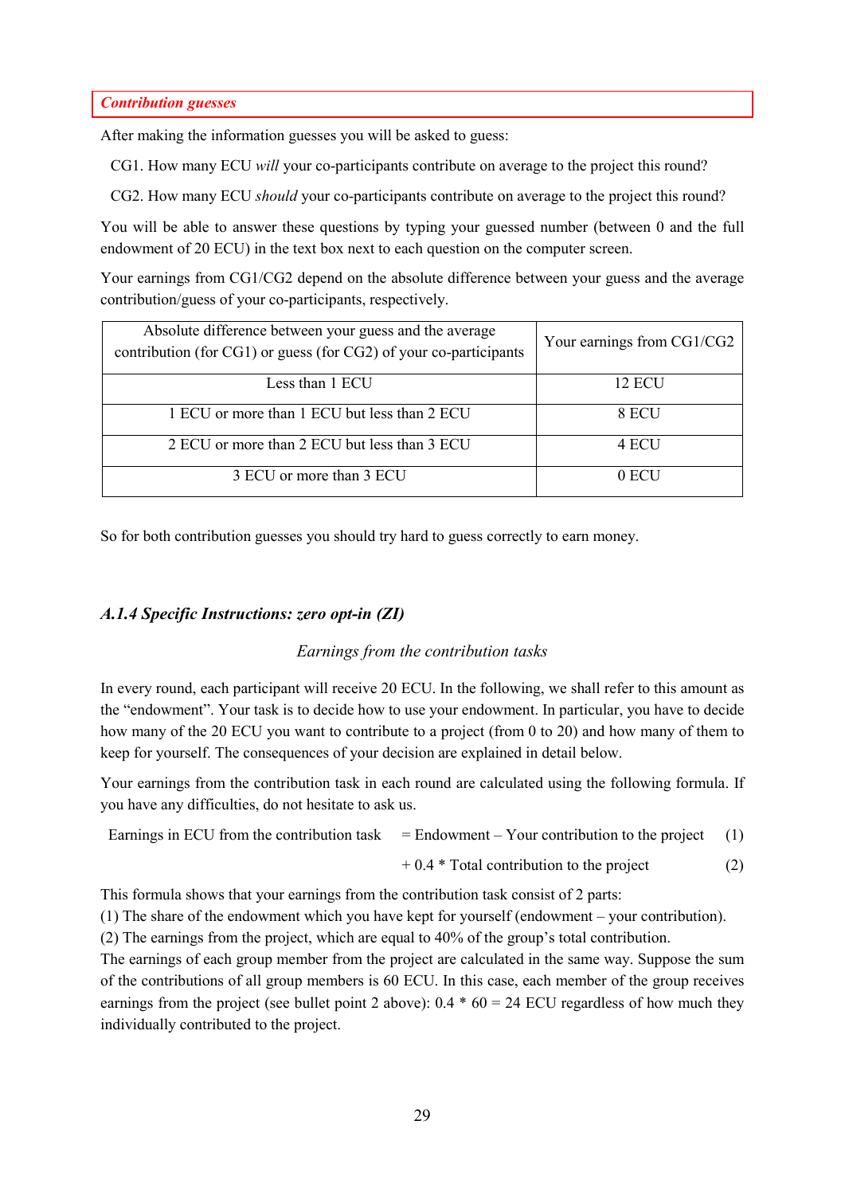**Contribution guesses**

After making the information guesses you will be asked to guess:

CG1. How many ECU *will* your co-participants contribute on average to the project this round?

CG2. How many ECU *should* your co-participants contribute on average to the project this round?

You will be able to answer these questions by typing your guessed number (between 0 and the full endowment of 20 ECU) in the text box next to each question on the computer screen.

Your earnings from CG1/CG2 depend on the absolute difference between your guess and the average contribution/guess of your co-participants, respectively.

| Absolute difference between your guess and the average contribution (for CG1) or guess (for CG2) of your co-participants | Your earnings from CG1/CG2 |
|---|---|
| Less than 1 ECU | 12 ECU |
| 1 ECU or more than 1 ECU but less than 2 ECU | 8 ECU |
| 2 ECU or more than 2 ECU but less than 3 ECU | 4 ECU |
| 3 ECU or more than 3 ECU | 0 ECU |

So for both contribution guesses you should try hard to guess correctly to earn money.

### *A.1.4 Specific Instructions: zero opt-in (ZI)*

*Earnings from the contribution tasks*

In every round, each participant will receive 20 ECU. In the following, we shall refer to this amount as the "endowment". Your task is to decide how to use your endowment. In particular, you have to decide how many of the 20 ECU you want to contribute to a project (from 0 to 20) and how many of them to keep for yourself. The consequences of your decision are explained in detail below.

Your earnings from the contribution task in each round are calculated using the following formula. If you have any difficulties, do not hesitate to ask us.

Earnings in ECU from the contribution task = Endowment – Your contribution to the project (1)

+ 0.4 * Total contribution to the project (2)

This formula shows that your earnings from the contribution task consist of 2 parts:
(1) The share of the endowment which you have kept for yourself (endowment – your contribution).
(2) The earnings from the project, which are equal to 40% of the group's total contribution.
The earnings of each group member from the project are calculated in the same way. Suppose the sum of the contributions of all group members is 60 ECU. In this case, each member of the group receives earnings from the project (see bullet point 2 above): 0.4 * 60 = 24 ECU regardless of how much they individually contributed to the project.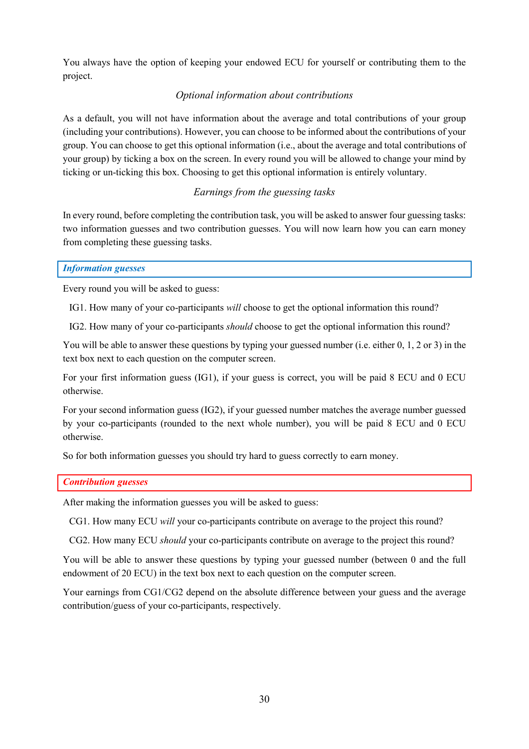You always have the option of keeping your endowed ECU for yourself or contributing them to the project.

### *Optional information about contributions*

As a default, you will not have information about the average and total contributions of your group (including your contributions). However, you can choose to be informed about the contributions of your group. You can choose to get this optional information (i.e., about the average and total contributions of your group) by ticking a box on the screen. In every round you will be allowed to change your mind by ticking or un-ticking this box. Choosing to get this optional information is entirely voluntary.

### *Earnings from the guessing tasks*

In every round, before completing the contribution task, you will be asked to answer four guessing tasks: two information guesses and two contribution guesses. You will now learn how you can earn money from completing these guessing tasks.

#### ***Information guesses***

Every round you will be asked to guess:

IG1. How many of your co-participants *will* choose to get the optional information this round?

IG2. How many of your co-participants *should* choose to get the optional information this round?

You will be able to answer these questions by typing your guessed number (i.e. either 0, 1, 2 or 3) in the text box next to each question on the computer screen.

For your first information guess (IG1), if your guess is correct, you will be paid 8 ECU and 0 ECU otherwise.

For your second information guess (IG2), if your guessed number matches the average number guessed by your co-participants (rounded to the next whole number), you will be paid 8 ECU and 0 ECU otherwise.

So for both information guesses you should try hard to guess correctly to earn money.

#### ***Contribution guesses***

After making the information guesses you will be asked to guess:

CG1. How many ECU *will* your co-participants contribute on average to the project this round?

CG2. How many ECU *should* your co-participants contribute on average to the project this round?

You will be able to answer these questions by typing your guessed number (between 0 and the full endowment of 20 ECU) in the text box next to each question on the computer screen.

Your earnings from CG1/CG2 depend on the absolute difference between your guess and the average contribution/guess of your co-participants, respectively.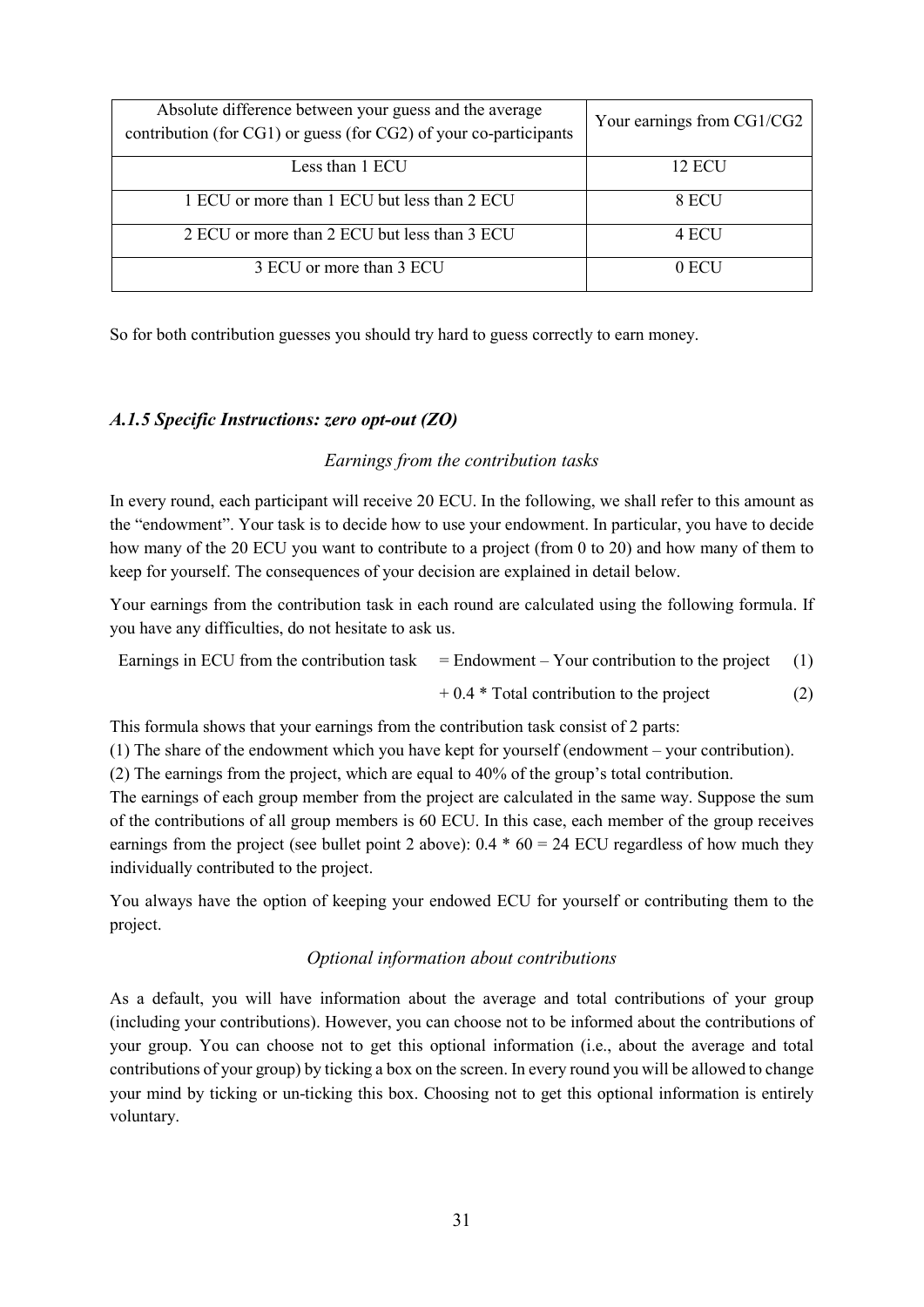| Absolute difference between your guess and the average contribution (for CG1) or guess (for CG2) of your co-participants | Your earnings from CG1/CG2 |
|---|---|
| Less than 1 ECU | 12 ECU |
| 1 ECU or more than 1 ECU but less than 2 ECU | 8 ECU |
| 2 ECU or more than 2 ECU but less than 3 ECU | 4 ECU |
| 3 ECU or more than 3 ECU | 0 ECU |

So for both contribution guesses you should try hard to guess correctly to earn money.

### *A.1.5 Specific Instructions: zero opt-out (ZO)*

*Earnings from the contribution tasks*

In every round, each participant will receive 20 ECU. In the following, we shall refer to this amount as the "endowment". Your task is to decide how to use your endowment. In particular, you have to decide how many of the 20 ECU you want to contribute to a project (from 0 to 20) and how many of them to keep for yourself. The consequences of your decision are explained in detail below.

Your earnings from the contribution task in each round are calculated using the following formula. If you have any difficulties, do not hesitate to ask us.

Earnings in ECU from the contribution task = Endowment – Your contribution to the project (1)

+ 0.4 * Total contribution to the project (2)

This formula shows that your earnings from the contribution task consist of 2 parts:

(1) The share of the endowment which you have kept for yourself (endowment – your contribution).

(2) The earnings from the project, which are equal to 40% of the group's total contribution.

The earnings of each group member from the project are calculated in the same way. Suppose the sum of the contributions of all group members is 60 ECU. In this case, each member of the group receives earnings from the project (see bullet point 2 above): $0.4 * 60 = 24$ ECU regardless of how much they individually contributed to the project.

You always have the option of keeping your endowed ECU for yourself or contributing them to the project.

*Optional information about contributions*

As a default, you will have information about the average and total contributions of your group (including your contributions). However, you can choose not to be informed about the contributions of your group. You can choose not to get this optional information (i.e., about the average and total contributions of your group) by ticking a box on the screen. In every round you will be allowed to change your mind by ticking or un-ticking this box. Choosing not to get this optional information is entirely voluntary.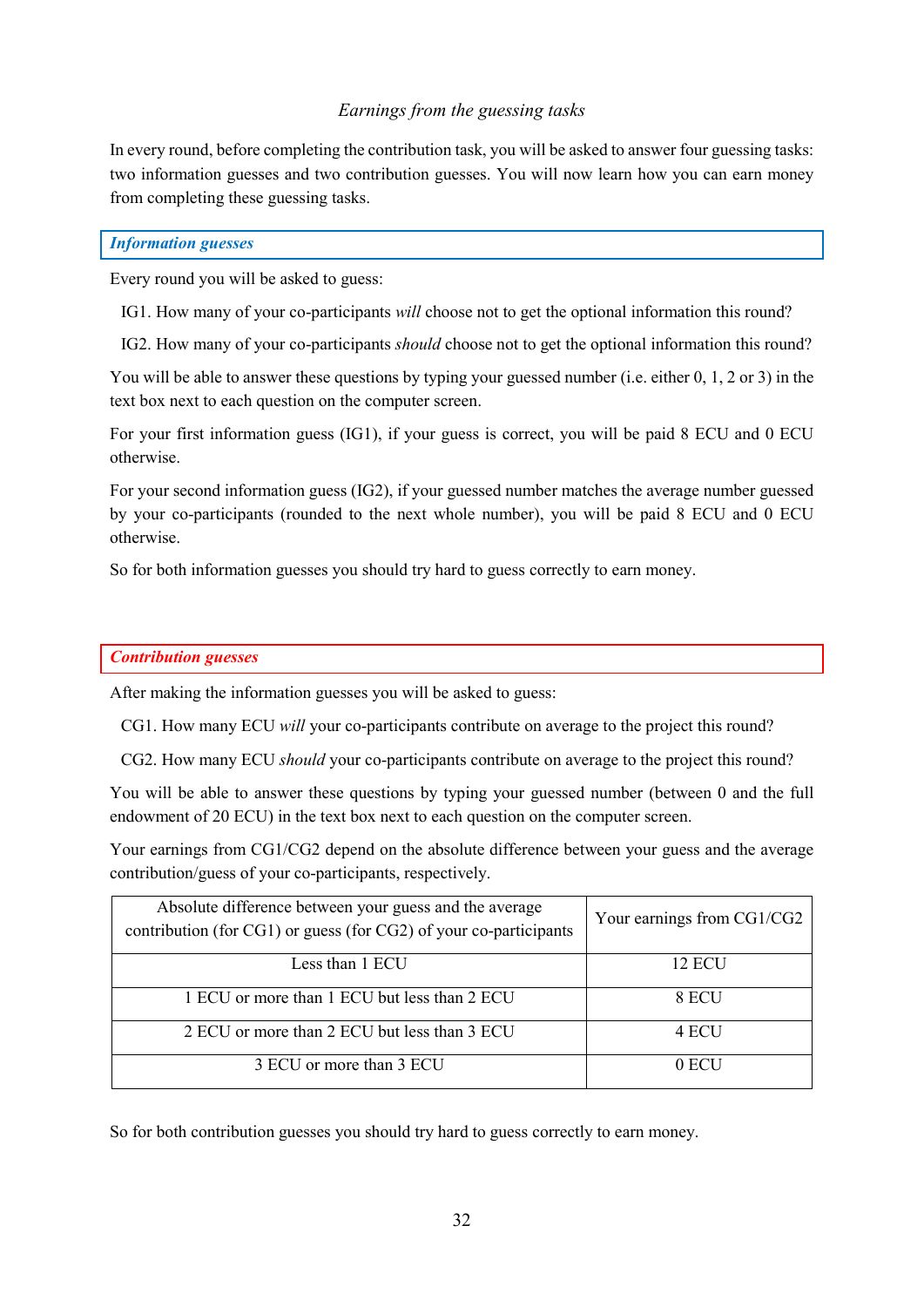*Earnings from the guessing tasks*

In every round, before completing the contribution task, you will be asked to answer four guessing tasks: two information guesses and two contribution guesses. You will now learn how you can earn money from completing these guessing tasks.

***Information guesses***

Every round you will be asked to guess:

IG1. How many of your co-participants *will* choose not to get the optional information this round?

IG2. How many of your co-participants *should* choose not to get the optional information this round?

You will be able to answer these questions by typing your guessed number (i.e. either 0, 1, 2 or 3) in the text box next to each question on the computer screen.

For your first information guess (IG1), if your guess is correct, you will be paid 8 ECU and 0 ECU otherwise.

For your second information guess (IG2), if your guessed number matches the average number guessed by your co-participants (rounded to the next whole number), you will be paid 8 ECU and 0 ECU otherwise.

So for both information guesses you should try hard to guess correctly to earn money.

***Contribution guesses***

After making the information guesses you will be asked to guess:

CG1. How many ECU *will* your co-participants contribute on average to the project this round?

CG2. How many ECU *should* your co-participants contribute on average to the project this round?

You will be able to answer these questions by typing your guessed number (between 0 and the full endowment of 20 ECU) in the text box next to each question on the computer screen.

Your earnings from CG1/CG2 depend on the absolute difference between your guess and the average contribution/guess of your co-participants, respectively.

| Absolute difference between your guess and the average contribution (for CG1) or guess (for CG2) of your co-participants | Your earnings from CG1/CG2 |
|---|---|
| Less than 1 ECU | 12 ECU |
| 1 ECU or more than 1 ECU but less than 2 ECU | 8 ECU |
| 2 ECU or more than 2 ECU but less than 3 ECU | 4 ECU |
| 3 ECU or more than 3 ECU | 0 ECU |

So for both contribution guesses you should try hard to guess correctly to earn money.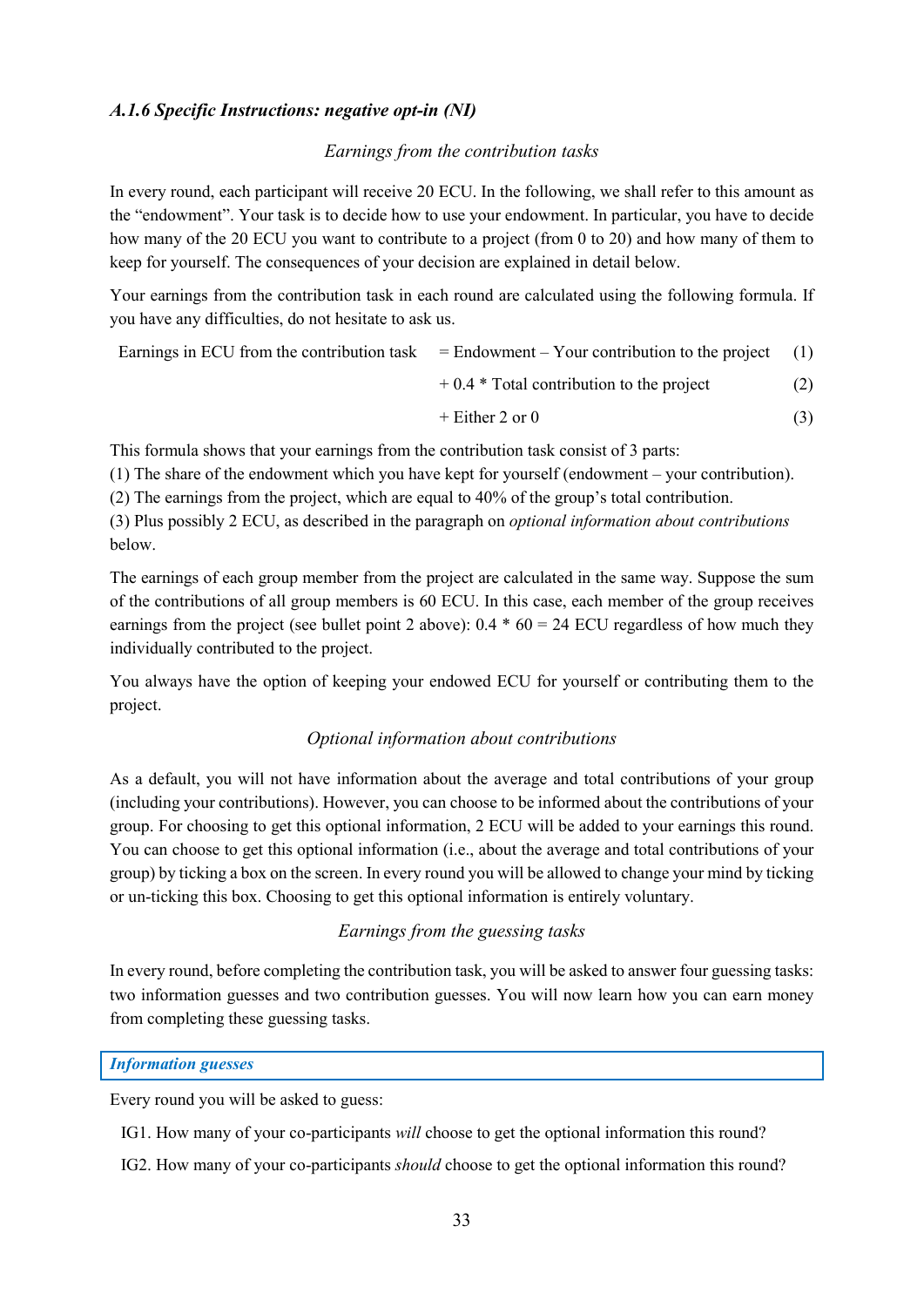### *A.1.6 Specific Instructions: negative opt-in (NI)*

*Earnings from the contribution tasks*

In every round, each participant will receive 20 ECU. In the following, we shall refer to this amount as the "endowment". Your task is to decide how to use your endowment. In particular, you have to decide how many of the 20 ECU you want to contribute to a project (from 0 to 20) and how many of them to keep for yourself. The consequences of your decision are explained in detail below.

Your earnings from the contribution task in each round are calculated using the following formula. If you have any difficulties, do not hesitate to ask us.

| | | |
|---|---|---|
| Earnings in ECU from the contribution task | = Endowment – Your contribution to the project | (1) |
| | + 0.4 * Total contribution to the project | (2) |
| | + Either 2 or 0 | (3) |

This formula shows that your earnings from the contribution task consist of 3 parts:
(1) The share of the endowment which you have kept for yourself (endowment – your contribution).
(2) The earnings from the project, which are equal to 40% of the group's total contribution.
(3) Plus possibly 2 ECU, as described in the paragraph on *optional information about contributions* below.

The earnings of each group member from the project are calculated in the same way. Suppose the sum of the contributions of all group members is 60 ECU. In this case, each member of the group receives earnings from the project (see bullet point 2 above): 0.4 * 60 = 24 ECU regardless of how much they individually contributed to the project.

You always have the option of keeping your endowed ECU for yourself or contributing them to the project.

*Optional information about contributions*

As a default, you will not have information about the average and total contributions of your group (including your contributions). However, you can choose to be informed about the contributions of your group. For choosing to get this optional information, 2 ECU will be added to your earnings this round. You can choose to get this optional information (i.e., about the average and total contributions of your group) by ticking a box on the screen. In every round you will be allowed to change your mind by ticking or un-ticking this box. Choosing to get this optional information is entirely voluntary.

*Earnings from the guessing tasks*

In every round, before completing the contribution task, you will be asked to answer four guessing tasks: two information guesses and two contribution guesses. You will now learn how you can earn money from completing these guessing tasks.

***Information guesses***

Every round you will be asked to guess:

IG1. How many of your co-participants *will* choose to get the optional information this round?

IG2. How many of your co-participants *should* choose to get the optional information this round?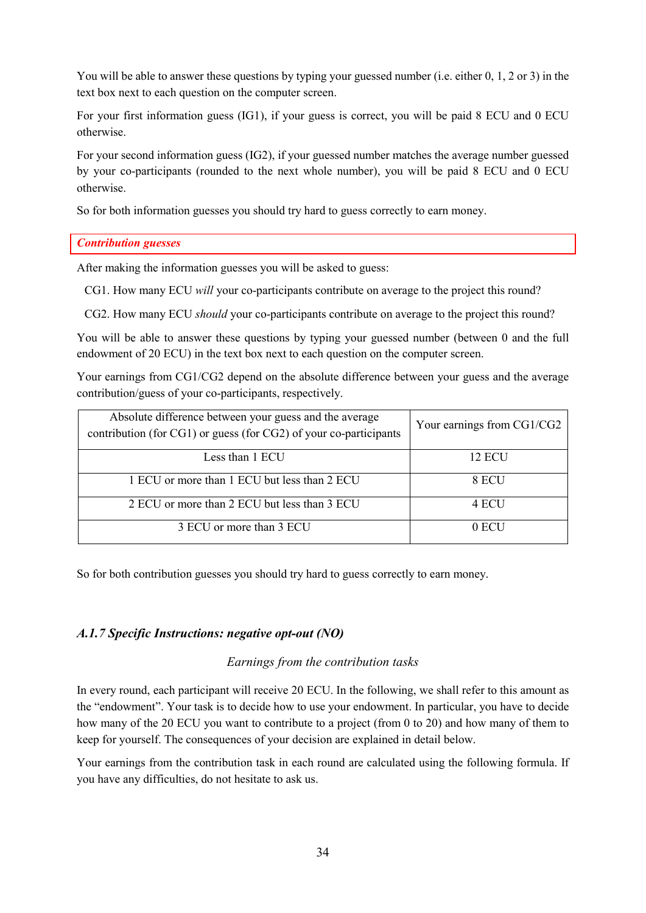You will be able to answer these questions by typing your guessed number (i.e. either 0, 1, 2 or 3) in the text box next to each question on the computer screen.

For your first information guess (IG1), if your guess is correct, you will be paid 8 ECU and 0 ECU otherwise.

For your second information guess (IG2), if your guessed number matches the average number guessed by your co-participants (rounded to the next whole number), you will be paid 8 ECU and 0 ECU otherwise.

So for both information guesses you should try hard to guess correctly to earn money.

***Contribution guesses***

After making the information guesses you will be asked to guess:

CG1. How many ECU *will* your co-participants contribute on average to the project this round?

CG2. How many ECU *should* your co-participants contribute on average to the project this round?

You will be able to answer these questions by typing your guessed number (between 0 and the full endowment of 20 ECU) in the text box next to each question on the computer screen.

Your earnings from CG1/CG2 depend on the absolute difference between your guess and the average contribution/guess of your co-participants, respectively.

| Absolute difference between your guess and the average contribution (for CG1) or guess (for CG2) of your co-participants | Your earnings from CG1/CG2 |
|---|---|
| Less than 1 ECU | 12 ECU |
| 1 ECU or more than 1 ECU but less than 2 ECU | 8 ECU |
| 2 ECU or more than 2 ECU but less than 3 ECU | 4 ECU |
| 3 ECU or more than 3 ECU | 0 ECU |

So for both contribution guesses you should try hard to guess correctly to earn money.

### *A.1.7 Specific Instructions: negative opt-out (NO)*

*Earnings from the contribution tasks*

In every round, each participant will receive 20 ECU. In the following, we shall refer to this amount as the “endowment”. Your task is to decide how to use your endowment. In particular, you have to decide how many of the 20 ECU you want to contribute to a project (from 0 to 20) and how many of them to keep for yourself. The consequences of your decision are explained in detail below.

Your earnings from the contribution task in each round are calculated using the following formula. If you have any difficulties, do not hesitate to ask us.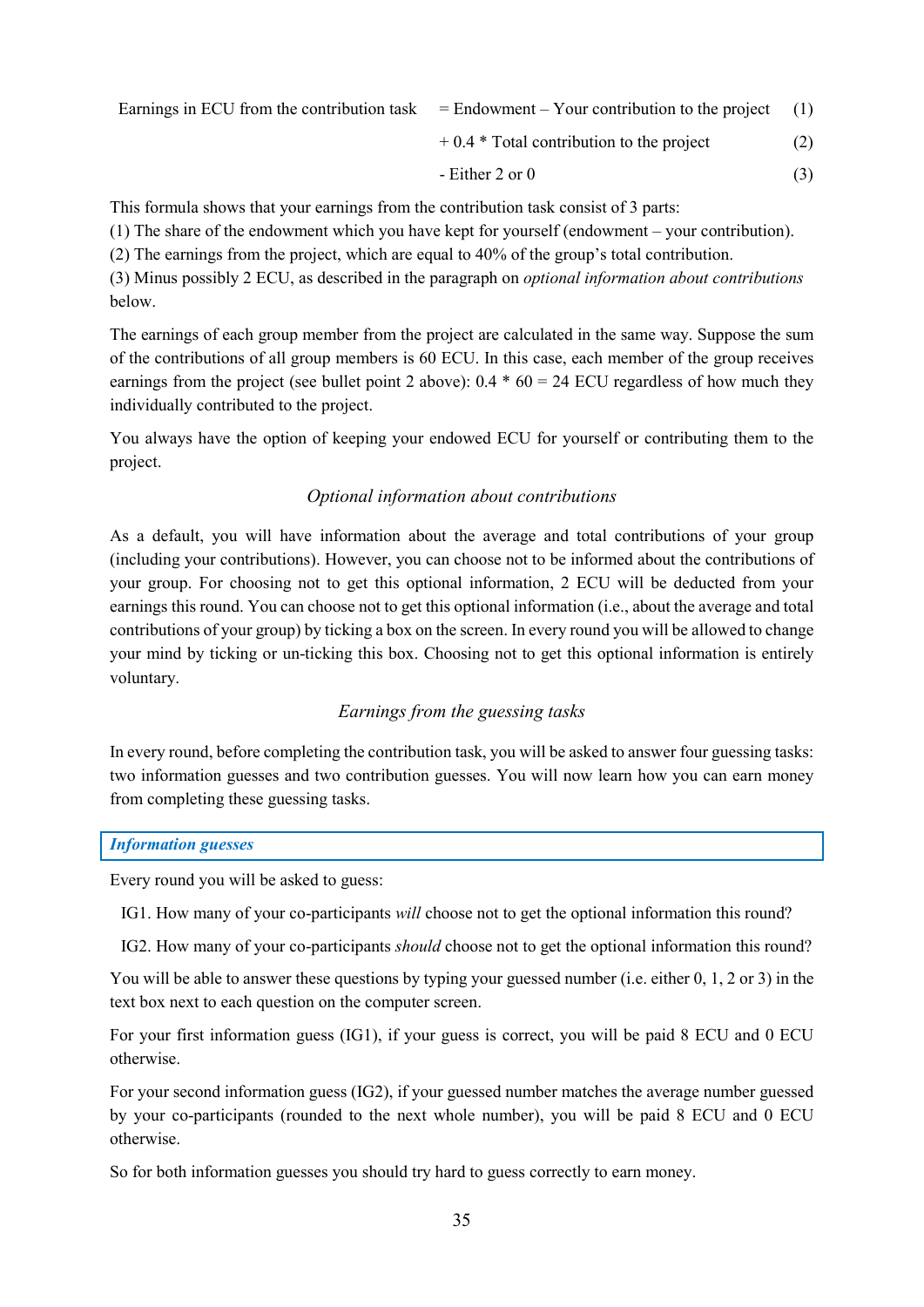| | | |
|---|---|---|
| Earnings in ECU from the contribution task | = Endowment – Your contribution to the project | (1) |
| | + 0.4 * Total contribution to the project | (2) |
| | - Either 2 or 0 | (3) |

This formula shows that your earnings from the contribution task consist of 3 parts:
(1) The share of the endowment which you have kept for yourself (endowment – your contribution).
(2) The earnings from the project, which are equal to 40% of the group's total contribution.
(3) Minus possibly 2 ECU, as described in the paragraph on *optional information about contributions* below.

The earnings of each group member from the project are calculated in the same way. Suppose the sum of the contributions of all group members is 60 ECU. In this case, each member of the group receives earnings from the project (see bullet point 2 above): 0.4 * 60 = 24 ECU regardless of how much they individually contributed to the project.

You always have the option of keeping your endowed ECU for yourself or contributing them to the project.

### *Optional information about contributions*

As a default, you will have information about the average and total contributions of your group (including your contributions). However, you can choose not to be informed about the contributions of your group. For choosing not to get this optional information, 2 ECU will be deducted from your earnings this round. You can choose not to get this optional information (i.e., about the average and total contributions of your group) by ticking a box on the screen. In every round you will be allowed to change your mind by ticking or un-ticking this box. Choosing not to get this optional information is entirely voluntary.

### *Earnings from the guessing tasks*

In every round, before completing the contribution task, you will be asked to answer four guessing tasks: two information guesses and two contribution guesses. You will now learn how you can earn money from completing these guessing tasks.

#### ***Information guesses***

Every round you will be asked to guess:

IG1. How many of your co-participants *will* choose not to get the optional information this round?

IG2. How many of your co-participants *should* choose not to get the optional information this round?

You will be able to answer these questions by typing your guessed number (i.e. either 0, 1, 2 or 3) in the text box next to each question on the computer screen.

For your first information guess (IG1), if your guess is correct, you will be paid 8 ECU and 0 ECU otherwise.

For your second information guess (IG2), if your guessed number matches the average number guessed by your co-participants (rounded to the next whole number), you will be paid 8 ECU and 0 ECU otherwise.

So for both information guesses you should try hard to guess correctly to earn money.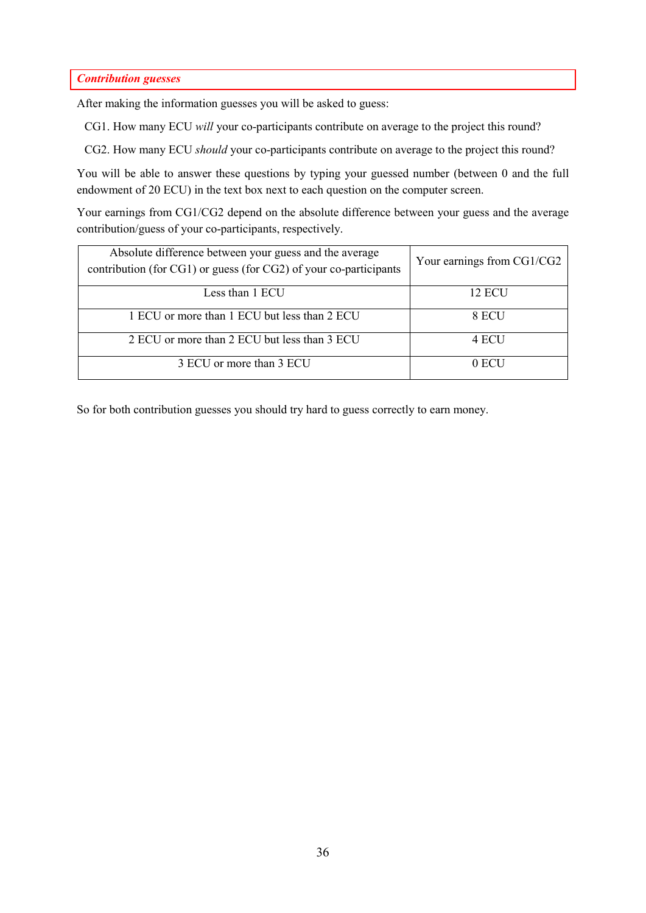### *Contribution guesses*

After making the information guesses you will be asked to guess:

CG1. How many ECU *will* your co-participants contribute on average to the project this round?

CG2. How many ECU *should* your co-participants contribute on average to the project this round?

You will be able to answer these questions by typing your guessed number (between 0 and the full endowment of 20 ECU) in the text box next to each question on the computer screen.

Your earnings from CG1/CG2 depend on the absolute difference between your guess and the average contribution/guess of your co-participants, respectively.

| Absolute difference between your guess and the average contribution (for CG1) or guess (for CG2) of your co-participants | Your earnings from CG1/CG2 |
|---|---|
| Less than 1 ECU | 12 ECU |
| 1 ECU or more than 1 ECU but less than 2 ECU | 8 ECU |
| 2 ECU or more than 2 ECU but less than 3 ECU | 4 ECU |
| 3 ECU or more than 3 ECU | 0 ECU |

So for both contribution guesses you should try hard to guess correctly to earn money.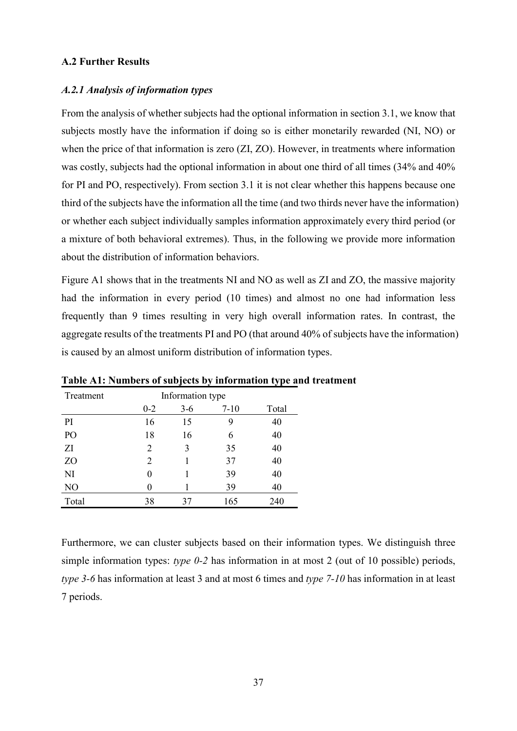### A.2 Further Results

#### *A.2.1 Analysis of information types*

From the analysis of whether subjects had the optional information in section 3.1, we know that subjects mostly have the information if doing so is either monetarily rewarded (NI, NO) or when the price of that information is zero (ZI, ZO). However, in treatments where information was costly, subjects had the optional information in about one third of all times (34% and 40% for PI and PO, respectively). From section 3.1 it is not clear whether this happens because one third of the subjects have the information all the time (and two thirds never have the information) or whether each subject individually samples information approximately every third period (or a mixture of both behavioral extremes). Thus, in the following we provide more information about the distribution of information behaviors.

Figure A1 shows that in the treatments NI and NO as well as ZI and ZO, the massive majority had the information in every period (10 times) and almost no one had information less frequently than 9 times resulting in very high overall information rates. In contrast, the aggregate results of the treatments PI and PO (that around 40% of subjects have the information) is caused by an almost uniform distribution of information types.

**Table A1: Numbers of subjects by information type and treatment**

| Treatment | Information type | | | |
|---|---|---|---|---|
| | 0-2 | 3-6 | 7-10 | Total |
| PI | 16 | 15 | 9 | 40 |
| PO | 18 | 16 | 6 | 40 |
| ZI | 2 | 3 | 35 | 40 |
| ZO | 2 | 1 | 37 | 40 |
| NI | 0 | 1 | 39 | 40 |
| NO | 0 | 1 | 39 | 40 |
| Total | 38 | 37 | 165 | 240 |

Furthermore, we can cluster subjects based on their information types. We distinguish three simple information types: *type 0-2* has information in at most 2 (out of 10 possible) periods, *type 3-6* has information at least 3 and at most 6 times and *type 7-10* has information in at least 7 periods.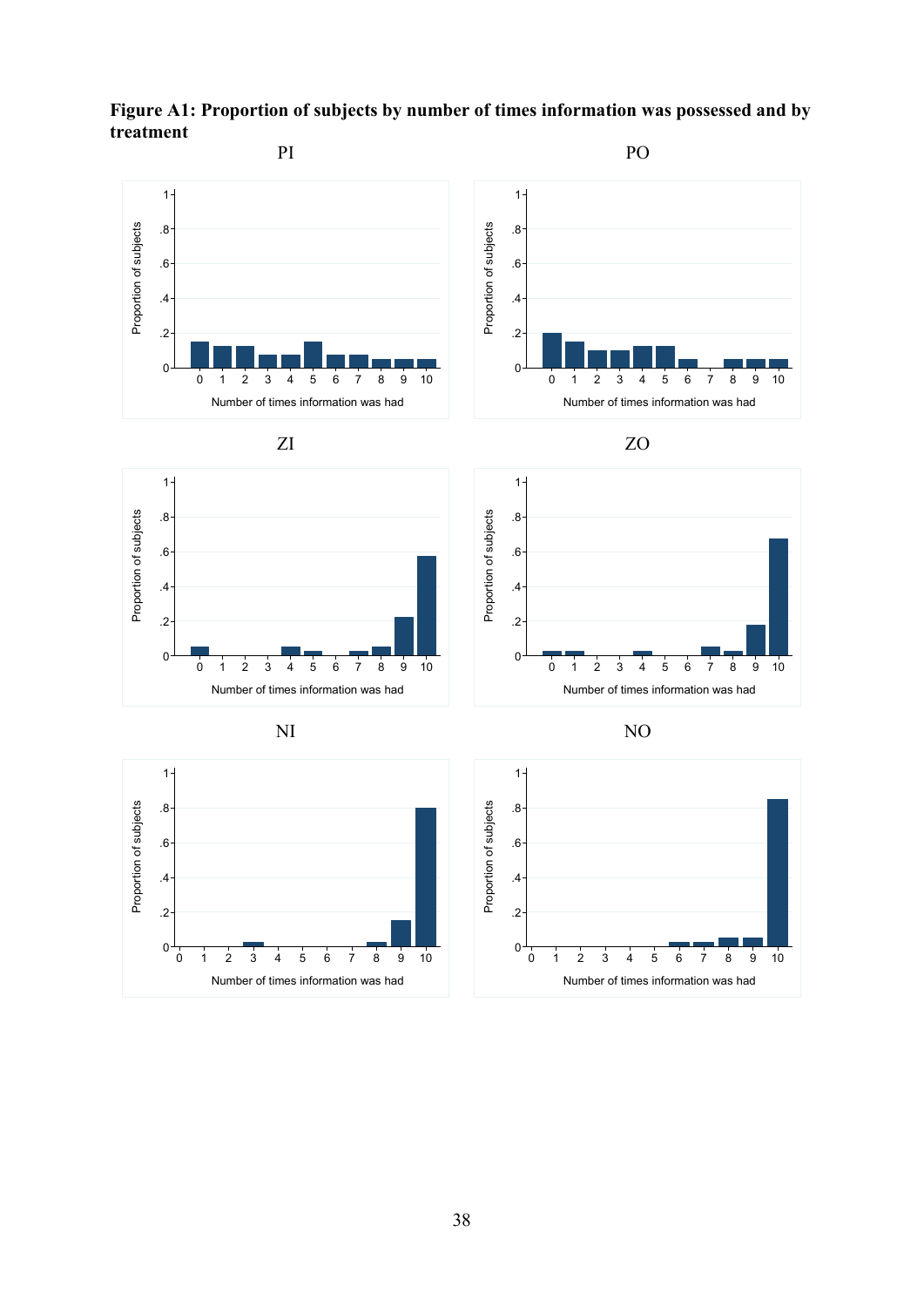**Figure A1: Proportion of subjects by number of times information was possessed and by treatment**

PI

Proportion of subjects

0 .2 .4 .6 .8 1

0 1 2 3 4 5 6 7 8 9 10

Number of times information was had

PO

Proportion of subjects

0 .2 .4 .6 .8 1

0 1 2 3 4 5 6 7 8 9 10

Number of times information was had

ZI

Proportion of subjects

0 .2 .4 .6 .8 1

0 1 2 3 4 5 6 7 8 9 10

Number of times information was had

ZO

Proportion of subjects

0 .2 .4 .6 .8 1

0 1 2 3 4 5 6 7 8 9 10

Number of times information was had

NI

Proportion of subjects

0 .2 .4 .6 .8 1

0 1 2 3 4 5 6 7 8 9 10

Number of times information was had

NO

Proportion of subjects

0 .2 .4 .6 .8 1

0 1 2 3 4 5 6 7 8 9 10

Number of times information was had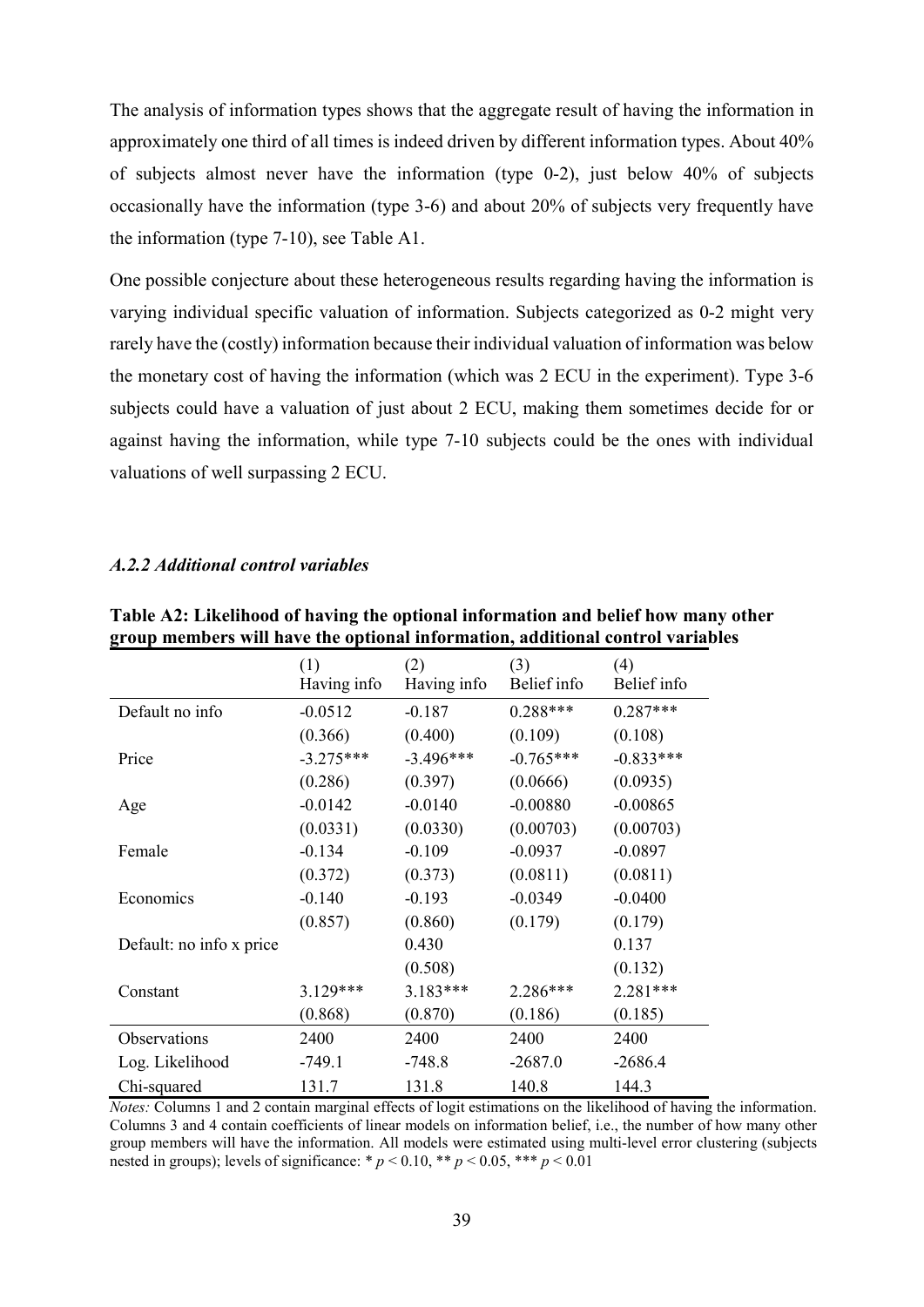The analysis of information types shows that the aggregate result of having the information in approximately one third of all times is indeed driven by different information types. About 40% of subjects almost never have the information (type 0-2), just below 40% of subjects occasionally have the information (type 3-6) and about 20% of subjects very frequently have the information (type 7-10), see Table A1.

One possible conjecture about these heterogeneous results regarding having the information is varying individual specific valuation of information. Subjects categorized as 0-2 might very rarely have the (costly) information because their individual valuation of information was below the monetary cost of having the information (which was 2 ECU in the experiment). Type 3-6 subjects could have a valuation of just about 2 ECU, making them sometimes decide for or against having the information, while type 7-10 subjects could be the ones with individual valuations of well surpassing 2 ECU.

### *A.2.2 Additional control variables*

**Table A2: Likelihood of having the optional information and belief how many other group members will have the optional information, additional control variables**

| | (1) Having info | (2) Having info | (3) Belief info | (4) Belief info |
|---|---|---|---|---|
| Default no info | -0.0512 | -0.187 | 0.288*** | 0.287*** |
| | (0.366) | (0.400) | (0.109) | (0.108) |
| Price | -3.275*** | -3.496*** | -0.765*** | -0.833*** |
| | (0.286) | (0.397) | (0.0666) | (0.0935) |
| Age | -0.0142 | -0.0140 | -0.00880 | -0.00865 |
| | (0.0331) | (0.0330) | (0.00703) | (0.00703) |
| Female | -0.134 | -0.109 | -0.0937 | -0.0897 |
| | (0.372) | (0.373) | (0.0811) | (0.0811) |
| Economics | -0.140 | -0.193 | -0.0349 | -0.0400 |
| | (0.857) | (0.860) | (0.179) | (0.179) |
| Default: no info x price | | 0.430 | | 0.137 |
| | | (0.508) | | (0.132) |
| Constant | 3.129*** | 3.183*** | 2.286*** | 2.281*** |
| | (0.868) | (0.870) | (0.186) | (0.185) |
| Observations | 2400 | 2400 | 2400 | 2400 |
| Log. Likelihood | -749.1 | -748.8 | -2687.0 | -2686.4 |
| Chi-squared | 131.7 | 131.8 | 140.8 | 144.3 |

*Notes:* Columns 1 and 2 contain marginal effects of logit estimations on the likelihood of having the information. Columns 3 and 4 contain coefficients of linear models on information belief, i.e., the number of how many other group members will have the information. All models were estimated using multi-level error clustering (subjects nested in groups); levels of significance: * $p < 0.10$, ** $p < 0.05$, *** $p < 0.01$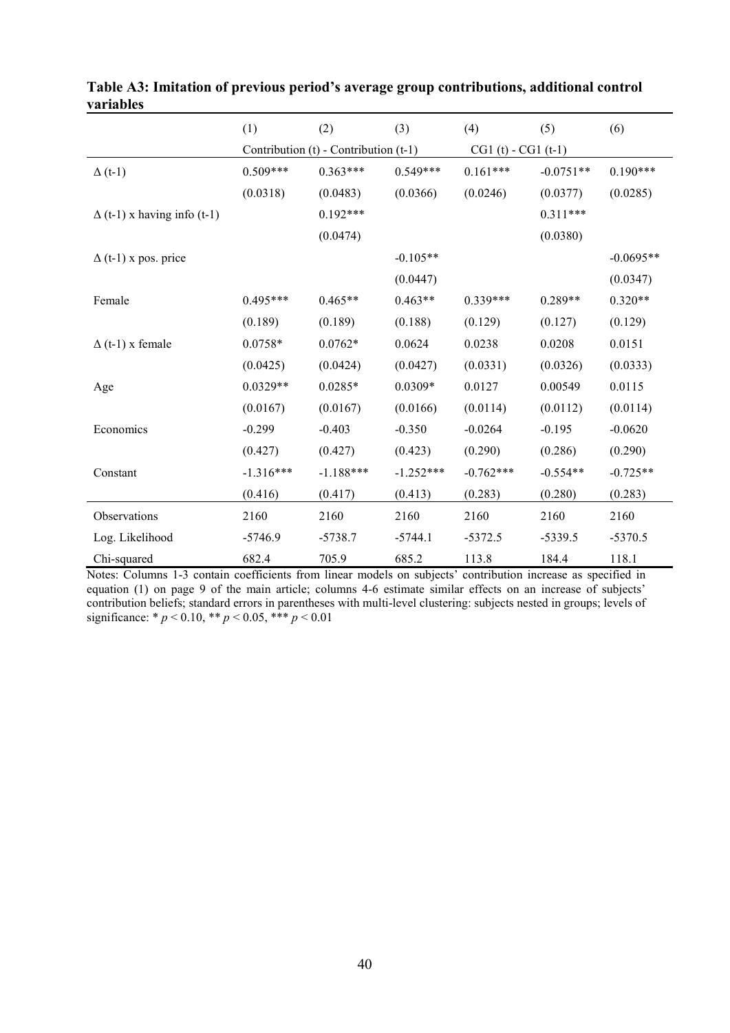**Table A3: Imitation of previous period's average group contributions, additional control variables**

| | (1) | (2) | (3) | (4) | (5) | (6) |
|---|---|---|---|---|---|---|
| | Contribution (t) - Contribution (t-1) | | | CG1 (t) - CG1 (t-1) | | |
| Δ (t-1) | 0.509*** | 0.363*** | 0.549*** | 0.161*** | -0.0751** | 0.190*** |
| | (0.0318) | (0.0483) | (0.0366) | (0.0246) | (0.0377) | (0.0285) |
| Δ (t-1) x having info (t-1) | | 0.192*** | | | 0.311*** | |
| | | (0.0474) | | | (0.0380) | |
| Δ (t-1) x pos. price | | | -0.105** | | | -0.0695** |
| | | | (0.0447) | | | (0.0347) |
| Female | 0.495*** | 0.465** | 0.463** | 0.339*** | 0.289** | 0.320** |
| | (0.189) | (0.189) | (0.188) | (0.129) | (0.127) | (0.129) |
| Δ (t-1) x female | 0.0758* | 0.0762* | 0.0624 | 0.0238 | 0.0208 | 0.0151 |
| | (0.0425) | (0.0424) | (0.0427) | (0.0331) | (0.0326) | (0.0333) |
| Age | 0.0329** | 0.0285* | 0.0309* | 0.0127 | 0.00549 | 0.0115 |
| | (0.0167) | (0.0167) | (0.0166) | (0.0114) | (0.0112) | (0.0114) |
| Economics | -0.299 | -0.403 | -0.350 | -0.0264 | -0.195 | -0.0620 |
| | (0.427) | (0.427) | (0.423) | (0.290) | (0.286) | (0.290) |
| Constant | -1.316*** | -1.188*** | -1.252*** | -0.762*** | -0.554** | -0.725** |
| | (0.416) | (0.417) | (0.413) | (0.283) | (0.280) | (0.283) |
| Observations | 2160 | 2160 | 2160 | 2160 | 2160 | 2160 |
| Log. Likelihood | -5746.9 | -5738.7 | -5744.1 | -5372.5 | -5339.5 | -5370.5 |
| Chi-squared | 682.4 | 705.9 | 685.2 | 113.8 | 184.4 | 118.1 |

Notes: Columns 1-3 contain coefficients from linear models on subjects' contribution increase as specified in equation (1) on page 9 of the main article; columns 4-6 estimate similar effects on an increase of subjects' contribution beliefs; standard errors in parentheses with multi-level clustering: subjects nested in groups; levels of significance: * $p < 0.10$, ** $p < 0.05$, *** $p < 0.01$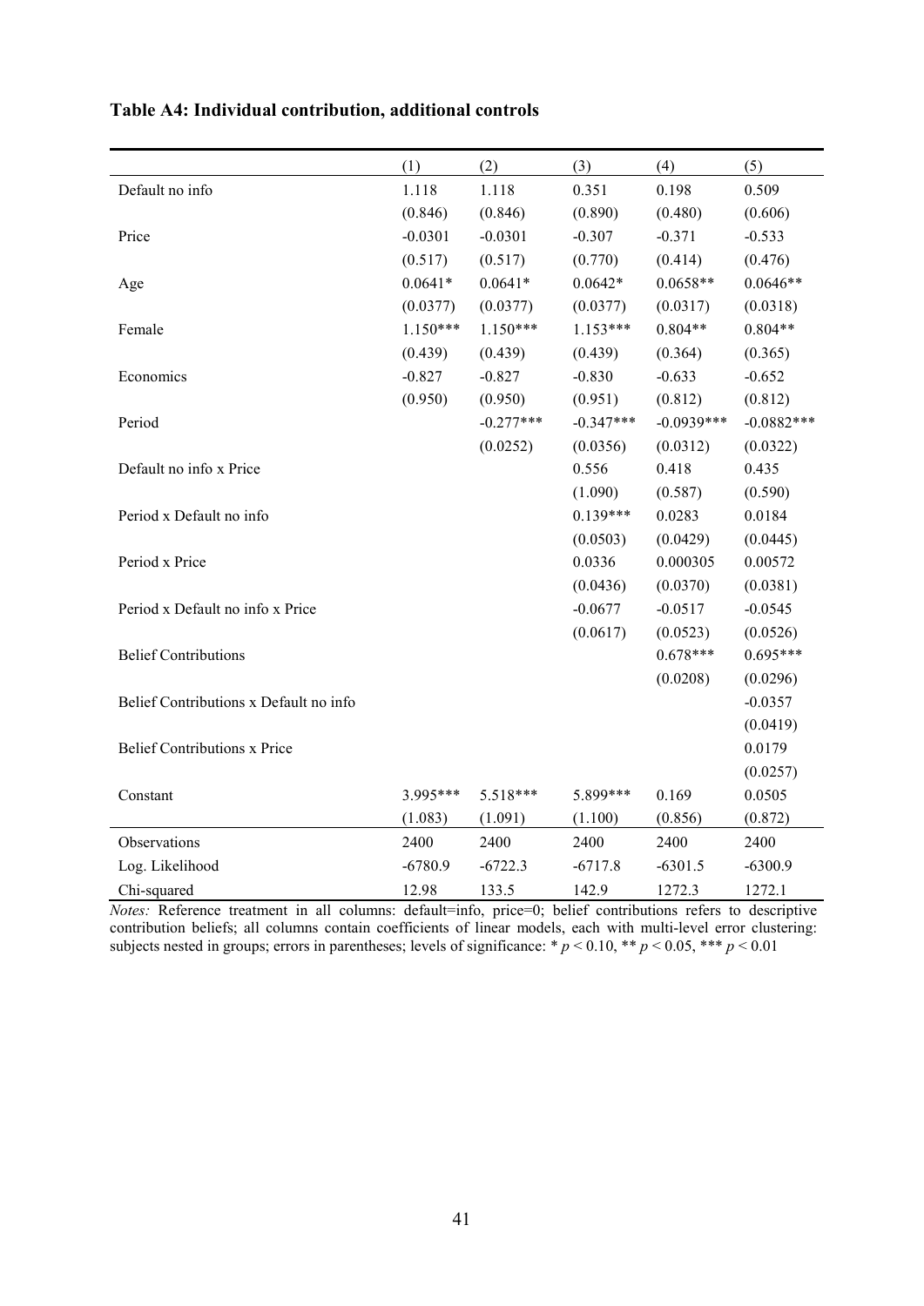**Table A4: Individual contribution, additional controls**

| | (1) | (2) | (3) | (4) | (5) |
|---|---|---|---|---|---|
| Default no info | 1.118 | 1.118 | 0.351 | 0.198 | 0.509 |
| | (0.846) | (0.846) | (0.890) | (0.480) | (0.606) |
| Price | -0.0301 | -0.0301 | -0.307 | -0.371 | -0.533 |
| | (0.517) | (0.517) | (0.770) | (0.414) | (0.476) |
| Age | 0.0641* | 0.0641* | 0.0642* | 0.0658** | 0.0646** |
| | (0.0377) | (0.0377) | (0.0377) | (0.0317) | (0.0318) |
| Female | 1.150*** | 1.150*** | 1.153*** | 0.804** | 0.804** |
| | (0.439) | (0.439) | (0.439) | (0.364) | (0.365) |
| Economics | -0.827 | -0.827 | -0.830 | -0.633 | -0.652 |
| | (0.950) | (0.950) | (0.951) | (0.812) | (0.812) |
| Period | | -0.277*** | -0.347*** | -0.0939*** | -0.0882*** |
| | | (0.0252) | (0.0356) | (0.0312) | (0.0322) |
| Default no info x Price | | | 0.556 | 0.418 | 0.435 |
| | | | (1.090) | (0.587) | (0.590) |
| Period x Default no info | | | 0.139*** | 0.0283 | 0.0184 |
| | | | (0.0503) | (0.0429) | (0.0445) |
| Period x Price | | | 0.0336 | 0.000305 | 0.00572 |
| | | | (0.0436) | (0.0370) | (0.0381) |
| Period x Default no info x Price | | | -0.0677 | -0.0517 | -0.0545 |
| | | | (0.0617) | (0.0523) | (0.0526) |
| Belief Contributions | | | | 0.678*** | 0.695*** |
| | | | | (0.0208) | (0.0296) |
| Belief Contributions x Default no info | | | | | -0.0357 |
| | | | | | (0.0419) |
| Belief Contributions x Price | | | | | 0.0179 |
| | | | | | (0.0257) |
| Constant | 3.995*** | 5.518*** | 5.899*** | 0.169 | 0.0505 |
| | (1.083) | (1.091) | (1.100) | (0.856) | (0.872) |
| Observations | 2400 | 2400 | 2400 | 2400 | 2400 |
| Log. Likelihood | -6780.9 | -6722.3 | -6717.8 | -6301.5 | -6300.9 |
| Chi-squared | 12.98 | 133.5 | 142.9 | 1272.3 | 1272.1 |

*Notes:* Reference treatment in all columns: default=info, price=0; belief contributions refers to descriptive contribution beliefs; all columns contain coefficients of linear models, each with multi-level error clustering: subjects nested in groups; errors in parentheses; levels of significance: * $p < 0.10$, ** $p < 0.05$, *** $p < 0.01$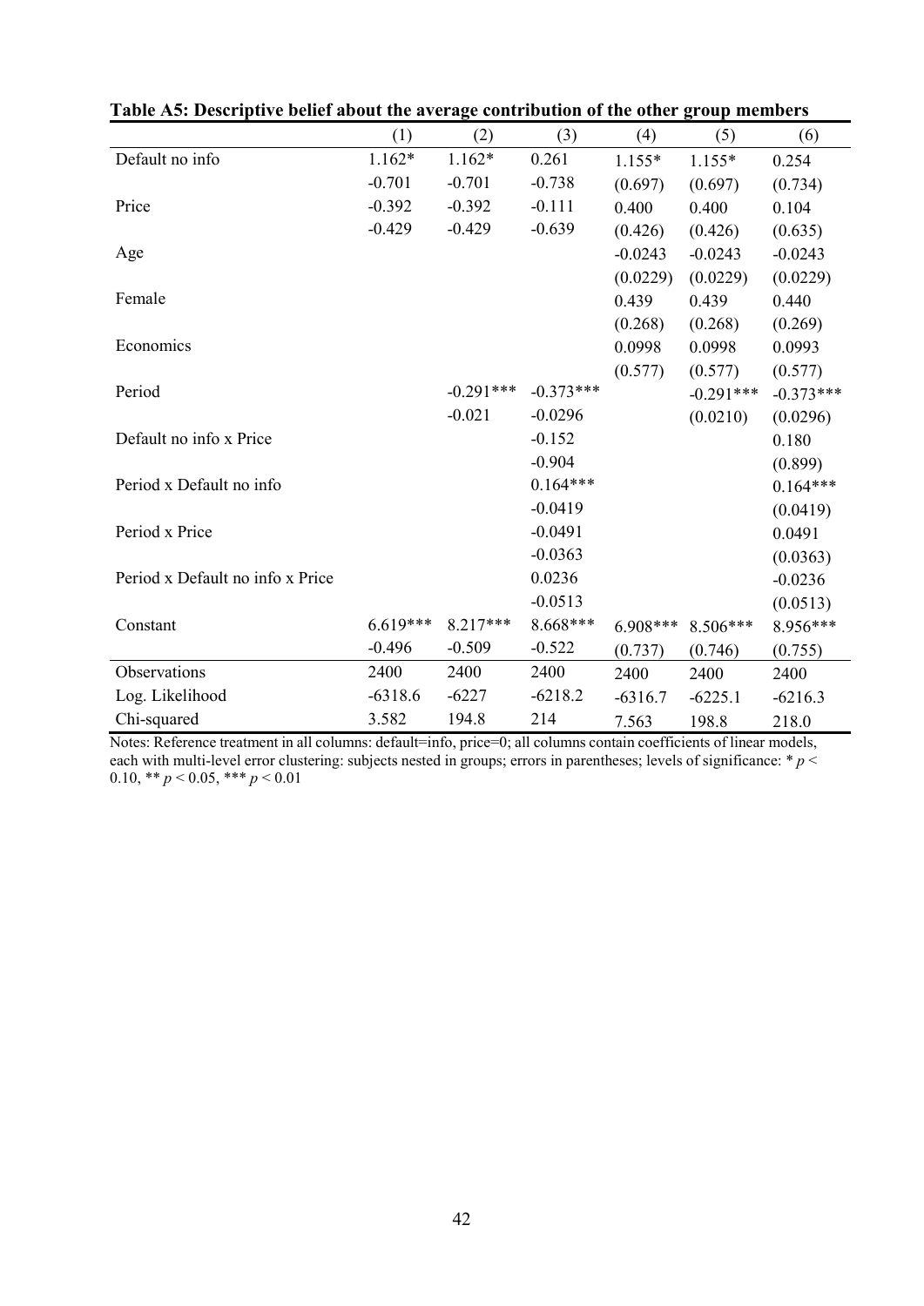**Table A5: Descriptive belief about the average contribution of the other group members**

| | (1) | (2) | (3) | (4) | (5) | (6) |
|---|---|---|---|---|---|---|
| Default no info | 1.162* | 1.162* | 0.261 | 1.155* | 1.155* | 0.254 |
| | -0.701 | -0.701 | -0.738 | (0.697) | (0.697) | (0.734) |
| Price | -0.392 | -0.392 | -0.111 | 0.400 | 0.400 | 0.104 |
| | -0.429 | -0.429 | -0.639 | (0.426) | (0.426) | (0.635) |
| Age | | | | -0.0243 | -0.0243 | -0.0243 |
| | | | | (0.0229) | (0.0229) | (0.0229) |
| Female | | | | 0.439 | 0.439 | 0.440 |
| | | | | (0.268) | (0.268) | (0.269) |
| Economics | | | | 0.0998 | 0.0998 | 0.0993 |
| | | | | (0.577) | (0.577) | (0.577) |
| Period | | -0.291*** | -0.373*** | | -0.291*** | -0.373*** |
| | | -0.021 | -0.0296 | | (0.0210) | (0.0296) |
| Default no info x Price | | | -0.152 | | | 0.180 |
| | | | -0.904 | | | (0.899) |
| Period x Default no info | | | 0.164*** | | | 0.164*** |
| | | | -0.0419 | | | (0.0419) |
| Period x Price | | | -0.0491 | | | 0.0491 |
| | | | -0.0363 | | | (0.0363) |
| Period x Default no info x Price | | | 0.0236 | | | -0.0236 |
| | | | -0.0513 | | | (0.0513) |
| Constant | 6.619*** | 8.217*** | 8.668*** | 6.908*** | 8.506*** | 8.956*** |
| | -0.496 | -0.509 | -0.522 | (0.737) | (0.746) | (0.755) |
| Observations | 2400 | 2400 | 2400 | 2400 | 2400 | 2400 |
| Log. Likelihood | -6318.6 | -6227 | -6218.2 | -6316.7 | -6225.1 | -6216.3 |
| Chi-squared | 3.582 | 194.8 | 214 | 7.563 | 198.8 | 218.0 |

Notes: Reference treatment in all columns: default=info, price=0; all columns contain coefficients of linear models, each with multi-level error clustering: subjects nested in groups; errors in parentheses; levels of significance: * $p < 0.10$, ** $p < 0.05$, *** $p < 0.01$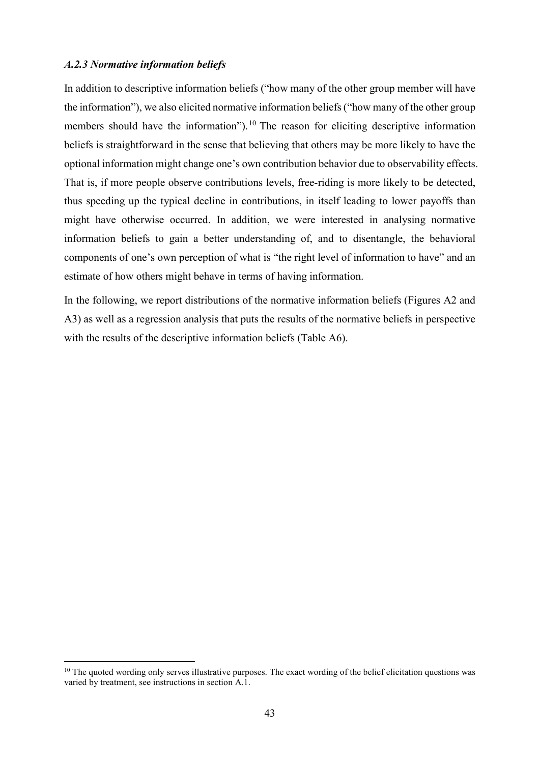### *A.2.3 Normative information beliefs*

In addition to descriptive information beliefs ("how many of the other group member will have the information"), we also elicited normative information beliefs ("how many of the other group members should have the information").[10] The reason for eliciting descriptive information beliefs is straightforward in the sense that believing that others may be more likely to have the optional information might change one's own contribution behavior due to observability effects. That is, if more people observe contributions levels, free-riding is more likely to be detected, thus speeding up the typical decline in contributions, in itself leading to lower payoffs than might have otherwise occurred. In addition, we were interested in analysing normative information beliefs to gain a better understanding of, and to disentangle, the behavioral components of one's own perception of what is "the right level of information to have" and an estimate of how others might behave in terms of having information.

In the following, we report distributions of the normative information beliefs (Figures A2 and A3) as well as a regression analysis that puts the results of the normative beliefs in perspective with the results of the descriptive information beliefs (Table A6).

[10] The quoted wording only serves illustrative purposes. The exact wording of the belief elicitation questions was varied by treatment, see instructions in section A.1.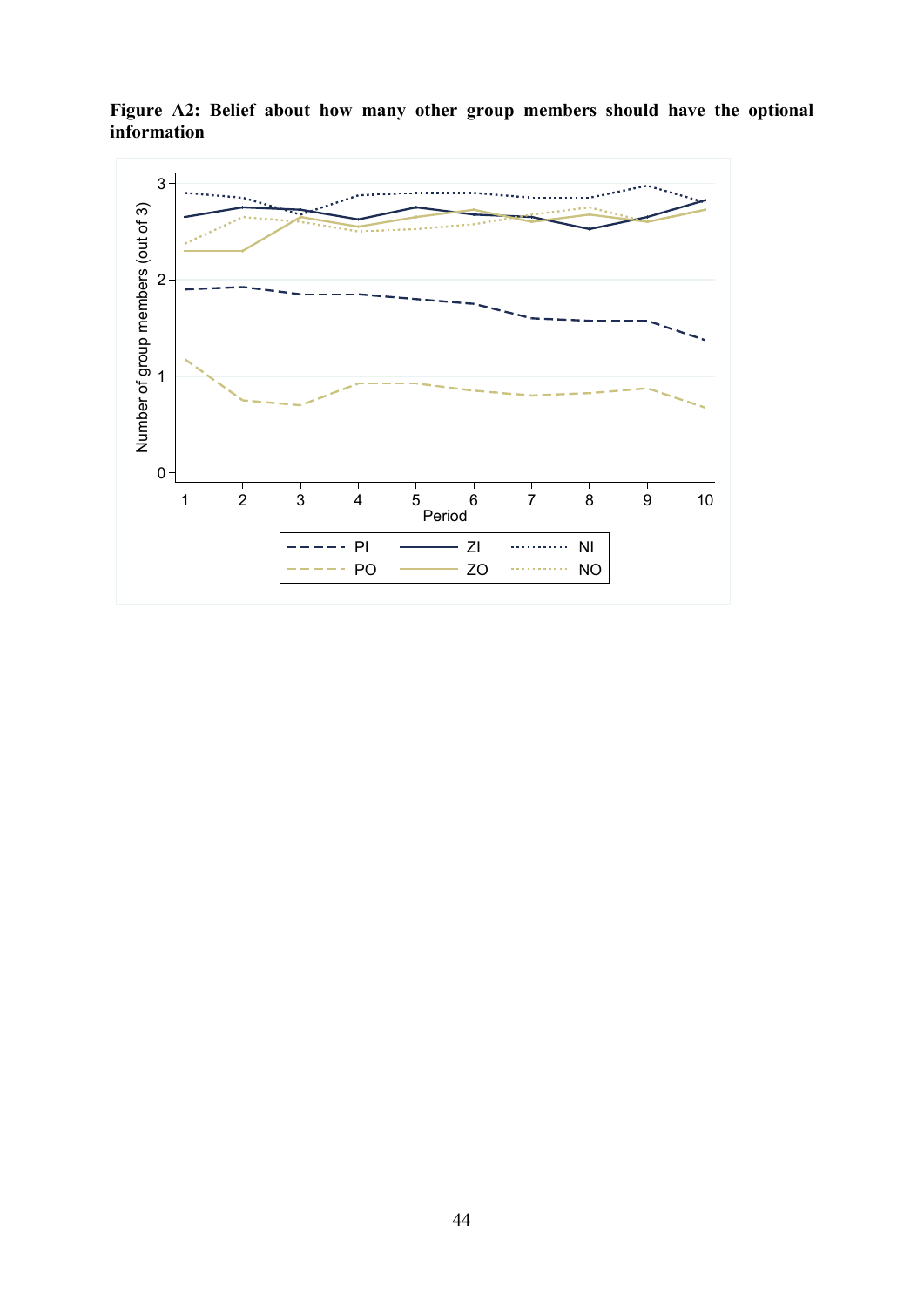**Figure A2: Belief about how many other group members should have the optional information**

Number of group members (out of 3)

0
1
2
3

1
2
3
4
5
6
7
8
9
10

Period

PI
ZI
NI
PO
ZO
NO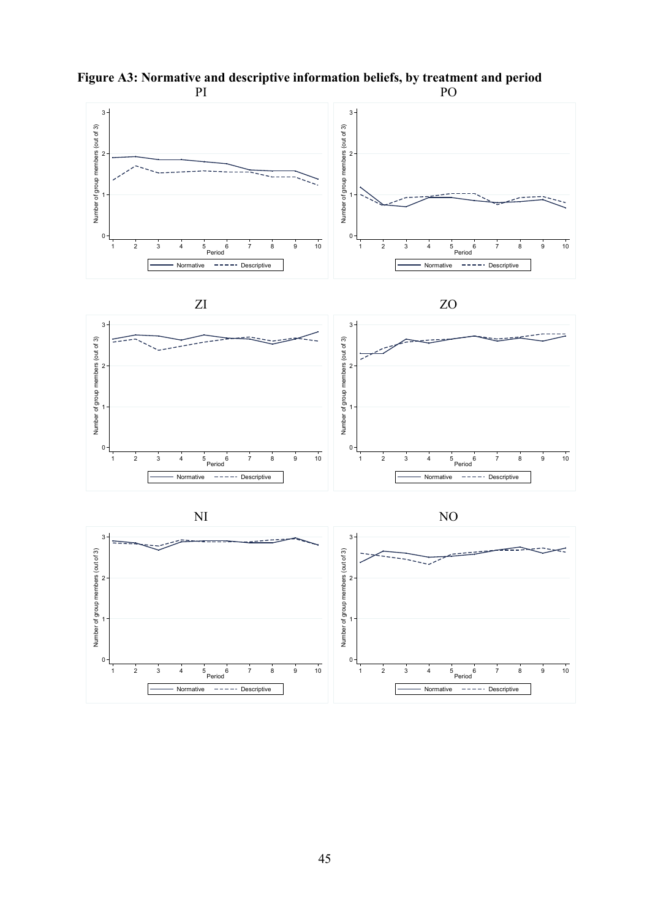**Figure A3: Normative and descriptive information beliefs, by treatment and period**

PI

Number of group members (out of 3)

0 1 2 3

1 2 3 4 5 6 7 8 9 10

Period

Normative Descriptive

PO

Number of group members (out of 3)

0 1 2 3

1 2 3 4 5 6 7 8 9 10

Period

Normative Descriptive

ZI

Number of group members (out of 3)

0 1 2 3

1 2 3 4 5 6 7 8 9 10

Period

Normative Descriptive

ZO

Number of group members (out of 3)

0 1 2 3

1 2 3 4 5 6 7 8 9 10

Period

Normative Descriptive

NI

Number of group members (out of 3)

0 1 2 3

1 2 3 4 5 6 7 8 9 10

Period

Normative Descriptive

NO

Number of group members (out of 3)

0 1 2 3

1 2 3 4 5 6 7 8 9 10

Period

Normative Descriptive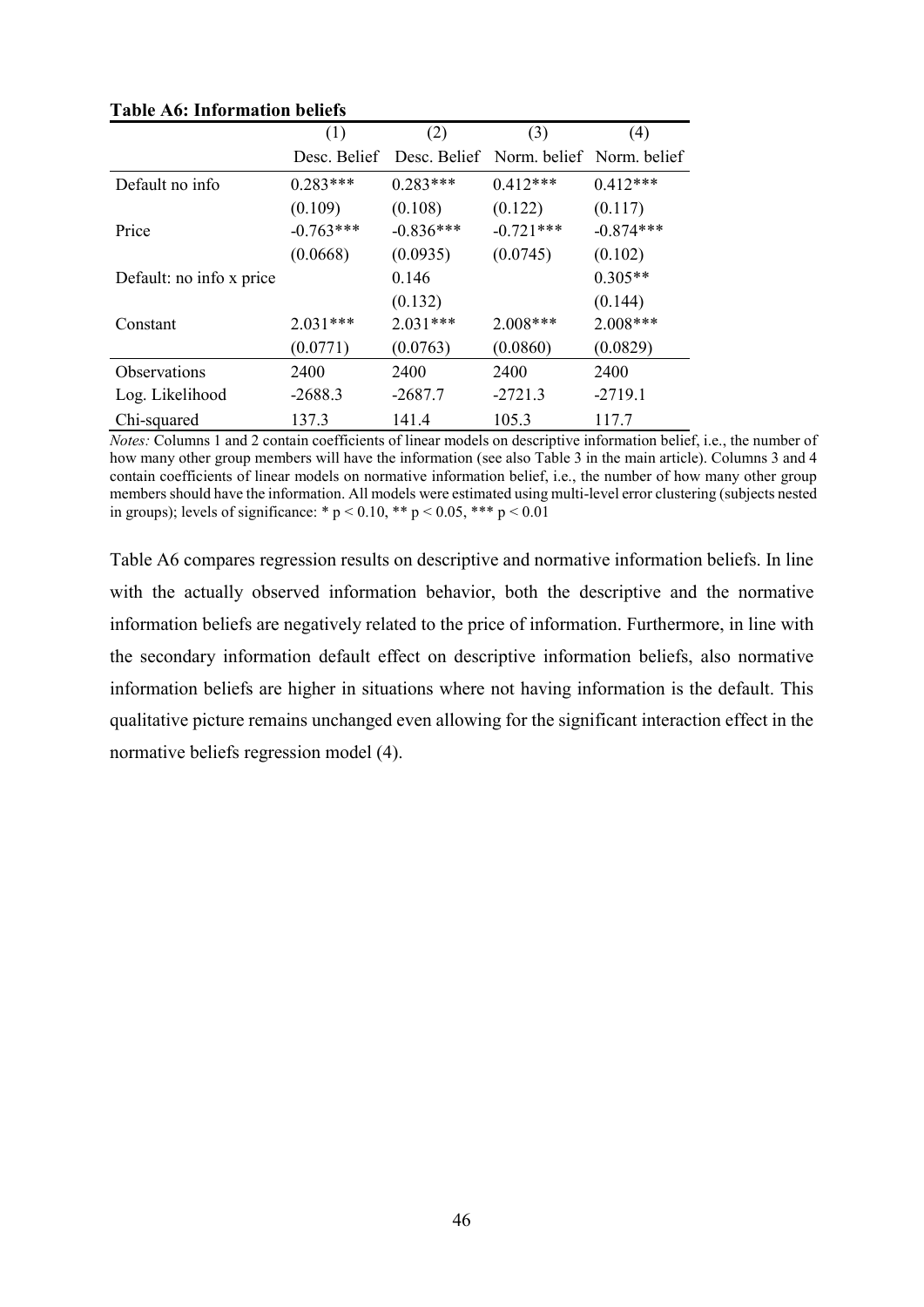**Table A6: Information beliefs**

| | (1) | (2) | (3) | (4) |
|---|---|---|---|---|
| | Desc. Belief | Desc. Belief | Norm. belief | Norm. belief |
| Default no info | 0.283*** | 0.283*** | 0.412*** | 0.412*** |
| | (0.109) | (0.108) | (0.122) | (0.117) |
| Price | -0.763*** | -0.836*** | -0.721*** | -0.874*** |
| | (0.0668) | (0.0935) | (0.0745) | (0.102) |
| Default: no info x price | | 0.146 | | 0.305** |
| | | (0.132) | | (0.144) |
| Constant | 2.031*** | 2.031*** | 2.008*** | 2.008*** |
| | (0.0771) | (0.0763) | (0.0860) | (0.0829) |
| Observations | 2400 | 2400 | 2400 | 2400 |
| Log. Likelihood | -2688.3 | -2687.7 | -2721.3 | -2719.1 |
| Chi-squared | 137.3 | 141.4 | 105.3 | 117.7 |

*Notes:* Columns 1 and 2 contain coefficients of linear models on descriptive information belief, i.e., the number of how many other group members will have the information (see also Table 3 in the main article). Columns 3 and 4 contain coefficients of linear models on normative information belief, i.e., the number of how many other group members should have the information. All models were estimated using multi-level error clustering (subjects nested in groups); levels of significance: * $p < 0.10$, ** $p < 0.05$, *** $p < 0.01$

Table A6 compares regression results on descriptive and normative information beliefs. In line with the actually observed information behavior, both the descriptive and the normative information beliefs are negatively related to the price of information. Furthermore, in line with the secondary information default effect on descriptive information beliefs, also normative information beliefs are higher in situations where not having information is the default. This qualitative picture remains unchanged even allowing for the significant interaction effect in the normative beliefs regression model (4).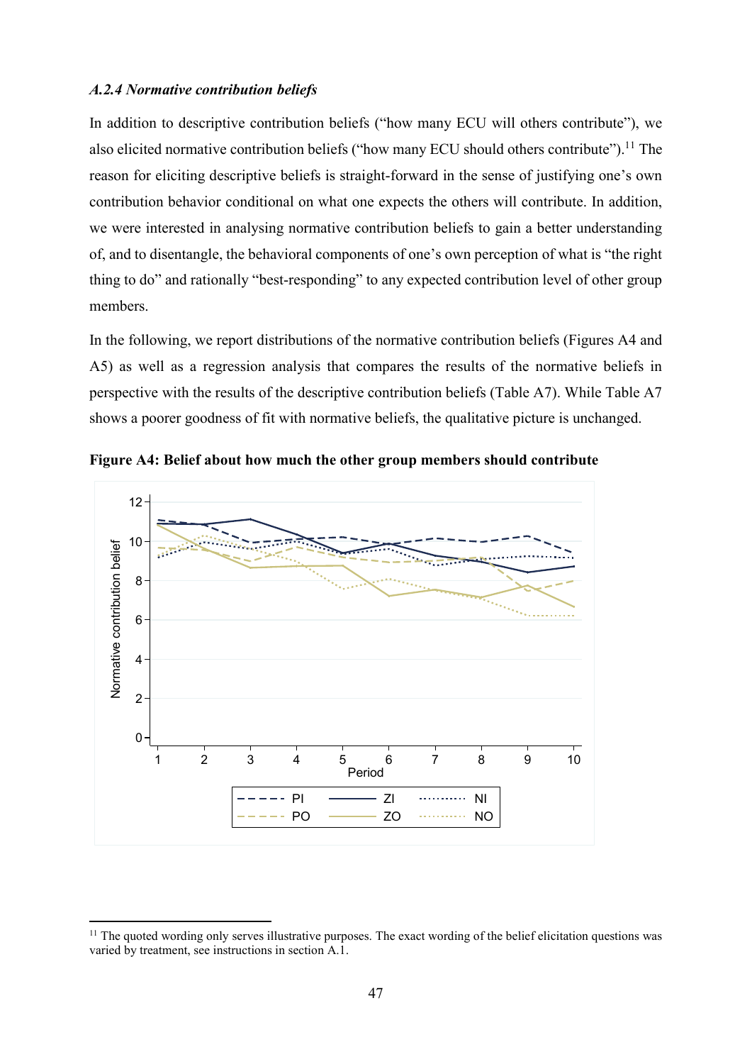#### *A.2.4 Normative contribution beliefs*

In addition to descriptive contribution beliefs ("how many ECU will others contribute"), we also elicited normative contribution beliefs ("how many ECU should others contribute").[11] The reason for eliciting descriptive beliefs is straight-forward in the sense of justifying one's own contribution behavior conditional on what one expects the others will contribute. In addition, we were interested in analysing normative contribution beliefs to gain a better understanding of, and to disentangle, the behavioral components of one's own perception of what is "the right thing to do" and rationally "best-responding" to any expected contribution level of other group members.

In the following, we report distributions of the normative contribution beliefs (Figures A4 and A5) as well as a regression analysis that compares the results of the normative beliefs in perspective with the results of the descriptive contribution beliefs (Table A7). While Table A7 shows a poorer goodness of fit with normative beliefs, the qualitative picture is unchanged.

**Figure A4: Belief about how much the other group members should contribute**

Normative contribution belief
12
10
8
6
4
2
0
1 2 3 4 5 6 7 8 9 10
Period
PI ZI NI
PO ZO NO

[11] The quoted wording only serves illustrative purposes. The exact wording of the belief elicitation questions was varied by treatment, see instructions in section A.1.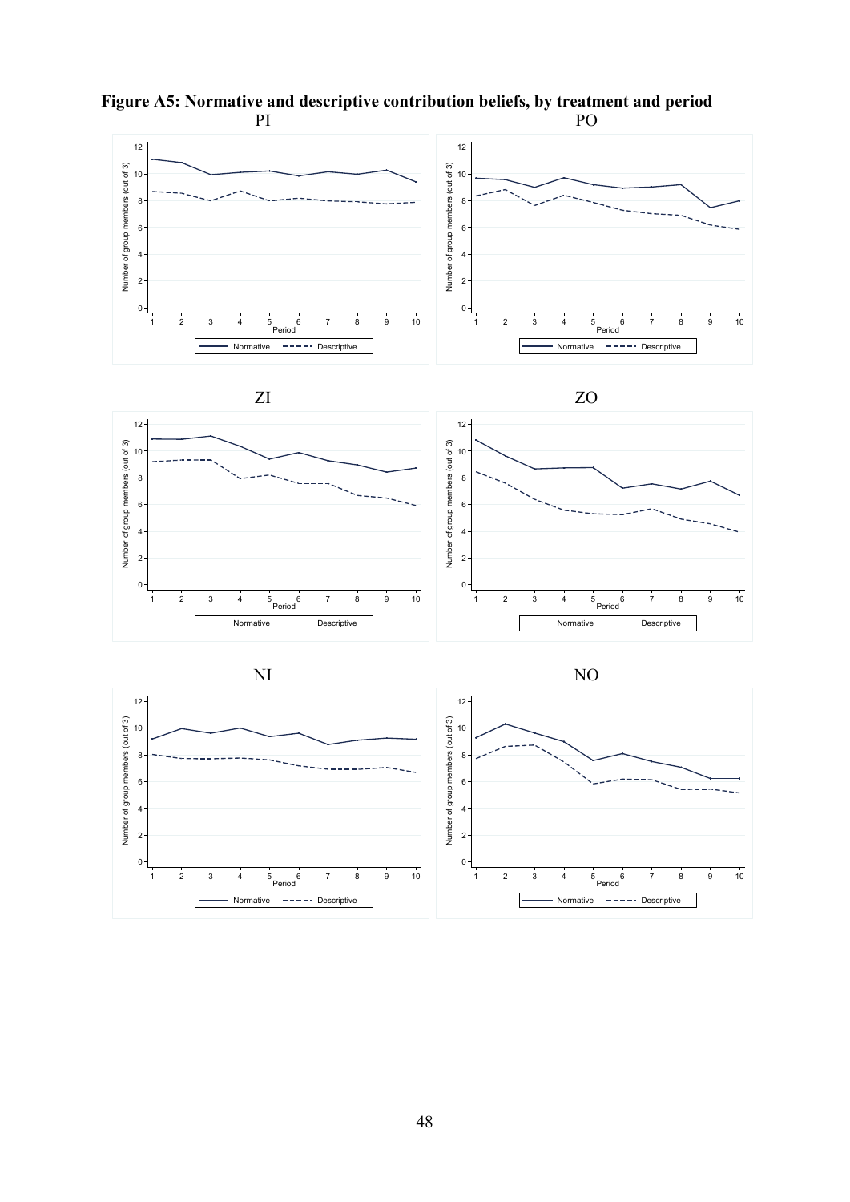**Figure A5: Normative and descriptive contribution beliefs, by treatment and period**

PI

Number of group members (out of 3)
0
2
4
6
8
10
12
1 2 3 4 5 6 7 8 9 10
Period
Normative
Descriptive

PO

Number of group members (out of 3)
0
2
4
6
8
10
12
1 2 3 4 5 6 7 8 9 10
Period
Normative
Descriptive

ZI

Number of group members (out of 3)
0
2
4
6
8
10
12
1 2 3 4 5 6 7 8 9 10
Period
Normative
Descriptive

ZO

Number of group members (out of 3)
0
2
4
6
8
10
12
1 2 3 4 5 6 7 8 9 10
Period
Normative
Descriptive

NI

Number of group members (out of 3)
0
2
4
6
8
10
12
1 2 3 4 5 6 7 8 9 10
Period
Normative
Descriptive

NO

Number of group members (out of 3)
0
2
4
6
8
10
12
1 2 3 4 5 6 7 8 9 10
Period
Normative
Descriptive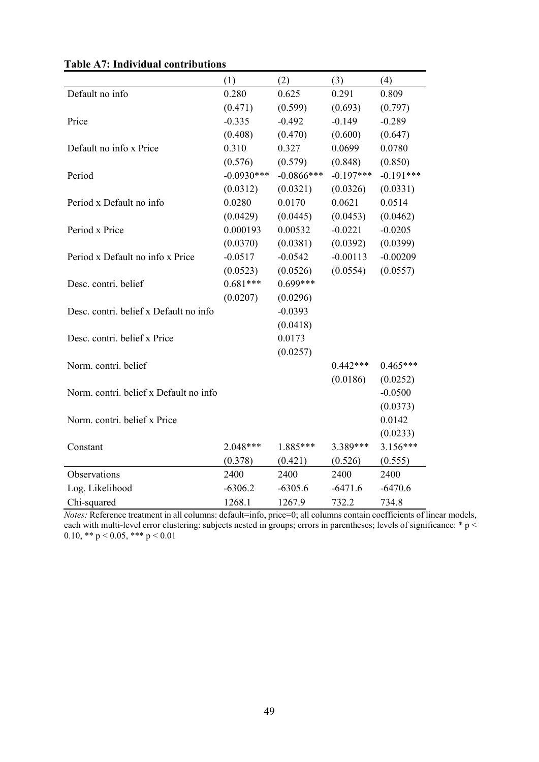**Table A7: Individual contributions**

| | (1) | (2) | (3) | (4) |
|---|---|---|---|---|
| Default no info | 0.280 | 0.625 | 0.291 | 0.809 |
| | (0.471) | (0.599) | (0.693) | (0.797) |
| Price | -0.335 | -0.492 | -0.149 | -0.289 |
| | (0.408) | (0.470) | (0.600) | (0.647) |
| Default no info x Price | 0.310 | 0.327 | 0.0699 | 0.0780 |
| | (0.576) | (0.579) | (0.848) | (0.850) |
| Period | -0.0930*** | -0.0866*** | -0.197*** | -0.191*** |
| | (0.0312) | (0.0321) | (0.0326) | (0.0331) |
| Period x Default no info | 0.0280 | 0.0170 | 0.0621 | 0.0514 |
| | (0.0429) | (0.0445) | (0.0453) | (0.0462) |
| Period x Price | 0.000193 | 0.00532 | -0.0221 | -0.0205 |
| | (0.0370) | (0.0381) | (0.0392) | (0.0399) |
| Period x Default no info x Price | -0.0517 | -0.0542 | -0.00113 | -0.00209 |
| | (0.0523) | (0.0526) | (0.0554) | (0.0557) |
| Desc. contri. belief | 0.681*** | 0.699*** | | |
| | (0.0207) | (0.0296) | | |
| Desc. contri. belief x Default no info | | -0.0393 | | |
| | | (0.0418) | | |
| Desc. contri. belief x Price | | 0.0173 | | |
| | | (0.0257) | | |
| Norm. contri. belief | | | 0.442*** | 0.465*** |
| | | | (0.0186) | (0.0252) |
| Norm. contri. belief x Default no info | | | | -0.0500 |
| | | | | (0.0373) |
| Norm. contri. belief x Price | | | | 0.0142 |
| | | | | (0.0233) |
| Constant | 2.048*** | 1.885*** | 3.389*** | 3.156*** |
| | (0.378) | (0.421) | (0.526) | (0.555) |
| Observations | 2400 | 2400 | 2400 | 2400 |
| Log. Likelihood | -6306.2 | -6305.6 | -6471.6 | -6470.6 |
| Chi-squared | 1268.1 | 1267.9 | 732.2 | 734.8 |

*Notes:* Reference treatment in all columns: default=info, price=0; all columns contain coefficients of linear models, each with multi-level error clustering: subjects nested in groups; errors in parentheses; levels of significance: * $p < 0.10$, ** $p < 0.05$, *** $p < 0.01$